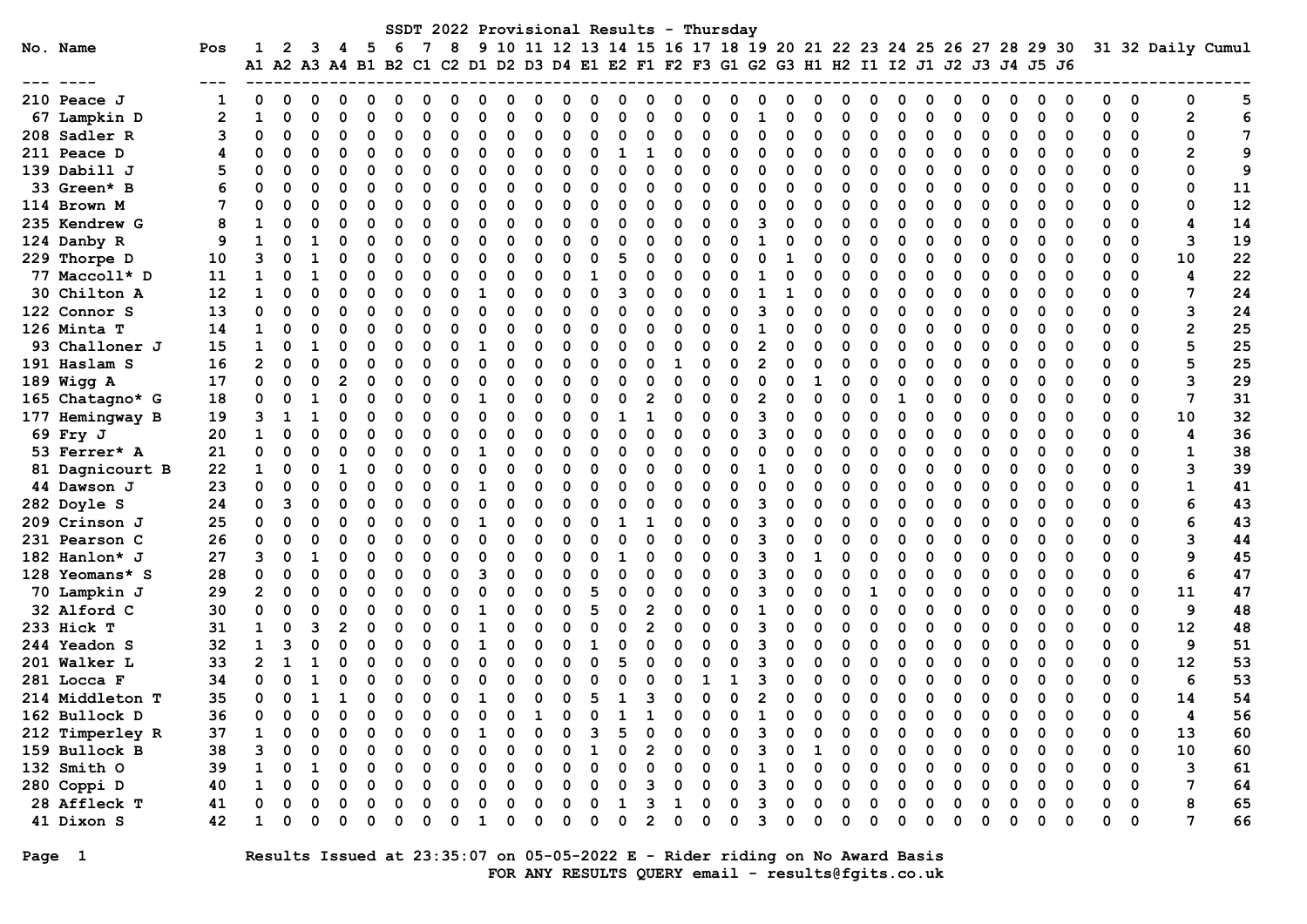# SSDT 2022 Provisional Results - Thursday

| No. | Name | Pos | 1 A1 | 2 A2 | 3 A3 | 4 A4 | 5 B1 | 6 B2 | 7 C1 | 8 C2 | 9 D1 | 10 D2 | 11 D3 | 12 D4 | 13 E1 | 14 E2 | 15 F1 | 16 F2 | 17 F3 | 18 G1 | 19 G2 | 20 G3 | 21 H1 | 22 H2 | 23 I1 | 24 I2 | 25 J1 | 26 J2 | 27 J3 | 28 J4 | 29 J5 | 30 J6 | 31 | 32 | Daily | Cumul |
|---|---|---|---|---|---|---|---|---|---|---|---|---|---|---|---|---|---|---|---|---|---|---|---|---|---|---|---|---|---|---|---|---|---|---|---|---|
| 210 | Peace J | 1 | 0 | 0 | 0 | 0 | 0 | 0 | 0 | 0 | 0 | 0 | 0 | 0 | 0 | 0 | 0 | 0 | 0 | 0 | 0 | 0 | 0 | 0 | 0 | 0 | 0 | 0 | 0 | 0 | 0 | 0 | 0 | 0 | 0 | 5 |
| 67 | Lampkin D | 2 | 1 | 0 | 0 | 0 | 0 | 0 | 0 | 0 | 0 | 0 | 0 | 0 | 0 | 0 | 0 | 0 | 0 | 0 | 1 | 0 | 0 | 0 | 0 | 0 | 0 | 0 | 0 | 0 | 0 | 0 | 0 | 0 | 2 | 6 |
| 208 | Sadler R | 3 | 0 | 0 | 0 | 0 | 0 | 0 | 0 | 0 | 0 | 0 | 0 | 0 | 0 | 0 | 0 | 0 | 0 | 0 | 0 | 0 | 0 | 0 | 0 | 0 | 0 | 0 | 0 | 0 | 0 | 0 | 0 | 0 | 0 | 7 |
| 211 | Peace D | 4 | 0 | 0 | 0 | 0 | 0 | 0 | 0 | 0 | 0 | 0 | 0 | 0 | 0 | 1 | 1 | 0 | 0 | 0 | 0 | 0 | 0 | 0 | 0 | 0 | 0 | 0 | 0 | 0 | 0 | 0 | 0 | 0 | 2 | 9 |
| 139 | Dabill J | 5 | 0 | 0 | 0 | 0 | 0 | 0 | 0 | 0 | 0 | 0 | 0 | 0 | 0 | 0 | 0 | 0 | 0 | 0 | 0 | 0 | 0 | 0 | 0 | 0 | 0 | 0 | 0 | 0 | 0 | 0 | 0 | 0 | 0 | 9 |
| 33 | Green* B | 6 | 0 | 0 | 0 | 0 | 0 | 0 | 0 | 0 | 0 | 0 | 0 | 0 | 0 | 0 | 0 | 0 | 0 | 0 | 0 | 0 | 0 | 0 | 0 | 0 | 0 | 0 | 0 | 0 | 0 | 0 | 0 | 0 | 0 | 11 |
| 114 | Brown M | 7 | 0 | 0 | 0 | 0 | 0 | 0 | 0 | 0 | 0 | 0 | 0 | 0 | 0 | 0 | 0 | 0 | 0 | 0 | 0 | 0 | 0 | 0 | 0 | 0 | 0 | 0 | 0 | 0 | 0 | 0 | 0 | 0 | 0 | 12 |
| 235 | Kendrew G | 8 | 1 | 0 | 0 | 0 | 0 | 0 | 0 | 0 | 0 | 0 | 0 | 0 | 0 | 0 | 0 | 0 | 0 | 0 | 3 | 0 | 0 | 0 | 0 | 0 | 0 | 0 | 0 | 0 | 0 | 0 | 0 | 0 | 4 | 14 |
| 124 | Danby R | 9 | 1 | 0 | 1 | 0 | 0 | 0 | 0 | 0 | 0 | 0 | 0 | 0 | 0 | 0 | 0 | 0 | 0 | 0 | 1 | 0 | 0 | 0 | 0 | 0 | 0 | 0 | 0 | 0 | 0 | 0 | 0 | 0 | 3 | 19 |
| 229 | Thorpe D | 10 | 3 | 0 | 1 | 0 | 0 | 0 | 0 | 0 | 0 | 0 | 0 | 0 | 0 | 5 | 0 | 0 | 0 | 0 | 0 | 1 | 0 | 0 | 0 | 0 | 0 | 0 | 0 | 0 | 0 | 0 | 0 | 0 | 10 | 22 |
| 77 | Maccoll* D | 11 | 1 | 0 | 1 | 0 | 0 | 0 | 0 | 0 | 0 | 0 | 0 | 0 | 1 | 0 | 0 | 0 | 0 | 0 | 1 | 0 | 0 | 0 | 0 | 0 | 0 | 0 | 0 | 0 | 0 | 0 | 0 | 0 | 4 | 22 |
| 30 | Chilton A | 12 | 1 | 0 | 0 | 0 | 0 | 0 | 0 | 0 | 1 | 0 | 0 | 0 | 0 | 3 | 0 | 0 | 0 | 0 | 1 | 1 | 0 | 0 | 0 | 0 | 0 | 0 | 0 | 0 | 0 | 0 | 0 | 0 | 7 | 24 |
| 122 | Connor S | 13 | 0 | 0 | 0 | 0 | 0 | 0 | 0 | 0 | 0 | 0 | 0 | 0 | 0 | 0 | 0 | 0 | 0 | 0 | 3 | 0 | 0 | 0 | 0 | 0 | 0 | 0 | 0 | 0 | 0 | 0 | 0 | 0 | 3 | 24 |
| 126 | Minta T | 14 | 1 | 0 | 0 | 0 | 0 | 0 | 0 | 0 | 0 | 0 | 0 | 0 | 0 | 0 | 0 | 0 | 0 | 0 | 1 | 0 | 0 | 0 | 0 | 0 | 0 | 0 | 0 | 0 | 0 | 0 | 0 | 0 | 2 | 25 |
| 93 | Challoner J | 15 | 1 | 0 | 1 | 0 | 0 | 0 | 0 | 0 | 1 | 0 | 0 | 0 | 0 | 0 | 0 | 0 | 0 | 0 | 2 | 0 | 0 | 0 | 0 | 0 | 0 | 0 | 0 | 0 | 0 | 0 | 0 | 0 | 5 | 25 |
| 191 | Haslam S | 16 | 2 | 0 | 0 | 0 | 0 | 0 | 0 | 0 | 0 | 0 | 0 | 0 | 0 | 0 | 0 | 1 | 0 | 0 | 2 | 0 | 0 | 0 | 0 | 0 | 0 | 0 | 0 | 0 | 0 | 0 | 0 | 0 | 5 | 25 |
| 189 | Wigg A | 17 | 0 | 0 | 0 | 2 | 0 | 0 | 0 | 0 | 0 | 0 | 0 | 0 | 0 | 0 | 0 | 0 | 0 | 0 | 0 | 0 | 1 | 0 | 0 | 0 | 0 | 0 | 0 | 0 | 0 | 0 | 0 | 0 | 3 | 29 |
| 165 | Chatagno* G | 18 | 0 | 0 | 1 | 0 | 0 | 0 | 0 | 0 | 1 | 0 | 0 | 0 | 0 | 0 | 2 | 0 | 0 | 0 | 2 | 0 | 0 | 0 | 0 | 1 | 0 | 0 | 0 | 0 | 0 | 0 | 0 | 0 | 7 | 31 |
| 177 | Hemingway B | 19 | 3 | 1 | 1 | 0 | 0 | 0 | 0 | 0 | 0 | 0 | 0 | 0 | 0 | 1 | 1 | 0 | 0 | 0 | 3 | 0 | 0 | 0 | 0 | 0 | 0 | 0 | 0 | 0 | 0 | 0 | 0 | 0 | 10 | 32 |
| 69 | Fry J | 20 | 1 | 0 | 0 | 0 | 0 | 0 | 0 | 0 | 0 | 0 | 0 | 0 | 0 | 0 | 0 | 0 | 0 | 0 | 3 | 0 | 0 | 0 | 0 | 0 | 0 | 0 | 0 | 0 | 0 | 0 | 0 | 0 | 4 | 36 |
| 53 | Ferrer* A | 21 | 0 | 0 | 0 | 0 | 0 | 0 | 0 | 0 | 1 | 0 | 0 | 0 | 0 | 0 | 0 | 0 | 0 | 0 | 0 | 0 | 0 | 0 | 0 | 0 | 0 | 0 | 0 | 0 | 0 | 0 | 0 | 0 | 1 | 38 |
| 81 | Dagnicourt B | 22 | 1 | 0 | 0 | 1 | 0 | 0 | 0 | 0 | 0 | 0 | 0 | 0 | 0 | 0 | 0 | 0 | 0 | 0 | 1 | 0 | 0 | 0 | 0 | 0 | 0 | 0 | 0 | 0 | 0 | 0 | 0 | 0 | 3 | 39 |
| 44 | Dawson J | 23 | 0 | 0 | 0 | 0 | 0 | 0 | 0 | 0 | 1 | 0 | 0 | 0 | 0 | 0 | 0 | 0 | 0 | 0 | 0 | 0 | 0 | 0 | 0 | 0 | 0 | 0 | 0 | 0 | 0 | 0 | 0 | 0 | 1 | 41 |
| 282 | Doyle S | 24 | 0 | 3 | 0 | 0 | 0 | 0 | 0 | 0 | 0 | 0 | 0 | 0 | 0 | 0 | 0 | 0 | 0 | 0 | 3 | 0 | 0 | 0 | 0 | 0 | 0 | 0 | 0 | 0 | 0 | 0 | 0 | 0 | 6 | 43 |
| 209 | Crinson J | 25 | 0 | 0 | 0 | 0 | 0 | 0 | 0 | 0 | 1 | 0 | 0 | 0 | 0 | 1 | 1 | 0 | 0 | 0 | 3 | 0 | 0 | 0 | 0 | 0 | 0 | 0 | 0 | 0 | 0 | 0 | 0 | 0 | 6 | 43 |
| 231 | Pearson C | 26 | 0 | 0 | 0 | 0 | 0 | 0 | 0 | 0 | 0 | 0 | 0 | 0 | 0 | 0 | 0 | 0 | 0 | 0 | 3 | 0 | 0 | 0 | 0 | 0 | 0 | 0 | 0 | 0 | 0 | 0 | 0 | 0 | 3 | 44 |
| 182 | Hanlon* J | 27 | 3 | 0 | 1 | 0 | 0 | 0 | 0 | 0 | 0 | 0 | 0 | 0 | 0 | 1 | 0 | 0 | 0 | 0 | 3 | 0 | 1 | 0 | 0 | 0 | 0 | 0 | 0 | 0 | 0 | 0 | 0 | 0 | 9 | 45 |
| 128 | Yeomans* S | 28 | 0 | 0 | 0 | 0 | 0 | 0 | 0 | 0 | 3 | 0 | 0 | 0 | 0 | 0 | 0 | 0 | 0 | 0 | 3 | 0 | 0 | 0 | 0 | 0 | 0 | 0 | 0 | 0 | 0 | 0 | 0 | 0 | 6 | 47 |
| 70 | Lampkin J | 29 | 2 | 0 | 0 | 0 | 0 | 0 | 0 | 0 | 0 | 0 | 0 | 0 | 5 | 0 | 0 | 0 | 0 | 0 | 3 | 0 | 0 | 0 | 1 | 0 | 0 | 0 | 0 | 0 | 0 | 0 | 0 | 0 | 11 | 47 |
| 32 | Alford C | 30 | 0 | 0 | 0 | 0 | 0 | 0 | 0 | 0 | 1 | 0 | 0 | 0 | 5 | 0 | 2 | 0 | 0 | 0 | 1 | 0 | 0 | 0 | 0 | 0 | 0 | 0 | 0 | 0 | 0 | 0 | 0 | 0 | 9 | 48 |
| 233 | Hick T | 31 | 1 | 0 | 3 | 2 | 0 | 0 | 0 | 0 | 1 | 0 | 0 | 0 | 0 | 0 | 2 | 0 | 0 | 0 | 3 | 0 | 0 | 0 | 0 | 0 | 0 | 0 | 0 | 0 | 0 | 0 | 0 | 0 | 12 | 48 |
| 244 | Yeadon S | 32 | 1 | 3 | 0 | 0 | 0 | 0 | 0 | 0 | 1 | 0 | 0 | 0 | 1 | 0 | 0 | 0 | 0 | 0 | 3 | 0 | 0 | 0 | 0 | 0 | 0 | 0 | 0 | 0 | 0 | 0 | 0 | 0 | 9 | 51 |
| 201 | Walker L | 33 | 2 | 1 | 1 | 0 | 0 | 0 | 0 | 0 | 0 | 0 | 0 | 0 | 0 | 5 | 0 | 0 | 0 | 0 | 3 | 0 | 0 | 0 | 0 | 0 | 0 | 0 | 0 | 0 | 0 | 0 | 0 | 0 | 12 | 53 |
| 281 | Locca F | 34 | 0 | 0 | 1 | 0 | 0 | 0 | 0 | 0 | 0 | 0 | 0 | 0 | 0 | 0 | 0 | 0 | 1 | 1 | 3 | 0 | 0 | 0 | 0 | 0 | 0 | 0 | 0 | 0 | 0 | 0 | 0 | 0 | 6 | 53 |
| 214 | Middleton T | 35 | 0 | 0 | 1 | 1 | 0 | 0 | 0 | 0 | 1 | 0 | 0 | 0 | 5 | 1 | 3 | 0 | 0 | 0 | 2 | 0 | 0 | 0 | 0 | 0 | 0 | 0 | 0 | 0 | 0 | 0 | 0 | 0 | 14 | 54 |
| 162 | Bullock D | 36 | 0 | 0 | 0 | 0 | 0 | 0 | 0 | 0 | 0 | 0 | 1 | 0 | 0 | 1 | 1 | 0 | 0 | 0 | 1 | 0 | 0 | 0 | 0 | 0 | 0 | 0 | 0 | 0 | 0 | 0 | 0 | 0 | 4 | 56 |
| 212 | Timperley R | 37 | 1 | 0 | 0 | 0 | 0 | 0 | 0 | 0 | 1 | 0 | 0 | 0 | 3 | 5 | 0 | 0 | 0 | 0 | 3 | 0 | 0 | 0 | 0 | 0 | 0 | 0 | 0 | 0 | 0 | 0 | 0 | 0 | 13 | 60 |
| 159 | Bullock B | 38 | 3 | 0 | 0 | 0 | 0 | 0 | 0 | 0 | 0 | 0 | 0 | 0 | 1 | 0 | 2 | 0 | 0 | 0 | 3 | 0 | 1 | 0 | 0 | 0 | 0 | 0 | 0 | 0 | 0 | 0 | 0 | 0 | 10 | 60 |
| 132 | Smith O | 39 | 1 | 0 | 1 | 0 | 0 | 0 | 0 | 0 | 0 | 0 | 0 | 0 | 0 | 0 | 0 | 0 | 0 | 0 | 1 | 0 | 0 | 0 | 0 | 0 | 0 | 0 | 0 | 0 | 0 | 0 | 0 | 0 | 3 | 61 |
| 280 | Coppi D | 40 | 1 | 0 | 0 | 0 | 0 | 0 | 0 | 0 | 0 | 0 | 0 | 0 | 0 | 0 | 3 | 0 | 0 | 0 | 3 | 0 | 0 | 0 | 0 | 0 | 0 | 0 | 0 | 0 | 0 | 0 | 0 | 0 | 7 | 64 |
| 28 | Affleck T | 41 | 0 | 0 | 0 | 0 | 0 | 0 | 0 | 0 | 0 | 0 | 0 | 0 | 0 | 1 | 3 | 1 | 0 | 0 | 3 | 0 | 0 | 0 | 0 | 0 | 0 | 0 | 0 | 0 | 0 | 0 | 0 | 0 | 8 | 65 |
| 41 | Dixon S | 42 | 1 | 0 | 0 | 0 | 0 | 0 | 0 | 0 | 1 | 0 | 0 | 0 | 0 | 0 | 2 | 0 | 0 | 0 | 3 | 0 | 0 | 0 | 0 | 0 | 0 | 0 | 0 | 0 | 0 | 0 | 0 | 0 | 7 | 66 |

Results Issued at 23:35:07 on 05-05-2022 E - Rider riding on No Award Basis

FOR ANY RESULTS QUERY email - results@fgits.co.uk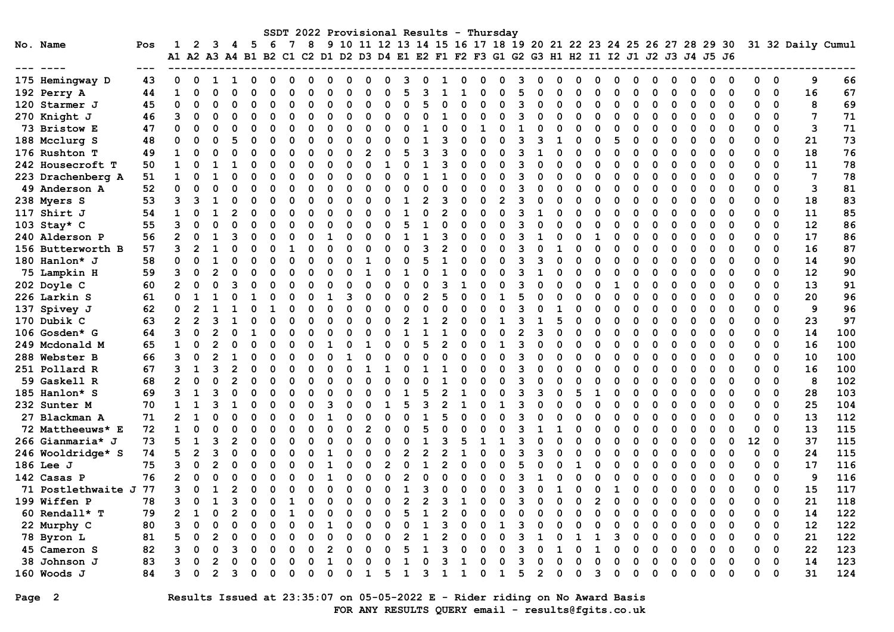# SSDT 2022 Provisional Results - Thursday

| No. | Name | Pos | 1 A1 | 2 A2 | 3 A3 | 4 A4 | 5 B1 | 6 B2 | 7 C1 | 8 C2 | 9 D1 | 10 D2 | 11 D3 | 12 D4 | 13 E1 | 14 E2 | 15 F1 | 16 F2 | 17 F3 | 18 G1 | 19 G2 | 20 G3 | 21 H1 | 22 H2 | 23 I1 | 24 I2 | 25 J1 | 26 J2 | 27 J3 | 28 J4 | 29 J5 | 30 J6 | 31 | 32 | Daily | Cumul |
|---|---|---|---|---|---|---|---|---|---|---|---|---|---|---|---|---|---|---|---|---|---|---|---|---|---|---|---|---|---|---|---|---|---|---|---|---|
| 175 | Hemingway D | 43 | 0 | 0 | 1 | 1 | 0 | 0 | 0 | 0 | 0 | 0 | 0 | 0 | 3 | 0 | 1 | 0 | 0 | 0 | 3 | 0 | 0 | 0 | 0 | 0 | 0 | 0 | 0 | 0 | 0 | 0 | 0 | 0 | 9 | 66 |
| 192 | Perry A | 44 | 1 | 0 | 0 | 0 | 0 | 0 | 0 | 0 | 0 | 0 | 0 | 0 | 5 | 3 | 1 | 1 | 0 | 0 | 5 | 0 | 0 | 0 | 0 | 0 | 0 | 0 | 0 | 0 | 0 | 0 | 0 | 0 | 16 | 67 |
| 120 | Starmer J | 45 | 0 | 0 | 0 | 0 | 0 | 0 | 0 | 0 | 0 | 0 | 0 | 0 | 0 | 5 | 0 | 0 | 0 | 0 | 3 | 0 | 0 | 0 | 0 | 0 | 0 | 0 | 0 | 0 | 0 | 0 | 0 | 0 | 8 | 69 |
| 270 | Knight J | 46 | 3 | 0 | 0 | 0 | 0 | 0 | 0 | 0 | 0 | 0 | 0 | 0 | 0 | 0 | 1 | 0 | 0 | 0 | 3 | 0 | 0 | 0 | 0 | 0 | 0 | 0 | 0 | 0 | 0 | 0 | 0 | 0 | 7 | 71 |
| 73 | Bristow E | 47 | 0 | 0 | 0 | 0 | 0 | 0 | 0 | 0 | 0 | 0 | 0 | 0 | 0 | 1 | 0 | 0 | 1 | 0 | 1 | 0 | 0 | 0 | 0 | 0 | 0 | 0 | 0 | 0 | 0 | 0 | 0 | 0 | 3 | 71 |
| 188 | Mcclurg S | 48 | 0 | 0 | 0 | 5 | 0 | 0 | 0 | 0 | 0 | 0 | 0 | 0 | 0 | 1 | 3 | 0 | 0 | 0 | 3 | 3 | 1 | 0 | 0 | 5 | 0 | 0 | 0 | 0 | 0 | 0 | 0 | 0 | 21 | 73 |
| 176 | Rushton T | 49 | 1 | 0 | 0 | 0 | 0 | 0 | 0 | 0 | 0 | 0 | 2 | 0 | 5 | 3 | 3 | 0 | 0 | 0 | 3 | 1 | 0 | 0 | 0 | 0 | 0 | 0 | 0 | 0 | 0 | 0 | 0 | 0 | 18 | 76 |
| 242 | Housecroft T | 50 | 1 | 0 | 1 | 1 | 0 | 0 | 0 | 0 | 0 | 0 | 0 | 1 | 0 | 1 | 3 | 0 | 0 | 0 | 3 | 0 | 0 | 0 | 0 | 0 | 0 | 0 | 0 | 0 | 0 | 0 | 0 | 0 | 11 | 78 |
| 223 | Drachenberg A | 51 | 1 | 0 | 1 | 0 | 0 | 0 | 0 | 0 | 0 | 0 | 0 | 0 | 0 | 1 | 1 | 0 | 0 | 0 | 3 | 0 | 0 | 0 | 0 | 0 | 0 | 0 | 0 | 0 | 0 | 0 | 0 | 0 | 7 | 78 |
| 49 | Anderson A | 52 | 0 | 0 | 0 | 0 | 0 | 0 | 0 | 0 | 0 | 0 | 0 | 0 | 0 | 0 | 0 | 0 | 0 | 0 | 3 | 0 | 0 | 0 | 0 | 0 | 0 | 0 | 0 | 0 | 0 | 0 | 0 | 0 | 3 | 81 |
| 238 | Myers S | 53 | 3 | 3 | 1 | 0 | 0 | 0 | 0 | 0 | 0 | 0 | 0 | 0 | 1 | 2 | 3 | 0 | 0 | 2 | 3 | 0 | 0 | 0 | 0 | 0 | 0 | 0 | 0 | 0 | 0 | 0 | 0 | 0 | 18 | 83 |
| 117 | Shirt J | 54 | 1 | 0 | 1 | 2 | 0 | 0 | 0 | 0 | 0 | 0 | 0 | 0 | 1 | 0 | 2 | 0 | 0 | 0 | 3 | 1 | 0 | 0 | 0 | 0 | 0 | 0 | 0 | 0 | 0 | 0 | 0 | 0 | 11 | 85 |
| 103 | Stay* C | 55 | 3 | 0 | 0 | 0 | 0 | 0 | 0 | 0 | 0 | 0 | 0 | 0 | 5 | 1 | 0 | 0 | 0 | 0 | 3 | 0 | 0 | 0 | 0 | 0 | 0 | 0 | 0 | 0 | 0 | 0 | 0 | 0 | 12 | 86 |
| 240 | Alderson P | 56 | 2 | 0 | 1 | 3 | 0 | 0 | 0 | 0 | 1 | 0 | 0 | 0 | 1 | 1 | 3 | 0 | 0 | 0 | 3 | 1 | 0 | 0 | 1 | 0 | 0 | 0 | 0 | 0 | 0 | 0 | 0 | 0 | 17 | 86 |
| 156 | Butterworth B | 57 | 3 | 2 | 1 | 0 | 0 | 0 | 1 | 0 | 0 | 0 | 0 | 0 | 0 | 3 | 2 | 0 | 0 | 0 | 3 | 0 | 1 | 0 | 0 | 0 | 0 | 0 | 0 | 0 | 0 | 0 | 0 | 0 | 16 | 87 |
| 180 | Hanlon* J | 58 | 0 | 0 | 1 | 0 | 0 | 0 | 0 | 0 | 0 | 0 | 1 | 0 | 0 | 5 | 1 | 0 | 0 | 0 | 3 | 3 | 0 | 0 | 0 | 0 | 0 | 0 | 0 | 0 | 0 | 0 | 0 | 0 | 14 | 90 |
| 75 | Lampkin H | 59 | 3 | 0 | 2 | 0 | 0 | 0 | 0 | 0 | 0 | 0 | 1 | 0 | 1 | 0 | 1 | 0 | 0 | 0 | 3 | 1 | 0 | 0 | 0 | 0 | 0 | 0 | 0 | 0 | 0 | 0 | 0 | 0 | 12 | 90 |
| 202 | Doyle C | 60 | 2 | 0 | 0 | 3 | 0 | 0 | 0 | 0 | 0 | 0 | 0 | 0 | 0 | 0 | 3 | 1 | 0 | 0 | 3 | 0 | 0 | 0 | 0 | 1 | 0 | 0 | 0 | 0 | 0 | 0 | 0 | 0 | 13 | 91 |
| 226 | Larkin S | 61 | 0 | 1 | 1 | 0 | 1 | 0 | 0 | 0 | 1 | 3 | 0 | 0 | 0 | 2 | 5 | 0 | 0 | 1 | 5 | 0 | 0 | 0 | 0 | 0 | 0 | 0 | 0 | 0 | 0 | 0 | 0 | 0 | 20 | 96 |
| 137 | Spivey J | 62 | 0 | 2 | 1 | 1 | 0 | 1 | 0 | 0 | 0 | 0 | 0 | 0 | 0 | 0 | 0 | 0 | 0 | 0 | 3 | 0 | 1 | 0 | 0 | 0 | 0 | 0 | 0 | 0 | 0 | 0 | 0 | 0 | 9 | 96 |
| 170 | Dubik C | 63 | 2 | 2 | 3 | 1 | 0 | 0 | 0 | 0 | 0 | 0 | 0 | 0 | 2 | 1 | 2 | 0 | 0 | 1 | 3 | 1 | 5 | 0 | 0 | 0 | 0 | 0 | 0 | 0 | 0 | 0 | 0 | 0 | 23 | 97 |
| 106 | Gosden* G | 64 | 3 | 0 | 2 | 0 | 1 | 0 | 0 | 0 | 0 | 0 | 0 | 0 | 1 | 1 | 1 | 0 | 0 | 0 | 2 | 3 | 0 | 0 | 0 | 0 | 0 | 0 | 0 | 0 | 0 | 0 | 0 | 0 | 14 | 100 |
| 249 | Mcdonald M | 65 | 1 | 0 | 2 | 0 | 0 | 0 | 0 | 0 | 1 | 0 | 1 | 0 | 0 | 5 | 2 | 0 | 0 | 1 | 3 | 0 | 0 | 0 | 0 | 0 | 0 | 0 | 0 | 0 | 0 | 0 | 0 | 0 | 16 | 100 |
| 288 | Webster B | 66 | 3 | 0 | 2 | 1 | 0 | 0 | 0 | 0 | 0 | 1 | 0 | 0 | 0 | 0 | 0 | 0 | 0 | 0 | 3 | 0 | 0 | 0 | 0 | 0 | 0 | 0 | 0 | 0 | 0 | 0 | 0 | 0 | 10 | 100 |
| 251 | Pollard R | 67 | 3 | 1 | 3 | 2 | 0 | 0 | 0 | 0 | 0 | 0 | 1 | 1 | 0 | 1 | 1 | 0 | 0 | 0 | 3 | 0 | 0 | 0 | 0 | 0 | 0 | 0 | 0 | 0 | 0 | 0 | 0 | 0 | 16 | 100 |
| 59 | Gaskell R | 68 | 2 | 0 | 0 | 2 | 0 | 0 | 0 | 0 | 0 | 0 | 0 | 0 | 0 | 0 | 1 | 0 | 0 | 0 | 3 | 0 | 0 | 0 | 0 | 0 | 0 | 0 | 0 | 0 | 0 | 0 | 0 | 0 | 8 | 102 |
| 185 | Hanlon* S | 69 | 3 | 1 | 3 | 0 | 0 | 0 | 0 | 0 | 0 | 0 | 0 | 0 | 1 | 5 | 2 | 1 | 0 | 0 | 3 | 3 | 0 | 5 | 1 | 0 | 0 | 0 | 0 | 0 | 0 | 0 | 0 | 0 | 28 | 103 |
| 232 | Sunter M | 70 | 1 | 1 | 3 | 1 | 0 | 0 | 0 | 0 | 3 | 0 | 0 | 1 | 5 | 3 | 2 | 1 | 0 | 1 | 3 | 0 | 0 | 0 | 0 | 0 | 0 | 0 | 0 | 0 | 0 | 0 | 0 | 0 | 25 | 104 |
| 27 | Blackman A | 71 | 2 | 1 | 0 | 0 | 0 | 0 | 0 | 0 | 1 | 0 | 0 | 0 | 0 | 1 | 5 | 0 | 0 | 0 | 3 | 0 | 0 | 0 | 0 | 0 | 0 | 0 | 0 | 0 | 0 | 0 | 0 | 0 | 13 | 112 |
| 72 | Mattheeuws* E | 72 | 1 | 0 | 0 | 0 | 0 | 0 | 0 | 0 | 0 | 0 | 2 | 0 | 0 | 5 | 0 | 0 | 0 | 0 | 3 | 1 | 1 | 0 | 0 | 0 | 0 | 0 | 0 | 0 | 0 | 0 | 0 | 0 | 13 | 115 |
| 266 | Gianmaria* J | 73 | 5 | 1 | 3 | 2 | 0 | 0 | 0 | 0 | 0 | 0 | 0 | 0 | 0 | 1 | 3 | 5 | 1 | 1 | 3 | 0 | 0 | 0 | 0 | 0 | 0 | 0 | 0 | 0 | 0 | 0 | 12 | 0 | 37 | 115 |
| 246 | Wooldridge* S | 74 | 5 | 2 | 3 | 0 | 0 | 0 | 0 | 0 | 1 | 0 | 0 | 0 | 2 | 2 | 2 | 1 | 0 | 0 | 3 | 3 | 0 | 0 | 0 | 0 | 0 | 0 | 0 | 0 | 0 | 0 | 0 | 0 | 24 | 115 |
| 186 | Lee J | 75 | 3 | 0 | 2 | 0 | 0 | 0 | 0 | 0 | 1 | 0 | 0 | 2 | 0 | 1 | 2 | 0 | 0 | 0 | 5 | 0 | 0 | 1 | 0 | 0 | 0 | 0 | 0 | 0 | 0 | 0 | 0 | 0 | 17 | 116 |
| 142 | Casas P | 76 | 2 | 0 | 0 | 0 | 0 | 0 | 0 | 0 | 1 | 0 | 0 | 0 | 2 | 0 | 0 | 0 | 0 | 0 | 3 | 1 | 0 | 0 | 0 | 0 | 0 | 0 | 0 | 0 | 0 | 0 | 0 | 0 | 9 | 116 |
| 71 | Postlethwaite J | 77 | 3 | 0 | 1 | 2 | 0 | 0 | 0 | 0 | 0 | 0 | 0 | 0 | 1 | 3 | 0 | 0 | 0 | 0 | 3 | 0 | 1 | 0 | 0 | 1 | 0 | 0 | 0 | 0 | 0 | 0 | 0 | 0 | 15 | 117 |
| 199 | Wiffen P | 78 | 3 | 0 | 1 | 3 | 0 | 0 | 1 | 0 | 0 | 0 | 0 | 0 | 2 | 2 | 3 | 1 | 0 | 0 | 3 | 0 | 0 | 0 | 2 | 0 | 0 | 0 | 0 | 0 | 0 | 0 | 0 | 0 | 21 | 118 |
| 60 | Rendall* T | 79 | 2 | 1 | 0 | 2 | 0 | 0 | 1 | 0 | 0 | 0 | 0 | 0 | 5 | 1 | 2 | 0 | 0 | 0 | 0 | 0 | 0 | 0 | 0 | 0 | 0 | 0 | 0 | 0 | 0 | 0 | 0 | 0 | 14 | 122 |
| 22 | Murphy C | 80 | 3 | 0 | 0 | 0 | 0 | 0 | 0 | 0 | 1 | 0 | 0 | 0 | 0 | 1 | 3 | 0 | 0 | 1 | 3 | 0 | 0 | 0 | 0 | 0 | 0 | 0 | 0 | 0 | 0 | 0 | 0 | 0 | 12 | 122 |
| 78 | Byron L | 81 | 5 | 0 | 2 | 0 | 0 | 0 | 0 | 0 | 0 | 0 | 0 | 0 | 2 | 1 | 2 | 0 | 0 | 0 | 3 | 1 | 0 | 1 | 1 | 3 | 0 | 0 | 0 | 0 | 0 | 0 | 0 | 0 | 21 | 122 |
| 45 | Cameron S | 82 | 3 | 0 | 0 | 3 | 0 | 0 | 0 | 0 | 2 | 0 | 0 | 0 | 5 | 1 | 3 | 0 | 0 | 0 | 3 | 0 | 1 | 0 | 1 | 0 | 0 | 0 | 0 | 0 | 0 | 0 | 0 | 0 | 22 | 123 |
| 38 | Johnson J | 83 | 3 | 0 | 2 | 0 | 0 | 0 | 0 | 0 | 1 | 0 | 0 | 0 | 1 | 0 | 3 | 1 | 0 | 0 | 3 | 0 | 0 | 0 | 0 | 0 | 0 | 0 | 0 | 0 | 0 | 0 | 0 | 0 | 14 | 123 |
| 160 | Woods J | 84 | 3 | 0 | 2 | 3 | 0 | 0 | 0 | 0 | 0 | 0 | 1 | 5 | 1 | 3 | 1 | 1 | 0 | 1 | 5 | 2 | 0 | 0 | 3 | 0 | 0 | 0 | 0 | 0 | 0 | 0 | 0 | 0 | 31 | 124 |

Results Issued at 23:35:07 on 05-05-2022 E - Rider riding on No Award Basis

FOR ANY RESULTS QUERY email - results@fgits.co.uk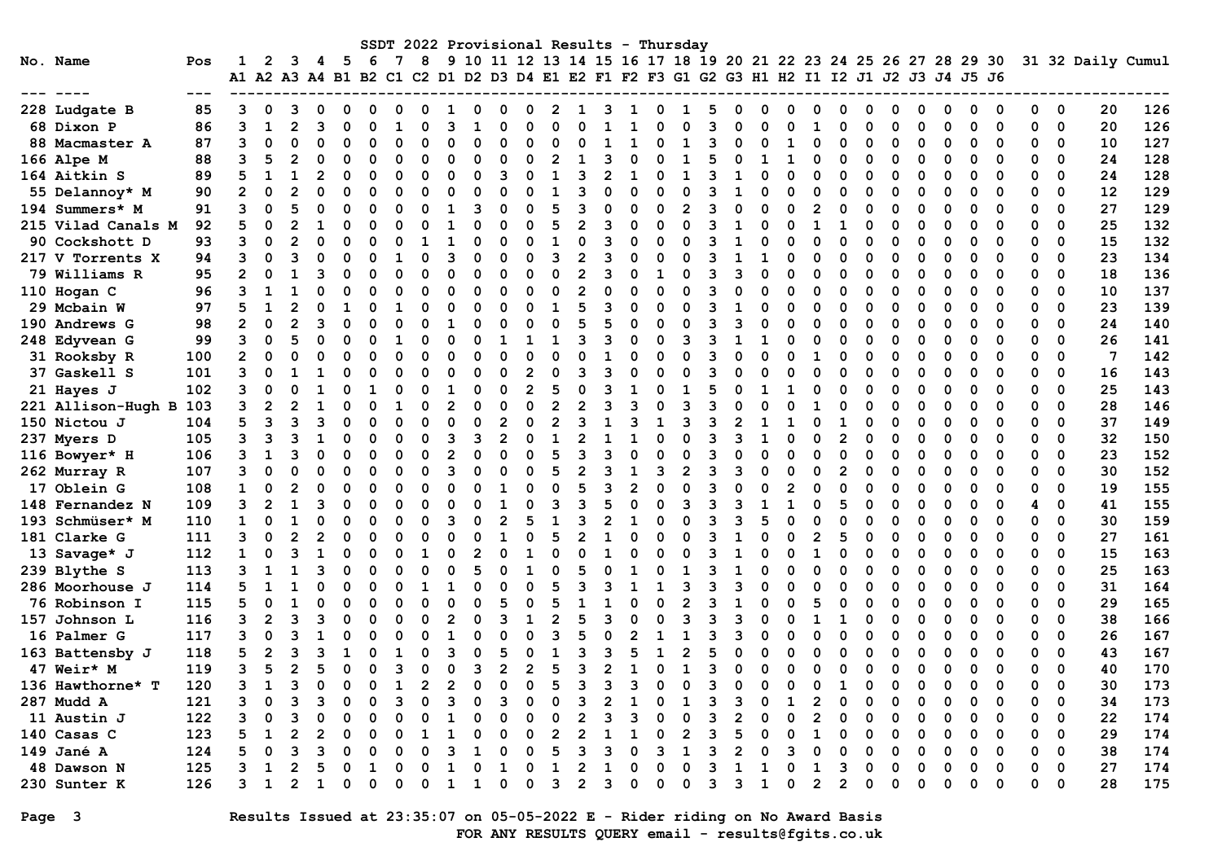# SSDT 2022 Provisional Results - Thursday

| No. | Name | Pos | 1 A1 | 2 A2 | 3 A3 | 4 A4 | 5 B1 | 6 B2 | 7 C1 | 8 C2 | 9 D1 | 10 D2 | 11 D3 | 12 D4 | 13 E1 | 14 E2 | 15 F1 | 16 F2 | 17 F3 | 18 G1 | 19 G2 | 20 G3 | 21 H1 | 22 H2 | 23 I1 | 24 I2 | 25 J1 | 26 J2 | 27 J3 | 28 J4 | 29 J5 | 30 J6 | 31 | 32 | Daily | Cumul |
|---|---|---|---|---|---|---|---|---|---|---|---|---|---|---|---|---|---|---|---|---|---|---|---|---|---|---|---|---|---|---|---|---|---|---|---|---|
| 228 | Ludgate B | 85 | 3 | 0 | 3 | 0 | 0 | 0 | 0 | 0 | 1 | 0 | 0 | 0 | 2 | 1 | 3 | 1 | 0 | 1 | 5 | 0 | 0 | 0 | 0 | 0 | 0 | 0 | 0 | 0 | 0 | 0 | 0 | 0 | 20 | 126 |
| 68 | Dixon P | 86 | 3 | 1 | 2 | 3 | 0 | 0 | 1 | 0 | 3 | 1 | 0 | 0 | 0 | 0 | 1 | 1 | 0 | 0 | 3 | 0 | 0 | 0 | 1 | 0 | 0 | 0 | 0 | 0 | 0 | 0 | 0 | 0 | 20 | 126 |
| 88 | Macmaster A | 87 | 3 | 0 | 0 | 0 | 0 | 0 | 0 | 0 | 0 | 0 | 0 | 0 | 0 | 0 | 1 | 1 | 0 | 1 | 3 | 0 | 0 | 1 | 0 | 0 | 0 | 0 | 0 | 0 | 0 | 0 | 0 | 0 | 10 | 127 |
| 166 | Alpe M | 88 | 3 | 5 | 2 | 0 | 0 | 0 | 0 | 0 | 0 | 0 | 0 | 0 | 2 | 1 | 3 | 0 | 0 | 1 | 5 | 0 | 1 | 1 | 0 | 0 | 0 | 0 | 0 | 0 | 0 | 0 | 0 | 0 | 24 | 128 |
| 164 | Aitkin S | 89 | 5 | 1 | 1 | 2 | 0 | 0 | 0 | 0 | 0 | 0 | 3 | 0 | 1 | 3 | 2 | 1 | 0 | 1 | 3 | 1 | 0 | 0 | 0 | 0 | 0 | 0 | 0 | 0 | 0 | 0 | 0 | 0 | 24 | 128 |
| 55 | Delannoy* M | 90 | 2 | 0 | 2 | 0 | 0 | 0 | 0 | 0 | 0 | 0 | 0 | 0 | 1 | 3 | 0 | 0 | 0 | 0 | 3 | 1 | 0 | 0 | 0 | 0 | 0 | 0 | 0 | 0 | 0 | 0 | 0 | 0 | 12 | 129 |
| 194 | Summers* M | 91 | 3 | 0 | 5 | 0 | 0 | 0 | 0 | 0 | 1 | 3 | 0 | 0 | 5 | 3 | 0 | 0 | 0 | 2 | 3 | 0 | 0 | 0 | 2 | 0 | 0 | 0 | 0 | 0 | 0 | 0 | 0 | 0 | 27 | 129 |
| 215 | Vilad Canals M | 92 | 5 | 0 | 2 | 1 | 0 | 0 | 0 | 0 | 1 | 0 | 0 | 0 | 5 | 2 | 3 | 0 | 0 | 0 | 3 | 1 | 0 | 0 | 1 | 1 | 0 | 0 | 0 | 0 | 0 | 0 | 0 | 0 | 25 | 132 |
| 90 | Cockshott D | 93 | 3 | 0 | 2 | 0 | 0 | 0 | 0 | 1 | 1 | 0 | 0 | 0 | 1 | 0 | 3 | 0 | 0 | 0 | 3 | 1 | 0 | 0 | 0 | 0 | 0 | 0 | 0 | 0 | 0 | 0 | 0 | 0 | 15 | 132 |
| 217 | V Torrents X | 94 | 3 | 0 | 3 | 0 | 0 | 0 | 1 | 0 | 3 | 0 | 0 | 0 | 3 | 2 | 3 | 0 | 0 | 0 | 3 | 1 | 1 | 0 | 0 | 0 | 0 | 0 | 0 | 0 | 0 | 0 | 0 | 0 | 23 | 134 |
| 79 | Williams R | 95 | 2 | 0 | 1 | 3 | 0 | 0 | 0 | 0 | 0 | 0 | 0 | 0 | 0 | 2 | 3 | 0 | 1 | 0 | 3 | 3 | 0 | 0 | 0 | 0 | 0 | 0 | 0 | 0 | 0 | 0 | 0 | 0 | 18 | 136 |
| 110 | Hogan C | 96 | 3 | 1 | 1 | 0 | 0 | 0 | 0 | 0 | 0 | 0 | 0 | 0 | 0 | 2 | 0 | 0 | 0 | 0 | 3 | 0 | 0 | 0 | 0 | 0 | 0 | 0 | 0 | 0 | 0 | 0 | 0 | 0 | 10 | 137 |
| 29 | Mcbain W | 97 | 5 | 1 | 2 | 0 | 1 | 0 | 1 | 0 | 0 | 0 | 0 | 0 | 1 | 5 | 3 | 0 | 0 | 0 | 3 | 1 | 0 | 0 | 0 | 0 | 0 | 0 | 0 | 0 | 0 | 0 | 0 | 0 | 23 | 139 |
| 190 | Andrews G | 98 | 2 | 0 | 2 | 3 | 0 | 0 | 0 | 0 | 1 | 0 | 0 | 0 | 0 | 5 | 5 | 0 | 0 | 0 | 3 | 3 | 0 | 0 | 0 | 0 | 0 | 0 | 0 | 0 | 0 | 0 | 0 | 0 | 24 | 140 |
| 248 | Edyvean G | 99 | 3 | 0 | 5 | 0 | 0 | 0 | 1 | 0 | 0 | 0 | 1 | 1 | 1 | 3 | 3 | 0 | 0 | 3 | 3 | 1 | 1 | 0 | 0 | 0 | 0 | 0 | 0 | 0 | 0 | 0 | 0 | 0 | 26 | 141 |
| 31 | Rooksby R | 100 | 2 | 0 | 0 | 0 | 0 | 0 | 0 | 0 | 0 | 0 | 0 | 0 | 0 | 0 | 1 | 0 | 0 | 0 | 3 | 0 | 0 | 0 | 1 | 0 | 0 | 0 | 0 | 0 | 0 | 0 | 0 | 0 | 7 | 142 |
| 37 | Gaskell S | 101 | 3 | 0 | 1 | 1 | 0 | 0 | 0 | 0 | 0 | 0 | 0 | 2 | 0 | 3 | 3 | 0 | 0 | 0 | 3 | 0 | 0 | 0 | 0 | 0 | 0 | 0 | 0 | 0 | 0 | 0 | 0 | 0 | 16 | 143 |
| 21 | Hayes J | 102 | 3 | 0 | 0 | 1 | 0 | 1 | 0 | 0 | 1 | 0 | 0 | 2 | 5 | 0 | 3 | 1 | 0 | 1 | 5 | 0 | 1 | 1 | 0 | 0 | 0 | 0 | 0 | 0 | 0 | 0 | 0 | 0 | 25 | 143 |
| 221 | Allison-Hugh B | 103 | 3 | 2 | 2 | 1 | 0 | 0 | 1 | 0 | 2 | 0 | 0 | 0 | 2 | 2 | 3 | 3 | 0 | 3 | 3 | 0 | 0 | 0 | 1 | 0 | 0 | 0 | 0 | 0 | 0 | 0 | 0 | 0 | 28 | 146 |
| 150 | Nictou J | 104 | 5 | 3 | 3 | 3 | 0 | 0 | 0 | 0 | 0 | 0 | 2 | 0 | 2 | 3 | 1 | 3 | 1 | 3 | 3 | 2 | 1 | 1 | 0 | 1 | 0 | 0 | 0 | 0 | 0 | 0 | 0 | 0 | 37 | 149 |
| 237 | Myers D | 105 | 3 | 3 | 3 | 1 | 0 | 0 | 0 | 0 | 3 | 3 | 2 | 0 | 1 | 2 | 1 | 1 | 0 | 0 | 3 | 3 | 1 | 0 | 0 | 2 | 0 | 0 | 0 | 0 | 0 | 0 | 0 | 0 | 32 | 150 |
| 116 | Bowyer* H | 106 | 3 | 1 | 3 | 0 | 0 | 0 | 0 | 0 | 2 | 0 | 0 | 0 | 5 | 3 | 3 | 0 | 0 | 0 | 3 | 0 | 0 | 0 | 0 | 0 | 0 | 0 | 0 | 0 | 0 | 0 | 0 | 0 | 23 | 152 |
| 262 | Murray R | 107 | 3 | 0 | 0 | 0 | 0 | 0 | 0 | 0 | 3 | 0 | 0 | 0 | 5 | 2 | 3 | 1 | 3 | 2 | 3 | 3 | 0 | 0 | 0 | 2 | 0 | 0 | 0 | 0 | 0 | 0 | 0 | 0 | 30 | 152 |
| 17 | Oblein G | 108 | 1 | 0 | 2 | 0 | 0 | 0 | 0 | 0 | 0 | 0 | 1 | 0 | 0 | 5 | 3 | 2 | 0 | 0 | 3 | 0 | 0 | 2 | 0 | 0 | 0 | 0 | 0 | 0 | 0 | 0 | 0 | 0 | 19 | 155 |
| 148 | Fernandez N | 109 | 3 | 2 | 1 | 3 | 0 | 0 | 0 | 0 | 0 | 0 | 1 | 0 | 3 | 3 | 5 | 0 | 0 | 3 | 3 | 3 | 1 | 1 | 0 | 5 | 0 | 0 | 0 | 0 | 0 | 0 | 4 | 0 | 41 | 155 |
| 193 | Schmüser* M | 110 | 1 | 0 | 1 | 0 | 0 | 0 | 0 | 0 | 3 | 0 | 2 | 5 | 1 | 3 | 2 | 1 | 0 | 0 | 3 | 3 | 5 | 0 | 0 | 0 | 0 | 0 | 0 | 0 | 0 | 0 | 0 | 0 | 30 | 159 |
| 181 | Clarke G | 111 | 3 | 0 | 2 | 2 | 0 | 0 | 0 | 0 | 0 | 0 | 1 | 0 | 5 | 2 | 1 | 0 | 0 | 0 | 3 | 1 | 0 | 0 | 2 | 5 | 0 | 0 | 0 | 0 | 0 | 0 | 0 | 0 | 27 | 161 |
| 13 | Savage* J | 112 | 1 | 0 | 3 | 1 | 0 | 0 | 0 | 1 | 0 | 2 | 0 | 1 | 0 | 0 | 1 | 0 | 0 | 0 | 3 | 1 | 0 | 0 | 1 | 0 | 0 | 0 | 0 | 0 | 0 | 0 | 0 | 0 | 15 | 163 |
| 239 | Blythe S | 113 | 3 | 1 | 1 | 3 | 0 | 0 | 0 | 0 | 0 | 5 | 0 | 1 | 0 | 5 | 0 | 1 | 0 | 1 | 3 | 1 | 0 | 0 | 0 | 0 | 0 | 0 | 0 | 0 | 0 | 0 | 0 | 0 | 25 | 163 |
| 286 | Moorhouse J | 114 | 5 | 1 | 1 | 0 | 0 | 0 | 0 | 1 | 1 | 0 | 0 | 0 | 5 | 3 | 3 | 1 | 1 | 3 | 3 | 3 | 0 | 0 | 0 | 0 | 0 | 0 | 0 | 0 | 0 | 0 | 0 | 0 | 31 | 164 |
| 76 | Robinson I | 115 | 5 | 0 | 1 | 0 | 0 | 0 | 0 | 0 | 0 | 0 | 5 | 0 | 5 | 1 | 1 | 0 | 0 | 2 | 3 | 1 | 0 | 0 | 5 | 0 | 0 | 0 | 0 | 0 | 0 | 0 | 0 | 0 | 29 | 165 |
| 157 | Johnson L | 116 | 3 | 2 | 3 | 3 | 0 | 0 | 0 | 0 | 2 | 0 | 3 | 1 | 2 | 5 | 3 | 0 | 0 | 3 | 3 | 3 | 0 | 0 | 1 | 1 | 0 | 0 | 0 | 0 | 0 | 0 | 0 | 0 | 38 | 166 |
| 16 | Palmer G | 117 | 3 | 0 | 3 | 1 | 0 | 0 | 0 | 0 | 1 | 0 | 0 | 0 | 3 | 5 | 0 | 2 | 1 | 1 | 3 | 3 | 0 | 0 | 0 | 0 | 0 | 0 | 0 | 0 | 0 | 0 | 0 | 0 | 26 | 167 |
| 163 | Battensby J | 118 | 5 | 2 | 3 | 3 | 1 | 0 | 1 | 0 | 3 | 0 | 5 | 0 | 1 | 3 | 3 | 5 | 1 | 2 | 5 | 0 | 0 | 0 | 0 | 0 | 0 | 0 | 0 | 0 | 0 | 0 | 0 | 0 | 43 | 167 |
| 47 | Weir* M | 119 | 3 | 5 | 2 | 5 | 0 | 0 | 3 | 0 | 0 | 3 | 2 | 2 | 5 | 3 | 2 | 1 | 0 | 1 | 3 | 0 | 0 | 0 | 0 | 0 | 0 | 0 | 0 | 0 | 0 | 0 | 0 | 0 | 40 | 170 |
| 136 | Hawthorne* T | 120 | 3 | 1 | 3 | 0 | 0 | 0 | 1 | 2 | 2 | 0 | 0 | 0 | 5 | 3 | 3 | 3 | 0 | 0 | 3 | 0 | 0 | 0 | 0 | 1 | 0 | 0 | 0 | 0 | 0 | 0 | 0 | 0 | 30 | 173 |
| 287 | Mudd A | 121 | 3 | 0 | 3 | 3 | 0 | 0 | 3 | 0 | 3 | 0 | 3 | 0 | 0 | 3 | 2 | 1 | 0 | 1 | 3 | 3 | 0 | 1 | 2 | 0 | 0 | 0 | 0 | 0 | 0 | 0 | 0 | 0 | 34 | 173 |
| 11 | Austin J | 122 | 3 | 0 | 3 | 0 | 0 | 0 | 0 | 0 | 1 | 0 | 0 | 0 | 0 | 2 | 3 | 3 | 0 | 0 | 3 | 2 | 0 | 0 | 2 | 0 | 0 | 0 | 0 | 0 | 0 | 0 | 0 | 0 | 22 | 174 |
| 140 | Casas C | 123 | 5 | 1 | 2 | 2 | 0 | 0 | 0 | 1 | 1 | 0 | 0 | 0 | 2 | 2 | 1 | 1 | 0 | 2 | 5 | 2 | 0 | 0 | 1 | 0 | 0 | 0 | 0 | 0 | 0 | 0 | 0 | 0 | 29 | 174 |
| 149 | Jané A | 124 | 5 | 0 | 3 | 3 | 0 | 0 | 0 | 0 | 3 | 1 | 0 | 0 | 5 | 3 | 3 | 0 | 3 | 1 | 3 | 2 | 0 | 3 | 0 | 0 | 0 | 0 | 0 | 0 | 0 | 0 | 0 | 0 | 38 | 174 |
| 48 | Dawson N | 125 | 3 | 1 | 2 | 5 | 0 | 1 | 0 | 0 | 1 | 0 | 1 | 0 | 1 | 2 | 1 | 0 | 0 | 0 | 3 | 1 | 1 | 0 | 1 | 3 | 0 | 0 | 0 | 0 | 0 | 0 | 0 | 0 | 27 | 174 |
| 230 | Sunter K | 126 | 3 | 1 | 2 | 1 | 0 | 0 | 0 | 0 | 1 | 1 | 0 | 0 | 3 | 2 | 3 | 0 | 0 | 0 | 3 | 3 | 1 | 0 | 2 | 2 | 0 | 0 | 0 | 0 | 0 | 0 | 0 | 0 | 28 | 175 |

Results Issued at 23:35:07 on 05-05-2022 E - Rider riding on No Award Basis

FOR ANY RESULTS QUERY email - results@fgits.co.uk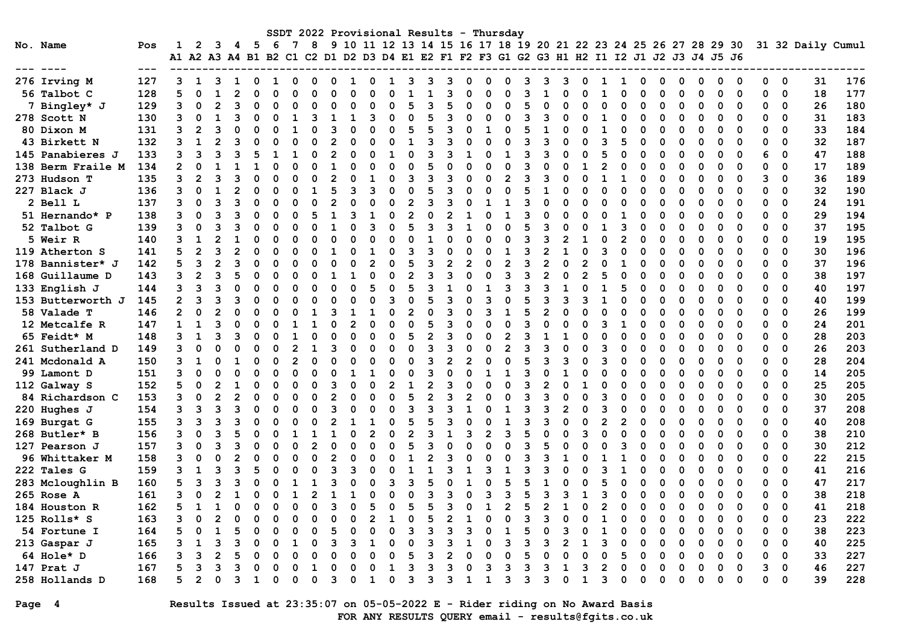# SSDT 2022 Provisional Results - Thursday

| No. | Name | Pos | 1 A1 | 2 A2 | 3 A3 | 4 A4 | 5 B1 | 6 B2 | 7 C1 | 8 C2 | 9 D1 | 10 D2 | 11 D3 | 12 D4 | 13 E1 | 14 E2 | 15 F1 | 16 F2 | 17 F3 | 18 G1 | 19 G2 | 20 G3 | 21 H1 | 22 H2 | 23 I1 | 24 I2 | 25 J1 | 26 J2 | 27 J3 | 28 J4 | 29 J5 | 30 J6 | 31 | 32 | Daily | Cumul |
|---|---|---|---|---|---|---|---|---|---|---|---|---|---|---|---|---|---|---|---|---|---|---|---|---|---|---|---|---|---|---|---|---|---|---|---|---|
| 276 | Irving M | 127 | 3 | 1 | 3 | 1 | 0 | 1 | 0 | 0 | 0 | 1 | 0 | 1 | 3 | 3 | 3 | 0 | 0 | 0 | 3 | 3 | 3 | 0 | 1 | 1 | 0 | 0 | 0 | 0 | 0 | 0 | 0 | 0 | 31 | 176 |
| 56 | Talbot C | 128 | 5 | 0 | 1 | 2 | 0 | 0 | 0 | 0 | 0 | 0 | 0 | 0 | 1 | 1 | 3 | 0 | 0 | 0 | 3 | 1 | 0 | 0 | 1 | 0 | 0 | 0 | 0 | 0 | 0 | 0 | 0 | 0 | 18 | 177 |
| 7 | Bingley* J | 129 | 3 | 0 | 2 | 3 | 0 | 0 | 0 | 0 | 0 | 0 | 0 | 0 | 5 | 3 | 5 | 0 | 0 | 0 | 5 | 0 | 0 | 0 | 0 | 0 | 0 | 0 | 0 | 0 | 0 | 0 | 0 | 0 | 26 | 180 |
| 278 | Scott N | 130 | 3 | 0 | 1 | 3 | 0 | 0 | 1 | 3 | 1 | 1 | 3 | 0 | 0 | 5 | 3 | 0 | 0 | 0 | 3 | 3 | 0 | 0 | 1 | 0 | 0 | 0 | 0 | 0 | 0 | 0 | 0 | 0 | 31 | 183 |
| 80 | Dixon M | 131 | 3 | 2 | 3 | 0 | 0 | 0 | 1 | 0 | 3 | 0 | 0 | 0 | 5 | 5 | 3 | 0 | 1 | 0 | 5 | 1 | 0 | 0 | 1 | 0 | 0 | 0 | 0 | 0 | 0 | 0 | 0 | 0 | 33 | 184 |
| 43 | Birkett N | 132 | 3 | 1 | 2 | 3 | 0 | 0 | 0 | 0 | 2 | 0 | 0 | 0 | 1 | 3 | 3 | 0 | 0 | 0 | 3 | 3 | 0 | 0 | 3 | 5 | 0 | 0 | 0 | 0 | 0 | 0 | 0 | 0 | 32 | 187 |
| 145 | Panabieres J | 133 | 3 | 3 | 3 | 3 | 5 | 1 | 1 | 0 | 2 | 0 | 0 | 1 | 0 | 3 | 3 | 1 | 0 | 1 | 3 | 3 | 0 | 0 | 5 | 0 | 0 | 0 | 0 | 0 | 0 | 0 | 6 | 0 | 47 | 188 |
| 138 | Berm Fraile M | 134 | 2 | 0 | 1 | 1 | 1 | 0 | 0 | 0 | 1 | 0 | 0 | 0 | 0 | 5 | 0 | 0 | 0 | 0 | 3 | 0 | 0 | 1 | 2 | 0 | 0 | 0 | 0 | 0 | 0 | 0 | 0 | 0 | 17 | 189 |
| 273 | Hudson T | 135 | 3 | 2 | 3 | 3 | 0 | 0 | 0 | 0 | 2 | 0 | 1 | 0 | 3 | 3 | 3 | 0 | 0 | 2 | 3 | 3 | 0 | 0 | 1 | 1 | 0 | 0 | 0 | 0 | 0 | 0 | 3 | 0 | 36 | 189 |
| 227 | Black J | 136 | 3 | 0 | 1 | 2 | 0 | 0 | 0 | 1 | 5 | 3 | 3 | 0 | 0 | 5 | 3 | 0 | 0 | 0 | 5 | 1 | 0 | 0 | 0 | 0 | 0 | 0 | 0 | 0 | 0 | 0 | 0 | 0 | 32 | 190 |
| 2 | Bell L | 137 | 3 | 0 | 3 | 3 | 0 | 0 | 0 | 0 | 2 | 0 | 0 | 0 | 2 | 3 | 3 | 0 | 1 | 1 | 3 | 0 | 0 | 0 | 0 | 0 | 0 | 0 | 0 | 0 | 0 | 0 | 0 | 0 | 24 | 191 |
| 51 | Hernando* P | 138 | 3 | 0 | 3 | 3 | 0 | 0 | 0 | 5 | 1 | 3 | 1 | 0 | 2 | 0 | 2 | 1 | 0 | 1 | 3 | 0 | 0 | 0 | 0 | 1 | 0 | 0 | 0 | 0 | 0 | 0 | 0 | 0 | 29 | 194 |
| 52 | Talbot G | 139 | 3 | 0 | 3 | 3 | 0 | 0 | 0 | 0 | 1 | 0 | 3 | 0 | 5 | 3 | 3 | 1 | 0 | 0 | 5 | 3 | 0 | 0 | 1 | 3 | 0 | 0 | 0 | 0 | 0 | 0 | 0 | 0 | 37 | 195 |
| 5 | Weir R | 140 | 3 | 1 | 2 | 1 | 0 | 0 | 0 | 0 | 0 | 0 | 0 | 0 | 0 | 1 | 0 | 0 | 0 | 0 | 3 | 3 | 2 | 1 | 0 | 2 | 0 | 0 | 0 | 0 | 0 | 0 | 0 | 0 | 19 | 195 |
| 119 | Atherton S | 141 | 5 | 2 | 3 | 2 | 0 | 0 | 0 | 0 | 1 | 0 | 1 | 0 | 3 | 3 | 0 | 0 | 0 | 1 | 3 | 2 | 1 | 0 | 3 | 0 | 0 | 0 | 0 | 0 | 0 | 0 | 0 | 0 | 30 | 196 |
| 178 | Bannister* J | 142 | 5 | 3 | 2 | 3 | 0 | 0 | 0 | 0 | 0 | 0 | 2 | 0 | 5 | 3 | 2 | 2 | 0 | 2 | 3 | 2 | 0 | 2 | 0 | 1 | 0 | 0 | 0 | 0 | 0 | 0 | 0 | 0 | 37 | 196 |
| 168 | Guillaume D | 143 | 3 | 2 | 3 | 5 | 0 | 0 | 0 | 0 | 1 | 1 | 0 | 0 | 2 | 3 | 3 | 0 | 0 | 3 | 3 | 2 | 0 | 2 | 5 | 0 | 0 | 0 | 0 | 0 | 0 | 0 | 0 | 0 | 38 | 197 |
| 133 | English J | 144 | 3 | 3 | 3 | 0 | 0 | 0 | 0 | 0 | 0 | 0 | 5 | 0 | 5 | 3 | 1 | 0 | 1 | 3 | 3 | 3 | 1 | 0 | 1 | 5 | 0 | 0 | 0 | 0 | 0 | 0 | 0 | 0 | 40 | 197 |
| 153 | Butterworth J | 145 | 2 | 3 | 3 | 3 | 0 | 0 | 0 | 0 | 0 | 0 | 0 | 3 | 0 | 5 | 3 | 0 | 3 | 0 | 5 | 3 | 3 | 3 | 1 | 0 | 0 | 0 | 0 | 0 | 0 | 0 | 0 | 0 | 40 | 199 |
| 58 | Valade T | 146 | 2 | 0 | 2 | 0 | 0 | 0 | 0 | 1 | 3 | 1 | 1 | 0 | 2 | 0 | 3 | 0 | 3 | 1 | 5 | 2 | 0 | 0 | 0 | 0 | 0 | 0 | 0 | 0 | 0 | 0 | 0 | 0 | 26 | 199 |
| 12 | Metcalfe R | 147 | 1 | 1 | 3 | 0 | 0 | 0 | 1 | 1 | 0 | 2 | 0 | 0 | 0 | 5 | 3 | 0 | 0 | 0 | 3 | 0 | 0 | 0 | 3 | 1 | 0 | 0 | 0 | 0 | 0 | 0 | 0 | 0 | 24 | 201 |
| 65 | Feidt* M | 148 | 3 | 1 | 3 | 3 | 0 | 0 | 1 | 0 | 0 | 0 | 0 | 0 | 5 | 2 | 3 | 0 | 0 | 2 | 3 | 1 | 1 | 0 | 0 | 0 | 0 | 0 | 0 | 0 | 0 | 0 | 0 | 0 | 28 | 203 |
| 261 | Sutherland D | 149 | 3 | 0 | 0 | 0 | 0 | 0 | 2 | 1 | 3 | 0 | 0 | 0 | 0 | 3 | 3 | 0 | 0 | 2 | 3 | 3 | 0 | 0 | 3 | 0 | 0 | 0 | 0 | 0 | 0 | 0 | 0 | 0 | 26 | 203 |
| 241 | Mcdonald A | 150 | 3 | 1 | 0 | 1 | 0 | 0 | 2 | 0 | 0 | 0 | 0 | 0 | 0 | 3 | 2 | 2 | 0 | 0 | 5 | 3 | 3 | 0 | 3 | 0 | 0 | 0 | 0 | 0 | 0 | 0 | 0 | 0 | 28 | 204 |
| 99 | Lamont D | 151 | 3 | 0 | 0 | 0 | 0 | 0 | 0 | 0 | 0 | 1 | 1 | 0 | 0 | 3 | 0 | 0 | 1 | 1 | 3 | 0 | 1 | 0 | 0 | 0 | 0 | 0 | 0 | 0 | 0 | 0 | 0 | 0 | 14 | 205 |
| 112 | Galway S | 152 | 5 | 0 | 2 | 1 | 0 | 0 | 0 | 0 | 3 | 0 | 0 | 2 | 1 | 2 | 3 | 0 | 0 | 0 | 3 | 2 | 0 | 1 | 0 | 0 | 0 | 0 | 0 | 0 | 0 | 0 | 0 | 0 | 25 | 205 |
| 84 | Richardson C | 153 | 3 | 0 | 2 | 2 | 0 | 0 | 0 | 0 | 2 | 0 | 0 | 0 | 5 | 2 | 3 | 2 | 0 | 0 | 3 | 3 | 0 | 0 | 3 | 0 | 0 | 0 | 0 | 0 | 0 | 0 | 0 | 0 | 30 | 205 |
| 220 | Hughes J | 154 | 3 | 3 | 3 | 3 | 0 | 0 | 0 | 0 | 3 | 0 | 0 | 0 | 3 | 3 | 3 | 1 | 0 | 1 | 3 | 3 | 2 | 0 | 3 | 0 | 0 | 0 | 0 | 0 | 0 | 0 | 0 | 0 | 37 | 208 |
| 169 | Burgat G | 155 | 3 | 3 | 3 | 3 | 0 | 0 | 0 | 0 | 2 | 1 | 1 | 0 | 5 | 5 | 3 | 0 | 0 | 1 | 3 | 3 | 0 | 0 | 2 | 2 | 0 | 0 | 0 | 0 | 0 | 0 | 0 | 0 | 40 | 208 |
| 268 | Butler* B | 156 | 3 | 0 | 3 | 5 | 0 | 0 | 1 | 1 | 1 | 0 | 2 | 0 | 2 | 3 | 1 | 3 | 2 | 3 | 5 | 0 | 0 | 3 | 0 | 0 | 0 | 0 | 0 | 0 | 0 | 0 | 0 | 0 | 38 | 210 |
| 127 | Pearson J | 157 | 3 | 0 | 3 | 3 | 0 | 0 | 0 | 2 | 0 | 0 | 0 | 0 | 5 | 3 | 0 | 0 | 0 | 0 | 3 | 5 | 0 | 0 | 0 | 3 | 0 | 0 | 0 | 0 | 0 | 0 | 0 | 0 | 30 | 212 |
| 96 | Whittaker M | 158 | 3 | 0 | 0 | 2 | 0 | 0 | 0 | 0 | 2 | 0 | 0 | 0 | 1 | 2 | 3 | 0 | 0 | 0 | 3 | 3 | 1 | 0 | 1 | 1 | 0 | 0 | 0 | 0 | 0 | 0 | 0 | 0 | 22 | 215 |
| 222 | Tales G | 159 | 3 | 1 | 3 | 3 | 5 | 0 | 0 | 0 | 3 | 3 | 0 | 0 | 1 | 1 | 3 | 1 | 3 | 1 | 3 | 3 | 0 | 0 | 3 | 1 | 0 | 0 | 0 | 0 | 0 | 0 | 0 | 0 | 41 | 216 |
| 283 | Mcloughlin B | 160 | 5 | 3 | 3 | 3 | 0 | 0 | 1 | 1 | 3 | 0 | 0 | 3 | 3 | 5 | 0 | 1 | 0 | 5 | 5 | 1 | 0 | 0 | 5 | 0 | 0 | 0 | 0 | 0 | 0 | 0 | 0 | 0 | 47 | 217 |
| 265 | Rose A | 161 | 3 | 0 | 2 | 1 | 0 | 0 | 1 | 2 | 1 | 1 | 0 | 0 | 0 | 3 | 3 | 0 | 3 | 3 | 5 | 3 | 3 | 1 | 3 | 0 | 0 | 0 | 0 | 0 | 0 | 0 | 0 | 0 | 38 | 218 |
| 184 | Houston R | 162 | 5 | 1 | 1 | 0 | 0 | 0 | 0 | 0 | 3 | 0 | 5 | 0 | 5 | 5 | 3 | 0 | 1 | 2 | 5 | 2 | 1 | 0 | 2 | 0 | 0 | 0 | 0 | 0 | 0 | 0 | 0 | 0 | 41 | 218 |
| 125 | Rolls* S | 163 | 3 | 0 | 2 | 0 | 0 | 0 | 0 | 0 | 0 | 0 | 2 | 1 | 0 | 5 | 2 | 1 | 0 | 0 | 3 | 3 | 0 | 0 | 1 | 0 | 0 | 0 | 0 | 0 | 0 | 0 | 0 | 0 | 23 | 222 |
| 54 | Fortune I | 164 | 5 | 0 | 1 | 5 | 0 | 0 | 0 | 0 | 5 | 0 | 0 | 0 | 3 | 3 | 3 | 3 | 0 | 1 | 5 | 0 | 3 | 0 | 1 | 0 | 0 | 0 | 0 | 0 | 0 | 0 | 0 | 0 | 38 | 223 |
| 213 | Gaspar J | 165 | 3 | 1 | 3 | 3 | 0 | 0 | 1 | 0 | 3 | 3 | 1 | 0 | 0 | 3 | 3 | 1 | 0 | 3 | 3 | 3 | 2 | 1 | 3 | 0 | 0 | 0 | 0 | 0 | 0 | 0 | 0 | 0 | 40 | 225 |
| 64 | Hole* D | 166 | 3 | 3 | 2 | 5 | 0 | 0 | 0 | 0 | 0 | 0 | 0 | 0 | 5 | 3 | 2 | 0 | 0 | 0 | 5 | 0 | 0 | 0 | 0 | 5 | 0 | 0 | 0 | 0 | 0 | 0 | 0 | 0 | 33 | 227 |
| 147 | Prat J | 167 | 5 | 3 | 3 | 3 | 0 | 0 | 0 | 1 | 0 | 0 | 0 | 1 | 3 | 3 | 3 | 0 | 3 | 3 | 3 | 3 | 1 | 3 | 2 | 0 | 0 | 0 | 0 | 0 | 0 | 0 | 3 | 0 | 46 | 227 |
| 258 | Hollands D | 168 | 5 | 2 | 0 | 3 | 1 | 0 | 0 | 0 | 3 | 0 | 1 | 0 | 3 | 3 | 3 | 1 | 1 | 3 | 3 | 3 | 0 | 1 | 3 | 0 | 0 | 0 | 0 | 0 | 0 | 0 | 0 | 0 | 39 | 228 |

Results Issued at 23:35:07 on 05-05-2022 E - Rider riding on No Award Basis

FOR ANY RESULTS QUERY email - results@fgits.co.uk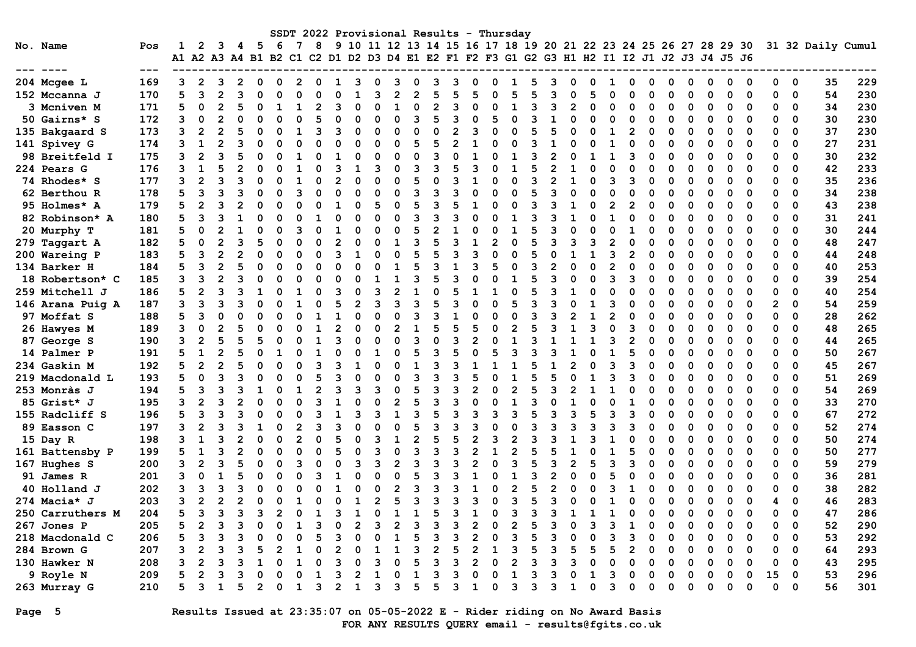# SSDT 2022 Provisional Results - Thursday

| No. | Name | Pos | 1 A1 | 2 A2 | 3 A3 | 4 A4 | 5 B1 | 6 B2 | 7 C1 | 8 C2 | 9 D1 | 10 D2 | 11 D3 | 12 D4 | 13 E1 | 14 E2 | 15 F1 | 16 F2 | 17 F3 | 18 G1 | 19 G2 | 20 G3 | 21 H1 | 22 H2 | 23 I1 | 24 I2 | 25 J1 | 26 J2 | 27 J3 | 28 J4 | 29 J5 | 30 J6 | 31 | 32 | Daily | Cumul |
|---|---|---|---|---|---|---|---|---|---|---|---|---|---|---|---|---|---|---|---|---|---|---|---|---|---|---|---|---|---|---|---|---|---|---|---|---|
| 204 | Mcgee L | 169 | 3 | 2 | 3 | 2 | 0 | 0 | 2 | 0 | 1 | 3 | 0 | 3 | 0 | 3 | 3 | 0 | 0 | 1 | 5 | 3 | 0 | 0 | 1 | 0 | 0 | 0 | 0 | 0 | 0 | 0 | 0 | 0 | 35 | 229 |
| 152 | Mccanna J | 170 | 5 | 3 | 2 | 3 | 0 | 0 | 0 | 0 | 0 | 1 | 3 | 2 | 2 | 5 | 5 | 5 | 0 | 5 | 5 | 3 | 0 | 5 | 0 | 0 | 0 | 0 | 0 | 0 | 0 | 0 | 0 | 0 | 54 | 230 |
| 3 | Mcniven M | 171 | 5 | 0 | 2 | 5 | 0 | 1 | 1 | 2 | 3 | 0 | 0 | 1 | 0 | 2 | 3 | 0 | 0 | 1 | 3 | 3 | 2 | 0 | 0 | 0 | 0 | 0 | 0 | 0 | 0 | 0 | 0 | 0 | 34 | 230 |
| 50 | Gairns* S | 172 | 3 | 0 | 2 | 0 | 0 | 0 | 0 | 5 | 0 | 0 | 0 | 0 | 3 | 5 | 3 | 0 | 5 | 0 | 3 | 1 | 0 | 0 | 0 | 0 | 0 | 0 | 0 | 0 | 0 | 0 | 0 | 0 | 30 | 230 |
| 135 | Bakgaard S | 173 | 3 | 2 | 2 | 5 | 0 | 0 | 1 | 3 | 3 | 0 | 0 | 0 | 0 | 0 | 2 | 3 | 0 | 0 | 5 | 5 | 0 | 0 | 1 | 2 | 0 | 0 | 0 | 0 | 0 | 0 | 0 | 0 | 37 | 230 |
| 141 | Spivey G | 174 | 3 | 1 | 2 | 3 | 0 | 0 | 0 | 0 | 0 | 0 | 0 | 0 | 5 | 5 | 2 | 1 | 0 | 0 | 3 | 1 | 0 | 0 | 1 | 0 | 0 | 0 | 0 | 0 | 0 | 0 | 0 | 0 | 27 | 231 |
| 98 | Breitfeld I | 175 | 3 | 2 | 3 | 5 | 0 | 0 | 1 | 0 | 1 | 0 | 0 | 0 | 0 | 3 | 0 | 1 | 0 | 1 | 3 | 2 | 0 | 1 | 1 | 3 | 0 | 0 | 0 | 0 | 0 | 0 | 0 | 0 | 30 | 232 |
| 224 | Pears G | 176 | 3 | 1 | 5 | 2 | 0 | 0 | 1 | 0 | 3 | 1 | 3 | 0 | 3 | 3 | 5 | 3 | 0 | 1 | 5 | 2 | 1 | 0 | 0 | 0 | 0 | 0 | 0 | 0 | 0 | 0 | 0 | 0 | 42 | 233 |
| 74 | Rhodes* S | 177 | 3 | 2 | 3 | 3 | 0 | 0 | 1 | 0 | 2 | 0 | 0 | 0 | 5 | 0 | 3 | 1 | 0 | 0 | 3 | 2 | 1 | 0 | 3 | 3 | 0 | 0 | 0 | 0 | 0 | 0 | 0 | 0 | 35 | 236 |
| 62 | Berthou R | 178 | 5 | 3 | 3 | 3 | 0 | 0 | 3 | 0 | 0 | 0 | 0 | 0 | 3 | 3 | 3 | 0 | 0 | 0 | 5 | 3 | 0 | 0 | 0 | 0 | 0 | 0 | 0 | 0 | 0 | 0 | 0 | 0 | 34 | 238 |
| 95 | Holmes* A | 179 | 5 | 2 | 3 | 2 | 0 | 0 | 0 | 0 | 1 | 0 | 5 | 0 | 5 | 3 | 5 | 1 | 0 | 0 | 3 | 3 | 1 | 0 | 2 | 2 | 0 | 0 | 0 | 0 | 0 | 0 | 0 | 0 | 43 | 238 |
| 82 | Robinson* A | 180 | 5 | 3 | 3 | 1 | 0 | 0 | 0 | 1 | 0 | 0 | 0 | 0 | 3 | 3 | 3 | 0 | 0 | 1 | 3 | 3 | 1 | 0 | 1 | 0 | 0 | 0 | 0 | 0 | 0 | 0 | 0 | 0 | 31 | 241 |
| 20 | Murphy T | 181 | 5 | 0 | 2 | 1 | 0 | 0 | 3 | 0 | 1 | 0 | 0 | 0 | 5 | 2 | 1 | 0 | 0 | 1 | 5 | 3 | 0 | 0 | 0 | 1 | 0 | 0 | 0 | 0 | 0 | 0 | 0 | 0 | 30 | 244 |
| 279 | Taggart A | 182 | 5 | 0 | 2 | 3 | 5 | 0 | 0 | 0 | 2 | 0 | 0 | 1 | 3 | 5 | 3 | 1 | 2 | 0 | 5 | 3 | 3 | 3 | 2 | 0 | 0 | 0 | 0 | 0 | 0 | 0 | 0 | 0 | 48 | 247 |
| 200 | Wareing P | 183 | 5 | 3 | 2 | 2 | 0 | 0 | 0 | 0 | 3 | 1 | 0 | 0 | 5 | 5 | 3 | 3 | 0 | 0 | 5 | 0 | 1 | 1 | 3 | 2 | 0 | 0 | 0 | 0 | 0 | 0 | 0 | 0 | 44 | 248 |
| 134 | Barker H | 184 | 5 | 3 | 2 | 5 | 0 | 0 | 0 | 0 | 0 | 0 | 0 | 1 | 5 | 3 | 1 | 3 | 5 | 0 | 3 | 2 | 0 | 0 | 2 | 0 | 0 | 0 | 0 | 0 | 0 | 0 | 0 | 0 | 40 | 253 |
| 18 | Robertson* C | 185 | 3 | 3 | 2 | 3 | 0 | 0 | 0 | 0 | 0 | 0 | 1 | 1 | 3 | 5 | 3 | 0 | 0 | 1 | 5 | 3 | 0 | 0 | 3 | 3 | 0 | 0 | 0 | 0 | 0 | 0 | 0 | 0 | 39 | 254 |
| 259 | Mitchell J | 186 | 5 | 2 | 3 | 3 | 1 | 0 | 1 | 0 | 3 | 0 | 3 | 2 | 1 | 0 | 5 | 1 | 1 | 0 | 5 | 3 | 1 | 0 | 0 | 0 | 0 | 0 | 0 | 0 | 0 | 0 | 0 | 0 | 40 | 254 |
| 146 | Arana Puig A | 187 | 3 | 3 | 3 | 3 | 0 | 0 | 1 | 0 | 5 | 2 | 3 | 3 | 3 | 5 | 3 | 0 | 0 | 5 | 3 | 3 | 0 | 1 | 3 | 0 | 0 | 0 | 0 | 0 | 0 | 0 | 2 | 0 | 54 | 259 |
| 97 | Moffat S | 188 | 5 | 3 | 0 | 0 | 0 | 0 | 0 | 1 | 1 | 0 | 0 | 0 | 3 | 3 | 1 | 0 | 0 | 0 | 3 | 3 | 2 | 1 | 2 | 0 | 0 | 0 | 0 | 0 | 0 | 0 | 0 | 0 | 28 | 262 |
| 26 | Hawyes M | 189 | 3 | 0 | 2 | 5 | 0 | 0 | 0 | 1 | 2 | 0 | 0 | 2 | 1 | 5 | 5 | 5 | 0 | 2 | 5 | 3 | 1 | 3 | 0 | 3 | 0 | 0 | 0 | 0 | 0 | 0 | 0 | 0 | 48 | 265 |
| 87 | George S | 190 | 3 | 2 | 5 | 5 | 5 | 0 | 0 | 1 | 3 | 0 | 0 | 0 | 3 | 0 | 3 | 2 | 0 | 1 | 3 | 1 | 1 | 1 | 3 | 2 | 0 | 0 | 0 | 0 | 0 | 0 | 0 | 0 | 44 | 265 |
| 14 | Palmer P | 191 | 5 | 1 | 2 | 5 | 0 | 1 | 0 | 1 | 0 | 0 | 1 | 0 | 5 | 3 | 5 | 0 | 5 | 3 | 3 | 3 | 1 | 0 | 1 | 5 | 0 | 0 | 0 | 0 | 0 | 0 | 0 | 0 | 50 | 267 |
| 234 | Gaskin M | 192 | 5 | 2 | 2 | 5 | 0 | 0 | 0 | 3 | 3 | 1 | 0 | 0 | 1 | 3 | 3 | 1 | 1 | 1 | 5 | 1 | 2 | 0 | 3 | 3 | 0 | 0 | 0 | 0 | 0 | 0 | 0 | 0 | 45 | 267 |
| 219 | Macdonald L | 193 | 5 | 0 | 3 | 3 | 0 | 0 | 0 | 5 | 3 | 0 | 0 | 0 | 3 | 3 | 3 | 5 | 0 | 1 | 5 | 5 | 0 | 1 | 3 | 3 | 0 | 0 | 0 | 0 | 0 | 0 | 0 | 0 | 51 | 269 |
| 253 | Monràs J | 194 | 5 | 3 | 3 | 3 | 1 | 0 | 1 | 2 | 3 | 3 | 3 | 0 | 5 | 3 | 3 | 2 | 0 | 2 | 5 | 3 | 2 | 1 | 1 | 0 | 0 | 0 | 0 | 0 | 0 | 0 | 0 | 0 | 54 | 269 |
| 85 | Grist* J | 195 | 3 | 2 | 3 | 2 | 0 | 0 | 0 | 3 | 1 | 0 | 0 | 2 | 5 | 3 | 3 | 0 | 0 | 1 | 3 | 0 | 1 | 0 | 0 | 1 | 0 | 0 | 0 | 0 | 0 | 0 | 0 | 0 | 33 | 270 |
| 155 | Radcliff S | 196 | 5 | 3 | 3 | 3 | 0 | 0 | 0 | 3 | 1 | 3 | 3 | 1 | 3 | 5 | 3 | 3 | 3 | 3 | 5 | 3 | 3 | 5 | 3 | 3 | 0 | 0 | 0 | 0 | 0 | 0 | 0 | 0 | 67 | 272 |
| 89 | Easson C | 197 | 3 | 2 | 3 | 3 | 1 | 0 | 2 | 3 | 3 | 0 | 0 | 0 | 5 | 3 | 3 | 3 | 0 | 0 | 3 | 3 | 3 | 3 | 3 | 3 | 0 | 0 | 0 | 0 | 0 | 0 | 0 | 0 | 52 | 274 |
| 15 | Day R | 198 | 3 | 1 | 3 | 2 | 0 | 0 | 2 | 0 | 5 | 0 | 3 | 1 | 2 | 5 | 5 | 2 | 3 | 2 | 3 | 3 | 1 | 3 | 1 | 0 | 0 | 0 | 0 | 0 | 0 | 0 | 0 | 0 | 50 | 274 |
| 161 | Battensby P | 199 | 5 | 1 | 3 | 2 | 0 | 0 | 0 | 0 | 5 | 0 | 3 | 0 | 3 | 3 | 3 | 2 | 1 | 2 | 5 | 5 | 1 | 0 | 1 | 5 | 0 | 0 | 0 | 0 | 0 | 0 | 0 | 0 | 50 | 277 |
| 167 | Hughes S | 200 | 3 | 2 | 3 | 5 | 0 | 0 | 3 | 0 | 0 | 3 | 3 | 2 | 3 | 3 | 3 | 2 | 0 | 3 | 5 | 3 | 2 | 5 | 3 | 3 | 0 | 0 | 0 | 0 | 0 | 0 | 0 | 0 | 59 | 279 |
| 91 | James R | 201 | 3 | 0 | 1 | 5 | 0 | 0 | 0 | 3 | 1 | 0 | 0 | 0 | 5 | 3 | 3 | 1 | 0 | 1 | 3 | 2 | 0 | 0 | 5 | 0 | 0 | 0 | 0 | 0 | 0 | 0 | 0 | 0 | 36 | 281 |
| 40 | Holland J | 202 | 3 | 3 | 3 | 3 | 0 | 0 | 0 | 0 | 1 | 0 | 0 | 2 | 3 | 3 | 3 | 1 | 0 | 2 | 5 | 2 | 0 | 0 | 3 | 1 | 0 | 0 | 0 | 0 | 0 | 0 | 0 | 0 | 38 | 282 |
| 274 | Macia* J | 203 | 3 | 2 | 2 | 2 | 0 | 0 | 1 | 0 | 0 | 1 | 2 | 5 | 3 | 3 | 3 | 3 | 0 | 3 | 5 | 3 | 0 | 0 | 1 | 0 | 0 | 0 | 0 | 0 | 0 | 0 | 4 | 0 | 46 | 283 |
| 250 | Carruthers M | 204 | 5 | 3 | 3 | 3 | 3 | 2 | 0 | 1 | 3 | 1 | 0 | 1 | 1 | 5 | 3 | 1 | 0 | 3 | 3 | 3 | 1 | 1 | 1 | 0 | 0 | 0 | 0 | 0 | 0 | 0 | 0 | 0 | 47 | 286 |
| 267 | Jones P | 205 | 5 | 2 | 3 | 3 | 0 | 0 | 1 | 3 | 0 | 2 | 3 | 2 | 3 | 3 | 3 | 2 | 0 | 2 | 5 | 3 | 0 | 3 | 3 | 1 | 0 | 0 | 0 | 0 | 0 | 0 | 0 | 0 | 52 | 290 |
| 218 | Macdonald C | 206 | 5 | 3 | 3 | 3 | 0 | 0 | 0 | 5 | 3 | 0 | 0 | 1 | 5 | 3 | 3 | 2 | 0 | 3 | 5 | 3 | 0 | 0 | 3 | 3 | 0 | 0 | 0 | 0 | 0 | 0 | 0 | 0 | 53 | 292 |
| 284 | Brown G | 207 | 3 | 2 | 3 | 3 | 5 | 2 | 1 | 0 | 2 | 0 | 1 | 1 | 3 | 2 | 5 | 2 | 1 | 3 | 5 | 3 | 5 | 5 | 5 | 2 | 0 | 0 | 0 | 0 | 0 | 0 | 0 | 0 | 64 | 293 |
| 130 | Hawker N | 208 | 3 | 2 | 3 | 3 | 1 | 0 | 1 | 0 | 3 | 0 | 3 | 0 | 5 | 3 | 3 | 2 | 0 | 2 | 3 | 3 | 3 | 0 | 0 | 0 | 0 | 0 | 0 | 0 | 0 | 0 | 0 | 0 | 43 | 295 |
| 9 | Royle N | 209 | 5 | 2 | 3 | 3 | 0 | 0 | 0 | 1 | 3 | 2 | 1 | 0 | 1 | 3 | 3 | 0 | 0 | 1 | 3 | 3 | 0 | 1 | 3 | 0 | 0 | 0 | 0 | 0 | 0 | 0 | 15 | 0 | 53 | 296 |
| 263 | Murray G | 210 | 5 | 3 | 1 | 5 | 2 | 0 | 1 | 3 | 2 | 1 | 3 | 3 | 5 | 5 | 3 | 1 | 0 | 3 | 3 | 3 | 1 | 0 | 3 | 0 | 0 | 0 | 0 | 0 | 0 | 0 | 0 | 0 | 56 | 301 |

Results Issued at 23:35:07 on 05-05-2022 E - Rider riding on No Award Basis

FOR ANY RESULTS QUERY email - results@fgits.co.uk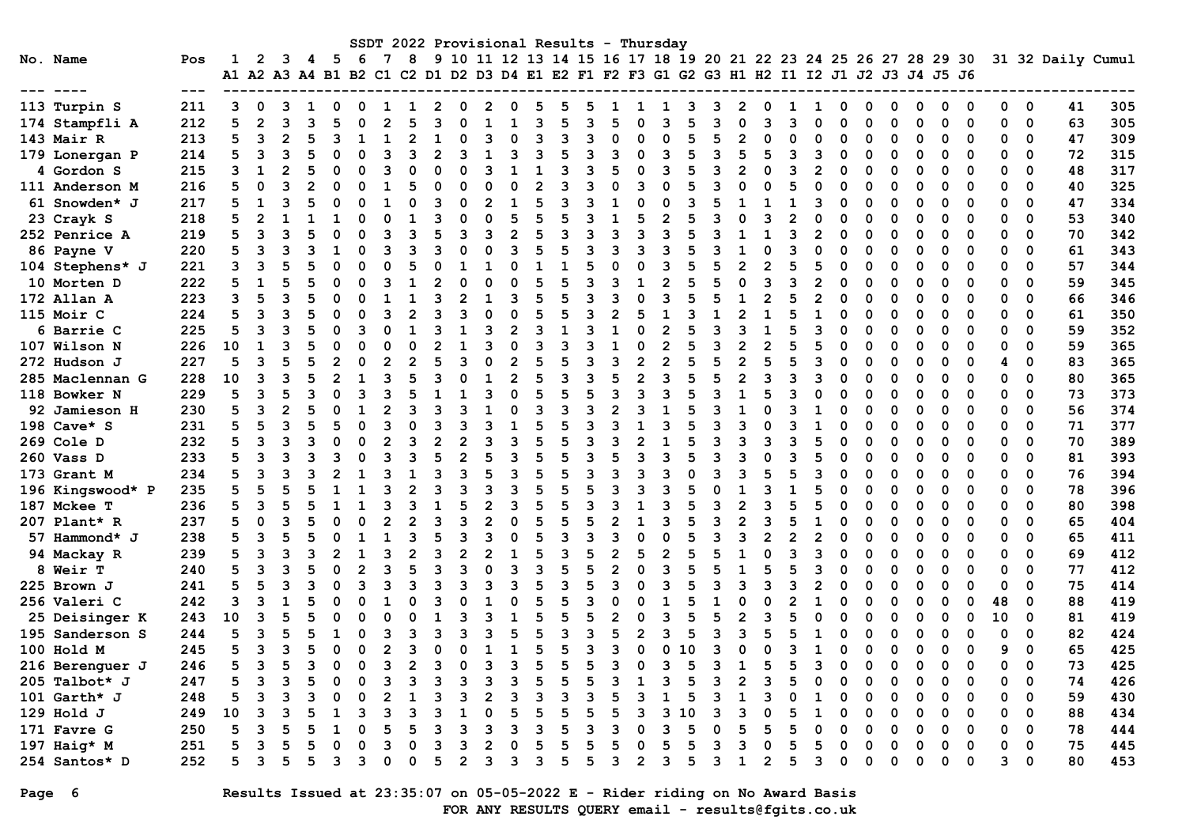# SSDT 2022 Provisional Results - Thursday

| No. | Name | Pos | 1 A1 | 2 A2 | 3 A3 | 4 A4 | 5 B1 | 6 B2 | 7 C1 | 8 C2 | 9 D1 | 10 D2 | 11 D3 | 12 D4 | 13 E1 | 14 E2 | 15 F1 | 16 F2 | 17 F3 | 18 G1 | 19 G2 | 20 G3 | 21 H1 | 22 H2 | 23 I1 | 24 I2 | 25 J1 | 26 J2 | 27 J3 | 28 J4 | 29 J5 | 30 J6 | 31 | 32 | Daily | Cumul |
|---|---|---|---|---|---|---|---|---|---|---|---|---|---|---|---|---|---|---|---|---|---|---|---|---|---|---|---|---|---|---|---|---|---|---|---|---|
| 113 | Turpin S | 211 | 3 | 0 | 3 | 1 | 0 | 0 | 1 | 1 | 2 | 0 | 2 | 0 | 5 | 5 | 5 | 1 | 1 | 1 | 3 | 3 | 2 | 0 | 1 | 1 | 0 | 0 | 0 | 0 | 0 | 0 | 0 | 0 | 41 | 305 |
| 174 | Stampfli A | 212 | 5 | 2 | 3 | 3 | 5 | 0 | 2 | 5 | 3 | 0 | 1 | 1 | 3 | 5 | 3 | 5 | 0 | 3 | 5 | 3 | 0 | 3 | 3 | 0 | 0 | 0 | 0 | 0 | 0 | 0 | 0 | 0 | 63 | 305 |
| 143 | Mair R | 213 | 5 | 3 | 2 | 5 | 3 | 1 | 1 | 2 | 1 | 0 | 3 | 0 | 3 | 3 | 3 | 0 | 0 | 0 | 5 | 5 | 2 | 0 | 0 | 0 | 0 | 0 | 0 | 0 | 0 | 0 | 0 | 0 | 47 | 309 |
| 179 | Lonergan P | 214 | 5 | 3 | 3 | 5 | 0 | 0 | 3 | 3 | 2 | 3 | 1 | 3 | 3 | 5 | 3 | 3 | 0 | 3 | 5 | 3 | 5 | 5 | 3 | 3 | 0 | 0 | 0 | 0 | 0 | 0 | 0 | 0 | 72 | 315 |
| 4 | Gordon S | 215 | 3 | 1 | 2 | 5 | 0 | 0 | 3 | 0 | 0 | 0 | 3 | 1 | 1 | 3 | 3 | 5 | 0 | 3 | 5 | 3 | 2 | 0 | 3 | 2 | 0 | 0 | 0 | 0 | 0 | 0 | 0 | 0 | 48 | 317 |
| 111 | Anderson M | 216 | 5 | 0 | 3 | 2 | 0 | 0 | 1 | 5 | 0 | 0 | 0 | 0 | 2 | 3 | 3 | 0 | 3 | 0 | 5 | 3 | 0 | 0 | 5 | 0 | 0 | 0 | 0 | 0 | 0 | 0 | 0 | 0 | 40 | 325 |
| 61 | Snowden* J | 217 | 5 | 1 | 3 | 5 | 0 | 0 | 1 | 0 | 3 | 0 | 2 | 1 | 5 | 3 | 3 | 1 | 0 | 0 | 3 | 5 | 1 | 1 | 1 | 3 | 0 | 0 | 0 | 0 | 0 | 0 | 0 | 0 | 47 | 334 |
| 23 | Crayk S | 218 | 5 | 2 | 1 | 1 | 1 | 0 | 0 | 1 | 3 | 0 | 0 | 5 | 5 | 5 | 3 | 1 | 5 | 2 | 5 | 3 | 0 | 3 | 2 | 0 | 0 | 0 | 0 | 0 | 0 | 0 | 0 | 0 | 53 | 340 |
| 252 | Penrice A | 219 | 5 | 3 | 3 | 5 | 0 | 0 | 3 | 3 | 5 | 3 | 3 | 2 | 5 | 3 | 3 | 3 | 3 | 3 | 5 | 3 | 1 | 1 | 3 | 2 | 0 | 0 | 0 | 0 | 0 | 0 | 0 | 0 | 70 | 342 |
| 86 | Payne V | 220 | 5 | 3 | 3 | 3 | 1 | 0 | 3 | 3 | 3 | 0 | 0 | 3 | 5 | 5 | 3 | 3 | 3 | 3 | 5 | 3 | 1 | 0 | 3 | 0 | 0 | 0 | 0 | 0 | 0 | 0 | 0 | 0 | 61 | 343 |
| 104 | Stephens* J | 221 | 3 | 3 | 5 | 5 | 0 | 0 | 0 | 5 | 0 | 1 | 1 | 0 | 1 | 1 | 5 | 0 | 0 | 3 | 5 | 5 | 2 | 2 | 5 | 5 | 0 | 0 | 0 | 0 | 0 | 0 | 0 | 0 | 57 | 344 |
| 10 | Morten D | 222 | 5 | 1 | 5 | 5 | 0 | 0 | 3 | 1 | 2 | 0 | 0 | 0 | 5 | 5 | 3 | 3 | 1 | 2 | 5 | 5 | 0 | 3 | 3 | 2 | 0 | 0 | 0 | 0 | 0 | 0 | 0 | 0 | 59 | 345 |
| 172 | Allan A | 223 | 3 | 5 | 3 | 5 | 0 | 0 | 1 | 1 | 3 | 2 | 1 | 3 | 5 | 5 | 3 | 3 | 0 | 3 | 5 | 5 | 1 | 2 | 5 | 2 | 0 | 0 | 0 | 0 | 0 | 0 | 0 | 0 | 66 | 346 |
| 115 | Moir C | 224 | 5 | 3 | 3 | 5 | 0 | 0 | 3 | 2 | 3 | 3 | 0 | 0 | 5 | 5 | 3 | 2 | 5 | 1 | 3 | 1 | 2 | 1 | 5 | 1 | 0 | 0 | 0 | 0 | 0 | 0 | 0 | 0 | 61 | 350 |
| 6 | Barrie C | 225 | 5 | 3 | 3 | 5 | 0 | 3 | 0 | 1 | 3 | 1 | 3 | 2 | 3 | 1 | 3 | 1 | 0 | 2 | 5 | 3 | 3 | 1 | 5 | 3 | 0 | 0 | 0 | 0 | 0 | 0 | 0 | 0 | 59 | 352 |
| 107 | Wilson N | 226 | 10 | 1 | 3 | 5 | 0 | 0 | 0 | 0 | 2 | 1 | 3 | 0 | 3 | 3 | 3 | 1 | 0 | 2 | 5 | 3 | 2 | 2 | 5 | 5 | 0 | 0 | 0 | 0 | 0 | 0 | 0 | 0 | 59 | 365 |
| 272 | Hudson J | 227 | 5 | 3 | 5 | 5 | 2 | 0 | 2 | 2 | 5 | 3 | 0 | 2 | 5 | 5 | 3 | 3 | 2 | 2 | 5 | 5 | 2 | 5 | 5 | 3 | 0 | 0 | 0 | 0 | 0 | 0 | 4 | 0 | 83 | 365 |
| 285 | Maclennan G | 228 | 10 | 3 | 3 | 5 | 2 | 1 | 3 | 5 | 3 | 0 | 1 | 2 | 5 | 3 | 3 | 5 | 2 | 3 | 5 | 5 | 2 | 3 | 3 | 3 | 0 | 0 | 0 | 0 | 0 | 0 | 0 | 0 | 80 | 365 |
| 118 | Bowker N | 229 | 5 | 3 | 5 | 3 | 0 | 3 | 3 | 5 | 1 | 1 | 3 | 0 | 5 | 5 | 5 | 3 | 3 | 3 | 5 | 3 | 1 | 5 | 3 | 0 | 0 | 0 | 0 | 0 | 0 | 0 | 0 | 0 | 73 | 373 |
| 92 | Jamieson H | 230 | 5 | 3 | 2 | 5 | 0 | 1 | 2 | 3 | 3 | 3 | 1 | 0 | 3 | 3 | 3 | 2 | 3 | 1 | 5 | 3 | 1 | 0 | 3 | 1 | 0 | 0 | 0 | 0 | 0 | 0 | 0 | 0 | 56 | 374 |
| 198 | Cave* S | 231 | 5 | 5 | 3 | 5 | 5 | 0 | 3 | 0 | 3 | 3 | 3 | 1 | 5 | 5 | 3 | 3 | 1 | 3 | 5 | 3 | 3 | 0 | 3 | 1 | 0 | 0 | 0 | 0 | 0 | 0 | 0 | 0 | 71 | 377 |
| 269 | Cole D | 232 | 5 | 3 | 3 | 3 | 0 | 0 | 2 | 3 | 2 | 2 | 3 | 3 | 5 | 5 | 3 | 3 | 2 | 1 | 5 | 3 | 3 | 3 | 3 | 5 | 0 | 0 | 0 | 0 | 0 | 0 | 0 | 0 | 70 | 389 |
| 260 | Vass D | 233 | 5 | 3 | 3 | 3 | 3 | 0 | 3 | 3 | 5 | 2 | 5 | 3 | 5 | 5 | 3 | 5 | 3 | 3 | 5 | 3 | 3 | 0 | 3 | 5 | 0 | 0 | 0 | 0 | 0 | 0 | 0 | 0 | 81 | 393 |
| 173 | Grant M | 234 | 5 | 3 | 3 | 3 | 2 | 1 | 3 | 1 | 3 | 3 | 5 | 3 | 5 | 5 | 3 | 3 | 3 | 3 | 0 | 3 | 3 | 5 | 5 | 3 | 0 | 0 | 0 | 0 | 0 | 0 | 0 | 0 | 76 | 394 |
| 196 | Kingswood* P | 235 | 5 | 5 | 5 | 5 | 1 | 1 | 3 | 2 | 3 | 3 | 3 | 3 | 5 | 5 | 5 | 3 | 3 | 3 | 5 | 0 | 1 | 3 | 1 | 5 | 0 | 0 | 0 | 0 | 0 | 0 | 0 | 0 | 78 | 396 |
| 187 | Mckee T | 236 | 5 | 3 | 5 | 5 | 1 | 1 | 3 | 3 | 1 | 5 | 2 | 3 | 5 | 5 | 3 | 3 | 1 | 3 | 5 | 3 | 2 | 3 | 5 | 5 | 0 | 0 | 0 | 0 | 0 | 0 | 0 | 0 | 80 | 398 |
| 207 | Plant* R | 237 | 5 | 0 | 3 | 5 | 0 | 0 | 2 | 2 | 3 | 3 | 2 | 0 | 5 | 5 | 5 | 2 | 1 | 3 | 5 | 3 | 2 | 3 | 5 | 1 | 0 | 0 | 0 | 0 | 0 | 0 | 0 | 0 | 65 | 404 |
| 57 | Hammond* J | 238 | 5 | 3 | 5 | 5 | 0 | 1 | 1 | 3 | 5 | 3 | 3 | 0 | 5 | 3 | 3 | 3 | 0 | 0 | 5 | 3 | 3 | 2 | 2 | 2 | 0 | 0 | 0 | 0 | 0 | 0 | 0 | 0 | 65 | 411 |
| 94 | Mackay R | 239 | 5 | 3 | 3 | 3 | 2 | 1 | 3 | 2 | 3 | 2 | 2 | 1 | 5 | 3 | 5 | 2 | 5 | 2 | 5 | 5 | 1 | 0 | 3 | 3 | 0 | 0 | 0 | 0 | 0 | 0 | 0 | 0 | 69 | 412 |
| 8 | Weir T | 240 | 5 | 3 | 3 | 5 | 0 | 2 | 3 | 5 | 3 | 3 | 0 | 3 | 3 | 5 | 5 | 2 | 0 | 3 | 5 | 5 | 1 | 5 | 5 | 3 | 0 | 0 | 0 | 0 | 0 | 0 | 0 | 0 | 77 | 412 |
| 225 | Brown J | 241 | 5 | 5 | 3 | 3 | 0 | 3 | 3 | 3 | 3 | 3 | 3 | 3 | 5 | 3 | 5 | 3 | 0 | 3 | 5 | 3 | 3 | 3 | 3 | 2 | 0 | 0 | 0 | 0 | 0 | 0 | 0 | 0 | 75 | 414 |
| 256 | Valeri C | 242 | 3 | 3 | 1 | 5 | 0 | 0 | 1 | 0 | 3 | 0 | 1 | 0 | 5 | 5 | 3 | 0 | 0 | 1 | 5 | 1 | 0 | 0 | 2 | 1 | 0 | 0 | 0 | 0 | 0 | 0 | 48 | 0 | 88 | 419 |
| 25 | Deisinger K | 243 | 10 | 3 | 5 | 5 | 0 | 0 | 0 | 0 | 1 | 3 | 3 | 1 | 5 | 5 | 5 | 2 | 0 | 3 | 5 | 5 | 2 | 3 | 5 | 0 | 0 | 0 | 0 | 0 | 0 | 0 | 10 | 0 | 81 | 419 |
| 195 | Sanderson S | 244 | 5 | 3 | 5 | 5 | 1 | 0 | 3 | 3 | 3 | 3 | 3 | 5 | 5 | 3 | 3 | 5 | 2 | 3 | 5 | 3 | 3 | 5 | 5 | 1 | 0 | 0 | 0 | 0 | 0 | 0 | 0 | 0 | 82 | 424 |
| 100 | Hold M | 245 | 5 | 3 | 3 | 5 | 0 | 0 | 2 | 3 | 0 | 0 | 1 | 1 | 5 | 5 | 3 | 3 | 0 | 0 | 10 | 3 | 0 | 0 | 3 | 1 | 0 | 0 | 0 | 0 | 0 | 0 | 9 | 0 | 65 | 425 |
| 216 | Berenguer J | 246 | 5 | 3 | 5 | 3 | 0 | 0 | 3 | 2 | 3 | 0 | 3 | 3 | 5 | 5 | 5 | 3 | 0 | 3 | 5 | 3 | 1 | 5 | 5 | 3 | 0 | 0 | 0 | 0 | 0 | 0 | 0 | 0 | 73 | 425 |
| 205 | Talbot* J | 247 | 5 | 3 | 3 | 5 | 0 | 0 | 3 | 3 | 3 | 3 | 3 | 3 | 5 | 5 | 5 | 3 | 1 | 3 | 5 | 3 | 2 | 3 | 5 | 0 | 0 | 0 | 0 | 0 | 0 | 0 | 0 | 0 | 74 | 426 |
| 101 | Garth* J | 248 | 5 | 3 | 3 | 3 | 0 | 0 | 2 | 1 | 3 | 3 | 2 | 3 | 3 | 3 | 3 | 5 | 3 | 1 | 5 | 3 | 1 | 3 | 0 | 1 | 0 | 0 | 0 | 0 | 0 | 0 | 0 | 0 | 59 | 430 |
| 129 | Hold J | 249 | 10 | 3 | 3 | 5 | 1 | 3 | 3 | 3 | 3 | 1 | 0 | 5 | 5 | 5 | 5 | 5 | 3 | 3 | 10 | 3 | 3 | 0 | 5 | 1 | 0 | 0 | 0 | 0 | 0 | 0 | 0 | 0 | 88 | 434 |
| 171 | Favre G | 250 | 5 | 3 | 5 | 5 | 1 | 0 | 5 | 5 | 3 | 3 | 3 | 3 | 3 | 5 | 3 | 3 | 0 | 3 | 5 | 0 | 5 | 5 | 5 | 0 | 0 | 0 | 0 | 0 | 0 | 0 | 0 | 0 | 78 | 444 |
| 197 | Haig* M | 251 | 5 | 3 | 5 | 5 | 0 | 0 | 3 | 0 | 3 | 3 | 2 | 0 | 5 | 5 | 5 | 5 | 0 | 5 | 5 | 3 | 3 | 0 | 5 | 5 | 0 | 0 | 0 | 0 | 0 | 0 | 0 | 0 | 75 | 445 |
| 254 | Santos* D | 252 | 5 | 3 | 5 | 5 | 3 | 3 | 0 | 0 | 5 | 2 | 3 | 3 | 3 | 5 | 5 | 3 | 2 | 3 | 5 | 3 | 1 | 2 | 5 | 3 | 0 | 0 | 0 | 0 | 0 | 0 | 3 | 0 | 80 | 453 |

Results Issued at 23:35:07 on 05-05-2022 E - Rider riding on No Award Basis

FOR ANY RESULTS QUERY email - results@fgits.co.uk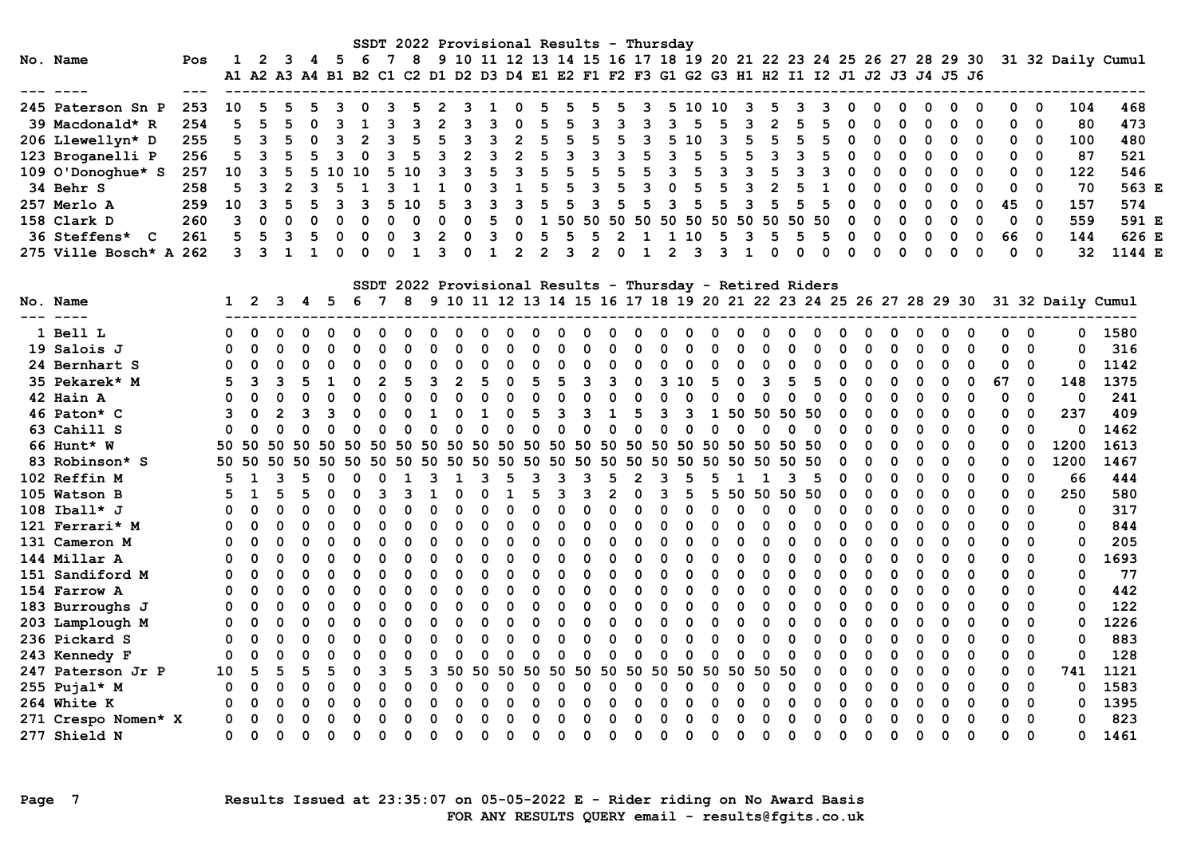## SSDT 2022 Provisional Results - Thursday

| No. | Name | Pos | 1 A1 | 2 A2 | 3 A3 | 4 A4 | 5 B1 | 6 B2 | 7 C1 | 8 C2 | 9 D1 | 10 D2 | 11 D3 | 12 D4 | 13 E1 | 14 E2 | 15 F1 | 16 F2 | 17 F3 | 18 G1 | 19 G2 | 20 G3 | 21 H1 | 22 H2 | 23 I1 | 24 I2 | 25 J1 | 26 J2 | 27 J3 | 28 J4 | 29 J5 | 30 J6 | 31 | 32 | Daily | Cumul |
|---|---|---|---|---|---|---|---|---|---|---|---|---|---|---|---|---|---|---|---|---|---|---|---|---|---|---|---|---|---|---|---|---|---|---|---|---|
| 245 | Paterson Sn P | 253 | 10 | 5 | 5 | 5 | 3 | 0 | 3 | 5 | 2 | 3 | 1 | 0 | 5 | 5 | 5 | 5 | 3 | 5 | 10 | 10 | 3 | 5 | 3 | 3 | 0 | 0 | 0 | 0 | 0 | 0 | 0 | 0 | 104 | 468 |
| 39 | Macdonald* R | 254 | 5 | 5 | 5 | 0 | 3 | 1 | 3 | 3 | 2 | 3 | 3 | 0 | 5 | 5 | 3 | 3 | 3 | 3 | 5 | 5 | 3 | 2 | 5 | 5 | 0 | 0 | 0 | 0 | 0 | 0 | 0 | 0 | 80 | 473 |
| 206 | Llewellyn* D | 255 | 5 | 3 | 5 | 0 | 3 | 2 | 3 | 5 | 5 | 3 | 3 | 2 | 5 | 5 | 5 | 5 | 3 | 5 | 10 | 3 | 5 | 5 | 5 | 5 | 0 | 0 | 0 | 0 | 0 | 0 | 0 | 0 | 100 | 480 |
| 123 | Broganelli P | 256 | 5 | 3 | 5 | 5 | 3 | 0 | 3 | 5 | 3 | 2 | 3 | 2 | 5 | 3 | 3 | 3 | 5 | 3 | 5 | 5 | 5 | 3 | 3 | 5 | 0 | 0 | 0 | 0 | 0 | 0 | 0 | 0 | 87 | 521 |
| 109 | O'Donoghue* S | 257 | 10 | 3 | 5 | 5 | 10 | 10 | 5 | 10 | 3 | 3 | 5 | 3 | 5 | 5 | 5 | 5 | 5 | 3 | 5 | 3 | 3 | 5 | 3 | 3 | 0 | 0 | 0 | 0 | 0 | 0 | 0 | 0 | 122 | 546 |
| 34 | Behr S | 258 | 5 | 3 | 2 | 3 | 5 | 1 | 3 | 1 | 1 | 0 | 3 | 1 | 5 | 5 | 3 | 5 | 3 | 0 | 5 | 5 | 3 | 2 | 5 | 1 | 0 | 0 | 0 | 0 | 0 | 0 | 0 | 0 | 70 | 563 E |
| 257 | Merlo A | 259 | 10 | 3 | 5 | 5 | 3 | 3 | 5 | 10 | 5 | 3 | 3 | 3 | 5 | 5 | 3 | 5 | 5 | 3 | 5 | 5 | 3 | 5 | 5 | 5 | 0 | 0 | 0 | 0 | 0 | 0 | 45 | 0 | 157 | 574 |
| 158 | Clark D | 260 | 3 | 0 | 0 | 0 | 0 | 0 | 0 | 0 | 0 | 0 | 5 | 0 | 1 | 50 | 50 | 50 | 50 | 50 | 50 | 50 | 50 | 50 | 50 | 50 | 0 | 0 | 0 | 0 | 0 | 0 | 0 | 0 | 559 | 591 E |
| 36 | Steffens* C | 261 | 5 | 5 | 3 | 5 | 0 | 0 | 0 | 3 | 2 | 0 | 3 | 0 | 5 | 5 | 5 | 2 | 1 | 1 | 10 | 5 | 3 | 5 | 5 | 5 | 0 | 0 | 0 | 0 | 0 | 0 | 66 | 0 | 144 | 626 E |
| 275 | Ville Bosch* A | 262 | 3 | 3 | 1 | 1 | 0 | 0 | 0 | 1 | 3 | 0 | 1 | 2 | 2 | 3 | 2 | 0 | 1 | 2 | 3 | 3 | 1 | 0 | 0 | 0 | 0 | 0 | 0 | 0 | 0 | 0 | 0 | 0 | 32 | 1144 E |

## SSDT 2022 Provisional Results - Thursday - Retired Riders

| No. | Name | 1 | 2 | 3 | 4 | 5 | 6 | 7 | 8 | 9 | 10 | 11 | 12 | 13 | 14 | 15 | 16 | 17 | 18 | 19 | 20 | 21 | 22 | 23 | 24 | 25 | 26 | 27 | 28 | 29 | 30 | 31 | 32 | Daily | Cumul |
|---|---|---|---|---|---|---|---|---|---|---|---|---|---|---|---|---|---|---|---|---|---|---|---|---|---|---|---|---|---|---|---|---|---|---|---|
| 1 | Bell L | 0 | 0 | 0 | 0 | 0 | 0 | 0 | 0 | 0 | 0 | 0 | 0 | 0 | 0 | 0 | 0 | 0 | 0 | 0 | 0 | 0 | 0 | 0 | 0 | 0 | 0 | 0 | 0 | 0 | 0 | 0 | 0 | 0 | 1580 |
| 19 | Salois J | 0 | 0 | 0 | 0 | 0 | 0 | 0 | 0 | 0 | 0 | 0 | 0 | 0 | 0 | 0 | 0 | 0 | 0 | 0 | 0 | 0 | 0 | 0 | 0 | 0 | 0 | 0 | 0 | 0 | 0 | 0 | 0 | 0 | 316 |
| 24 | Bernhart S | 0 | 0 | 0 | 0 | 0 | 0 | 0 | 0 | 0 | 0 | 0 | 0 | 0 | 0 | 0 | 0 | 0 | 0 | 0 | 0 | 0 | 0 | 0 | 0 | 0 | 0 | 0 | 0 | 0 | 0 | 0 | 0 | 0 | 1142 |
| 35 | Pekarek* M | 5 | 3 | 3 | 5 | 1 | 0 | 2 | 5 | 3 | 2 | 5 | 0 | 5 | 5 | 3 | 3 | 0 | 3 | 10 | 5 | 0 | 3 | 5 | 5 | 0 | 0 | 0 | 0 | 0 | 0 | 67 | 0 | 148 | 1375 |
| 42 | Hain A | 0 | 0 | 0 | 0 | 0 | 0 | 0 | 0 | 0 | 0 | 0 | 0 | 0 | 0 | 0 | 0 | 0 | 0 | 0 | 0 | 0 | 0 | 0 | 0 | 0 | 0 | 0 | 0 | 0 | 0 | 0 | 0 | 0 | 241 |
| 46 | Paton* C | 3 | 0 | 2 | 3 | 3 | 0 | 0 | 0 | 1 | 0 | 1 | 0 | 5 | 3 | 3 | 1 | 5 | 3 | 3 | 1 | 50 | 50 | 50 | 50 | 0 | 0 | 0 | 0 | 0 | 0 | 0 | 0 | 237 | 409 |
| 63 | Cahill S | 0 | 0 | 0 | 0 | 0 | 0 | 0 | 0 | 0 | 0 | 0 | 0 | 0 | 0 | 0 | 0 | 0 | 0 | 0 | 0 | 0 | 0 | 0 | 0 | 0 | 0 | 0 | 0 | 0 | 0 | 0 | 0 | 0 | 1462 |
| 66 | Hunt* W | 50 | 50 | 50 | 50 | 50 | 50 | 50 | 50 | 50 | 50 | 50 | 50 | 50 | 50 | 50 | 50 | 50 | 50 | 50 | 50 | 50 | 50 | 50 | 50 | 0 | 0 | 0 | 0 | 0 | 0 | 0 | 0 | 1200 | 1613 |
| 83 | Robinson* S | 50 | 50 | 50 | 50 | 50 | 50 | 50 | 50 | 50 | 50 | 50 | 50 | 50 | 50 | 50 | 50 | 50 | 50 | 50 | 50 | 50 | 50 | 50 | 50 | 0 | 0 | 0 | 0 | 0 | 0 | 0 | 0 | 1200 | 1467 |
| 102 | Reffin M | 5 | 1 | 3 | 5 | 0 | 0 | 0 | 1 | 3 | 1 | 3 | 5 | 3 | 3 | 3 | 5 | 2 | 3 | 5 | 5 | 1 | 1 | 3 | 5 | 0 | 0 | 0 | 0 | 0 | 0 | 0 | 0 | 66 | 444 |
| 105 | Watson B | 5 | 1 | 5 | 5 | 0 | 0 | 3 | 3 | 1 | 0 | 0 | 1 | 5 | 3 | 3 | 2 | 0 | 3 | 5 | 5 | 50 | 50 | 50 | 50 | 0 | 0 | 0 | 0 | 0 | 0 | 0 | 0 | 250 | 580 |
| 108 | Iball* J | 0 | 0 | 0 | 0 | 0 | 0 | 0 | 0 | 0 | 0 | 0 | 0 | 0 | 0 | 0 | 0 | 0 | 0 | 0 | 0 | 0 | 0 | 0 | 0 | 0 | 0 | 0 | 0 | 0 | 0 | 0 | 0 | 0 | 317 |
| 121 | Ferrari* M | 0 | 0 | 0 | 0 | 0 | 0 | 0 | 0 | 0 | 0 | 0 | 0 | 0 | 0 | 0 | 0 | 0 | 0 | 0 | 0 | 0 | 0 | 0 | 0 | 0 | 0 | 0 | 0 | 0 | 0 | 0 | 0 | 0 | 844 |
| 131 | Cameron M | 0 | 0 | 0 | 0 | 0 | 0 | 0 | 0 | 0 | 0 | 0 | 0 | 0 | 0 | 0 | 0 | 0 | 0 | 0 | 0 | 0 | 0 | 0 | 0 | 0 | 0 | 0 | 0 | 0 | 0 | 0 | 0 | 0 | 205 |
| 144 | Millar A | 0 | 0 | 0 | 0 | 0 | 0 | 0 | 0 | 0 | 0 | 0 | 0 | 0 | 0 | 0 | 0 | 0 | 0 | 0 | 0 | 0 | 0 | 0 | 0 | 0 | 0 | 0 | 0 | 0 | 0 | 0 | 0 | 0 | 1693 |
| 151 | Sandiford M | 0 | 0 | 0 | 0 | 0 | 0 | 0 | 0 | 0 | 0 | 0 | 0 | 0 | 0 | 0 | 0 | 0 | 0 | 0 | 0 | 0 | 0 | 0 | 0 | 0 | 0 | 0 | 0 | 0 | 0 | 0 | 0 | 0 | 77 |
| 154 | Farrow A | 0 | 0 | 0 | 0 | 0 | 0 | 0 | 0 | 0 | 0 | 0 | 0 | 0 | 0 | 0 | 0 | 0 | 0 | 0 | 0 | 0 | 0 | 0 | 0 | 0 | 0 | 0 | 0 | 0 | 0 | 0 | 0 | 0 | 442 |
| 183 | Burroughs J | 0 | 0 | 0 | 0 | 0 | 0 | 0 | 0 | 0 | 0 | 0 | 0 | 0 | 0 | 0 | 0 | 0 | 0 | 0 | 0 | 0 | 0 | 0 | 0 | 0 | 0 | 0 | 0 | 0 | 0 | 0 | 0 | 0 | 122 |
| 203 | Lamplough M | 0 | 0 | 0 | 0 | 0 | 0 | 0 | 0 | 0 | 0 | 0 | 0 | 0 | 0 | 0 | 0 | 0 | 0 | 0 | 0 | 0 | 0 | 0 | 0 | 0 | 0 | 0 | 0 | 0 | 0 | 0 | 0 | 0 | 1226 |
| 236 | Pickard S | 0 | 0 | 0 | 0 | 0 | 0 | 0 | 0 | 0 | 0 | 0 | 0 | 0 | 0 | 0 | 0 | 0 | 0 | 0 | 0 | 0 | 0 | 0 | 0 | 0 | 0 | 0 | 0 | 0 | 0 | 0 | 0 | 0 | 883 |
| 243 | Kennedy F | 0 | 0 | 0 | 0 | 0 | 0 | 0 | 0 | 0 | 0 | 0 | 0 | 0 | 0 | 0 | 0 | 0 | 0 | 0 | 0 | 0 | 0 | 0 | 0 | 0 | 0 | 0 | 0 | 0 | 0 | 0 | 0 | 0 | 128 |
| 247 | Paterson Jr P | 10 | 5 | 5 | 5 | 5 | 0 | 3 | 5 | 3 | 50 | 50 | 50 | 50 | 50 | 50 | 50 | 50 | 50 | 50 | 50 | 50 | 50 | 50 | 0 | 0 | 0 | 0 | 0 | 0 | 0 | 0 | 0 | 741 | 1121 |
| 255 | Pujal* M | 0 | 0 | 0 | 0 | 0 | 0 | 0 | 0 | 0 | 0 | 0 | 0 | 0 | 0 | 0 | 0 | 0 | 0 | 0 | 0 | 0 | 0 | 0 | 0 | 0 | 0 | 0 | 0 | 0 | 0 | 0 | 0 | 0 | 1583 |
| 264 | White K | 0 | 0 | 0 | 0 | 0 | 0 | 0 | 0 | 0 | 0 | 0 | 0 | 0 | 0 | 0 | 0 | 0 | 0 | 0 | 0 | 0 | 0 | 0 | 0 | 0 | 0 | 0 | 0 | 0 | 0 | 0 | 0 | 0 | 1395 |
| 271 | Crespo Nomen* X | 0 | 0 | 0 | 0 | 0 | 0 | 0 | 0 | 0 | 0 | 0 | 0 | 0 | 0 | 0 | 0 | 0 | 0 | 0 | 0 | 0 | 0 | 0 | 0 | 0 | 0 | 0 | 0 | 0 | 0 | 0 | 0 | 0 | 823 |
| 277 | Shield N | 0 | 0 | 0 | 0 | 0 | 0 | 0 | 0 | 0 | 0 | 0 | 0 | 0 | 0 | 0 | 0 | 0 | 0 | 0 | 0 | 0 | 0 | 0 | 0 | 0 | 0 | 0 | 0 | 0 | 0 | 0 | 0 | 0 | 1461 |

Results Issued at 23:35:07 on 05-05-2022 E - Rider riding on No Award Basis

FOR ANY RESULTS QUERY email - results@fgits.co.uk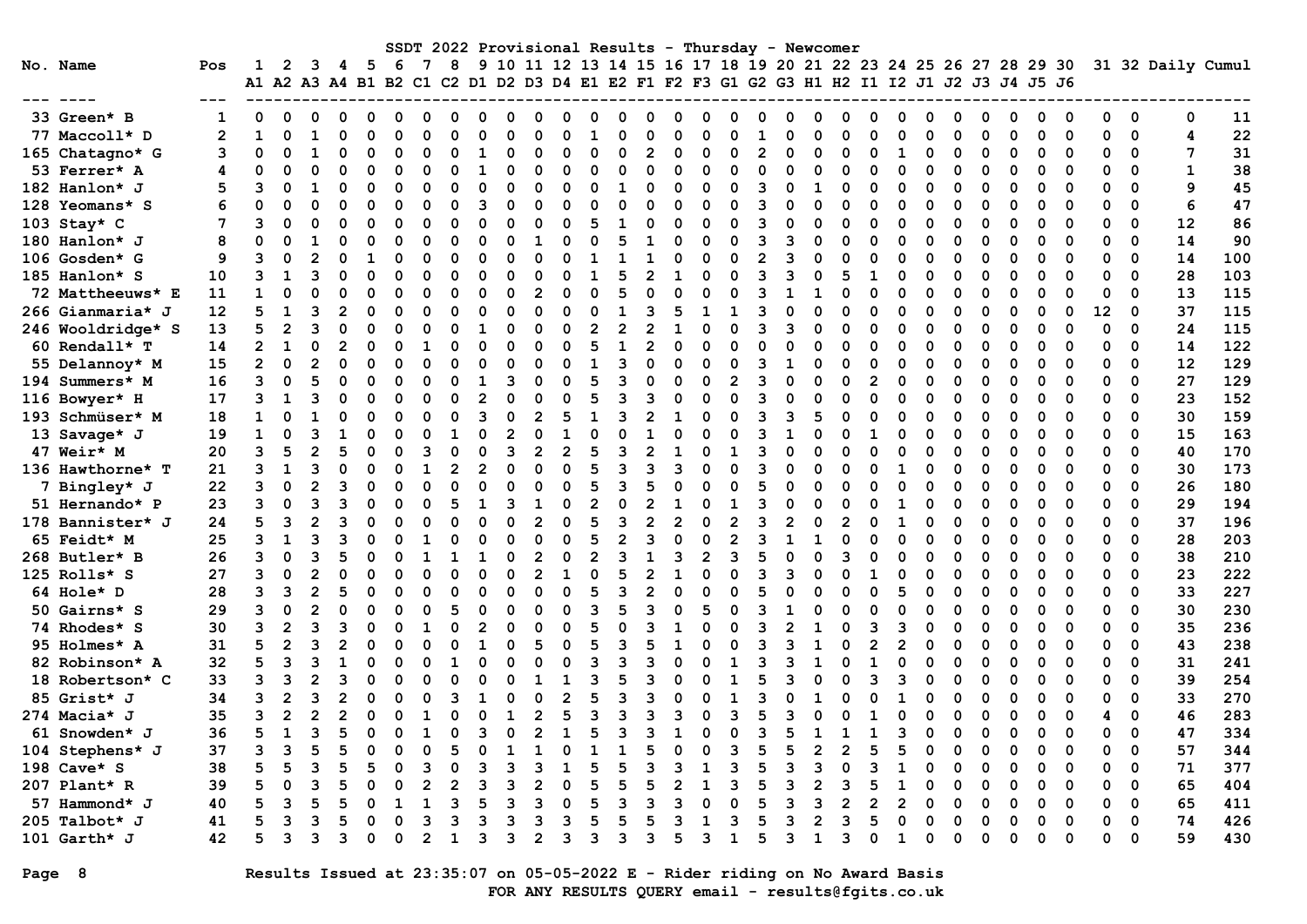SSDT 2022 Provisional Results - Thursday - Newcomer

| No. | Name | Pos | 1 A1 | 2 A2 | 3 A3 | 4 A4 | 5 B1 | 6 B2 | 7 C1 | 8 C2 | 9 D1 | 10 D2 | 11 D3 | 12 D4 | 13 E1 | 14 E2 | 15 F1 | 16 F2 | 17 F3 | 18 G1 | 19 G2 | 20 G3 | 21 H1 | 22 H2 | 23 I1 | 24 I2 | 25 J1 | 26 J2 | 27 J3 | 28 J4 | 29 J5 | 30 J6 | 31 | 32 | Daily | Cumul |
|---|---|---|---|---|---|---|---|---|---|---|---|---|---|---|---|---|---|---|---|---|---|---|---|---|---|---|---|---|---|---|---|---|---|---|---|---|
| 33 | Green* B | 1 | 0 | 0 | 0 | 0 | 0 | 0 | 0 | 0 | 0 | 0 | 0 | 0 | 0 | 0 | 0 | 0 | 0 | 0 | 0 | 0 | 0 | 0 | 0 | 0 | 0 | 0 | 0 | 0 | 0 | 0 | 0 | 0 | 0 | 11 |
| 77 | Maccoll* D | 2 | 1 | 0 | 1 | 0 | 0 | 0 | 0 | 0 | 0 | 0 | 0 | 0 | 1 | 0 | 0 | 0 | 0 | 0 | 1 | 0 | 0 | 0 | 0 | 0 | 0 | 0 | 0 | 0 | 0 | 0 | 0 | 0 | 4 | 22 |
| 165 | Chatagno* G | 3 | 0 | 0 | 1 | 0 | 0 | 0 | 0 | 0 | 1 | 0 | 0 | 0 | 0 | 0 | 2 | 0 | 0 | 0 | 2 | 0 | 0 | 0 | 0 | 1 | 0 | 0 | 0 | 0 | 0 | 0 | 0 | 0 | 7 | 31 |
| 53 | Ferrer* A | 4 | 0 | 0 | 0 | 0 | 0 | 0 | 0 | 0 | 1 | 0 | 0 | 0 | 0 | 0 | 0 | 0 | 0 | 0 | 0 | 0 | 0 | 0 | 0 | 0 | 0 | 0 | 0 | 0 | 0 | 0 | 0 | 0 | 1 | 38 |
| 182 | Hanlon* J | 5 | 3 | 0 | 1 | 0 | 0 | 0 | 0 | 0 | 0 | 0 | 0 | 0 | 0 | 1 | 0 | 0 | 0 | 0 | 3 | 0 | 1 | 0 | 0 | 0 | 0 | 0 | 0 | 0 | 0 | 0 | 0 | 0 | 9 | 45 |
| 128 | Yeomans* S | 6 | 0 | 0 | 0 | 0 | 0 | 0 | 0 | 0 | 3 | 0 | 0 | 0 | 0 | 0 | 0 | 0 | 0 | 0 | 3 | 0 | 0 | 0 | 0 | 0 | 0 | 0 | 0 | 0 | 0 | 0 | 0 | 0 | 6 | 47 |
| 103 | Stay* C | 7 | 3 | 0 | 0 | 0 | 0 | 0 | 0 | 0 | 0 | 0 | 0 | 0 | 5 | 1 | 0 | 0 | 0 | 0 | 3 | 0 | 0 | 0 | 0 | 0 | 0 | 0 | 0 | 0 | 0 | 0 | 0 | 0 | 12 | 86 |
| 180 | Hanlon* J | 8 | 0 | 0 | 1 | 0 | 0 | 0 | 0 | 0 | 0 | 0 | 1 | 0 | 0 | 5 | 1 | 0 | 0 | 0 | 3 | 3 | 0 | 0 | 0 | 0 | 0 | 0 | 0 | 0 | 0 | 0 | 0 | 0 | 14 | 90 |
| 106 | Gosden* G | 9 | 3 | 0 | 2 | 0 | 1 | 0 | 0 | 0 | 0 | 0 | 0 | 0 | 1 | 1 | 1 | 0 | 0 | 0 | 2 | 3 | 0 | 0 | 0 | 0 | 0 | 0 | 0 | 0 | 0 | 0 | 0 | 0 | 14 | 100 |
| 185 | Hanlon* S | 10 | 3 | 1 | 3 | 0 | 0 | 0 | 0 | 0 | 0 | 0 | 0 | 0 | 1 | 5 | 2 | 1 | 0 | 0 | 3 | 3 | 0 | 5 | 1 | 0 | 0 | 0 | 0 | 0 | 0 | 0 | 0 | 0 | 28 | 103 |
| 72 | Mattheeuws* E | 11 | 1 | 0 | 0 | 0 | 0 | 0 | 0 | 0 | 0 | 0 | 2 | 0 | 0 | 5 | 0 | 0 | 0 | 0 | 3 | 1 | 1 | 0 | 0 | 0 | 0 | 0 | 0 | 0 | 0 | 0 | 0 | 0 | 13 | 115 |
| 266 | Gianmaria* J | 12 | 5 | 1 | 3 | 2 | 0 | 0 | 0 | 0 | 0 | 0 | 0 | 0 | 0 | 1 | 3 | 5 | 1 | 1 | 3 | 0 | 0 | 0 | 0 | 0 | 0 | 0 | 0 | 0 | 0 | 0 | 12 | 0 | 37 | 115 |
| 246 | Wooldridge* S | 13 | 5 | 2 | 3 | 0 | 0 | 0 | 0 | 0 | 1 | 0 | 0 | 0 | 2 | 2 | 2 | 1 | 0 | 0 | 3 | 3 | 0 | 0 | 0 | 0 | 0 | 0 | 0 | 0 | 0 | 0 | 0 | 0 | 24 | 115 |
| 60 | Rendall* T | 14 | 2 | 1 | 0 | 2 | 0 | 0 | 1 | 0 | 0 | 0 | 0 | 0 | 5 | 1 | 2 | 0 | 0 | 0 | 0 | 0 | 0 | 0 | 0 | 0 | 0 | 0 | 0 | 0 | 0 | 0 | 0 | 0 | 14 | 122 |
| 55 | Delannoy* M | 15 | 2 | 0 | 2 | 0 | 0 | 0 | 0 | 0 | 0 | 0 | 0 | 0 | 1 | 3 | 0 | 0 | 0 | 0 | 3 | 1 | 0 | 0 | 0 | 0 | 0 | 0 | 0 | 0 | 0 | 0 | 0 | 0 | 12 | 129 |
| 194 | Summers* M | 16 | 3 | 0 | 5 | 0 | 0 | 0 | 0 | 0 | 1 | 3 | 0 | 0 | 5 | 3 | 0 | 0 | 0 | 2 | 3 | 0 | 0 | 0 | 2 | 0 | 0 | 0 | 0 | 0 | 0 | 0 | 0 | 0 | 27 | 129 |
| 116 | Bowyer* H | 17 | 3 | 1 | 3 | 0 | 0 | 0 | 0 | 0 | 2 | 0 | 0 | 0 | 5 | 3 | 3 | 0 | 0 | 0 | 3 | 0 | 0 | 0 | 0 | 0 | 0 | 0 | 0 | 0 | 0 | 0 | 0 | 0 | 23 | 152 |
| 193 | Schmüser* M | 18 | 1 | 0 | 1 | 0 | 0 | 0 | 0 | 0 | 3 | 0 | 2 | 5 | 1 | 3 | 2 | 1 | 0 | 0 | 3 | 3 | 5 | 0 | 0 | 0 | 0 | 0 | 0 | 0 | 0 | 0 | 0 | 0 | 30 | 159 |
| 13 | Savage* J | 19 | 1 | 0 | 3 | 1 | 0 | 0 | 0 | 1 | 0 | 2 | 0 | 1 | 0 | 0 | 1 | 0 | 0 | 0 | 3 | 1 | 0 | 0 | 1 | 0 | 0 | 0 | 0 | 0 | 0 | 0 | 0 | 0 | 15 | 163 |
| 47 | Weir* M | 20 | 3 | 5 | 2 | 5 | 0 | 0 | 3 | 0 | 0 | 3 | 2 | 2 | 5 | 3 | 2 | 1 | 0 | 1 | 3 | 0 | 0 | 0 | 0 | 0 | 0 | 0 | 0 | 0 | 0 | 0 | 0 | 0 | 40 | 170 |
| 136 | Hawthorne* T | 21 | 3 | 1 | 3 | 0 | 0 | 0 | 1 | 2 | 2 | 0 | 0 | 0 | 5 | 3 | 3 | 3 | 0 | 0 | 3 | 0 | 0 | 0 | 0 | 1 | 0 | 0 | 0 | 0 | 0 | 0 | 0 | 0 | 30 | 173 |
| 7 | Bingley* J | 22 | 3 | 0 | 2 | 3 | 0 | 0 | 0 | 0 | 0 | 0 | 0 | 0 | 5 | 3 | 5 | 0 | 0 | 0 | 5 | 0 | 0 | 0 | 0 | 0 | 0 | 0 | 0 | 0 | 0 | 0 | 0 | 0 | 26 | 180 |
| 51 | Hernando* P | 23 | 3 | 0 | 3 | 3 | 0 | 0 | 0 | 5 | 1 | 3 | 1 | 0 | 2 | 0 | 2 | 1 | 0 | 1 | 3 | 0 | 0 | 0 | 0 | 1 | 0 | 0 | 0 | 0 | 0 | 0 | 0 | 0 | 29 | 194 |
| 178 | Bannister* J | 24 | 5 | 3 | 2 | 3 | 0 | 0 | 0 | 0 | 0 | 0 | 2 | 0 | 5 | 3 | 2 | 2 | 0 | 2 | 3 | 2 | 0 | 2 | 0 | 1 | 0 | 0 | 0 | 0 | 0 | 0 | 0 | 0 | 37 | 196 |
| 65 | Feidt* M | 25 | 3 | 1 | 3 | 3 | 0 | 0 | 1 | 0 | 0 | 0 | 0 | 0 | 5 | 2 | 3 | 0 | 0 | 2 | 3 | 1 | 1 | 0 | 0 | 0 | 0 | 0 | 0 | 0 | 0 | 0 | 0 | 0 | 28 | 203 |
| 268 | Butler* B | 26 | 3 | 0 | 3 | 5 | 0 | 0 | 1 | 1 | 1 | 0 | 2 | 0 | 2 | 3 | 1 | 3 | 2 | 3 | 5 | 0 | 0 | 3 | 0 | 0 | 0 | 0 | 0 | 0 | 0 | 0 | 0 | 0 | 38 | 210 |
| 125 | Rolls* S | 27 | 3 | 0 | 2 | 0 | 0 | 0 | 0 | 0 | 0 | 0 | 2 | 1 | 0 | 5 | 2 | 1 | 0 | 0 | 3 | 3 | 0 | 0 | 1 | 0 | 0 | 0 | 0 | 0 | 0 | 0 | 0 | 0 | 23 | 222 |
| 64 | Hole* D | 28 | 3 | 3 | 2 | 5 | 0 | 0 | 0 | 0 | 0 | 0 | 0 | 0 | 5 | 3 | 2 | 0 | 0 | 0 | 5 | 0 | 0 | 0 | 0 | 5 | 0 | 0 | 0 | 0 | 0 | 0 | 0 | 0 | 33 | 227 |
| 50 | Gairns* S | 29 | 3 | 0 | 2 | 0 | 0 | 0 | 0 | 5 | 0 | 0 | 0 | 0 | 3 | 5 | 3 | 0 | 5 | 0 | 3 | 1 | 0 | 0 | 0 | 0 | 0 | 0 | 0 | 0 | 0 | 0 | 0 | 0 | 30 | 230 |
| 74 | Rhodes* S | 30 | 3 | 2 | 3 | 3 | 0 | 0 | 1 | 0 | 2 | 0 | 0 | 0 | 5 | 0 | 3 | 1 | 0 | 0 | 3 | 2 | 1 | 0 | 3 | 3 | 0 | 0 | 0 | 0 | 0 | 0 | 0 | 0 | 35 | 236 |
| 95 | Holmes* A | 31 | 5 | 2 | 3 | 2 | 0 | 0 | 0 | 0 | 1 | 0 | 5 | 0 | 5 | 3 | 5 | 1 | 0 | 0 | 3 | 3 | 1 | 0 | 2 | 2 | 0 | 0 | 0 | 0 | 0 | 0 | 0 | 0 | 43 | 238 |
| 82 | Robinson* A | 32 | 5 | 3 | 3 | 1 | 0 | 0 | 0 | 1 | 0 | 0 | 0 | 0 | 3 | 3 | 3 | 0 | 0 | 1 | 3 | 3 | 1 | 0 | 1 | 0 | 0 | 0 | 0 | 0 | 0 | 0 | 0 | 0 | 31 | 241 |
| 18 | Robertson* C | 33 | 3 | 3 | 2 | 3 | 0 | 0 | 0 | 0 | 0 | 0 | 1 | 1 | 3 | 5 | 3 | 0 | 0 | 1 | 5 | 3 | 0 | 0 | 3 | 3 | 0 | 0 | 0 | 0 | 0 | 0 | 0 | 0 | 39 | 254 |
| 85 | Grist* J | 34 | 3 | 2 | 3 | 2 | 0 | 0 | 0 | 3 | 1 | 0 | 0 | 2 | 5 | 3 | 3 | 0 | 0 | 1 | 3 | 0 | 1 | 0 | 0 | 1 | 0 | 0 | 0 | 0 | 0 | 0 | 0 | 0 | 33 | 270 |
| 274 | Macia* J | 35 | 3 | 2 | 2 | 2 | 0 | 0 | 1 | 0 | 0 | 1 | 2 | 5 | 3 | 3 | 3 | 3 | 0 | 3 | 5 | 3 | 0 | 0 | 1 | 0 | 0 | 0 | 0 | 0 | 0 | 0 | 4 | 0 | 46 | 283 |
| 61 | Snowden* J | 36 | 5 | 1 | 3 | 5 | 0 | 0 | 1 | 0 | 3 | 0 | 2 | 1 | 5 | 3 | 3 | 1 | 0 | 0 | 3 | 5 | 1 | 1 | 1 | 3 | 0 | 0 | 0 | 0 | 0 | 0 | 0 | 0 | 47 | 334 |
| 104 | Stephens* J | 37 | 3 | 3 | 5 | 5 | 0 | 0 | 0 | 5 | 0 | 1 | 1 | 0 | 1 | 1 | 5 | 0 | 0 | 3 | 5 | 5 | 2 | 2 | 5 | 5 | 0 | 0 | 0 | 0 | 0 | 0 | 0 | 0 | 57 | 344 |
| 198 | Cave* S | 38 | 5 | 5 | 3 | 5 | 5 | 0 | 3 | 0 | 3 | 3 | 3 | 1 | 5 | 5 | 3 | 3 | 1 | 3 | 5 | 3 | 3 | 0 | 3 | 1 | 0 | 0 | 0 | 0 | 0 | 0 | 0 | 0 | 71 | 377 |
| 207 | Plant* R | 39 | 5 | 0 | 3 | 5 | 0 | 0 | 2 | 2 | 3 | 3 | 2 | 0 | 5 | 5 | 5 | 2 | 1 | 3 | 5 | 3 | 2 | 3 | 5 | 1 | 0 | 0 | 0 | 0 | 0 | 0 | 0 | 0 | 65 | 404 |
| 57 | Hammond* J | 40 | 5 | 3 | 5 | 5 | 0 | 1 | 1 | 3 | 5 | 3 | 3 | 0 | 5 | 3 | 3 | 3 | 0 | 0 | 5 | 3 | 3 | 2 | 2 | 2 | 0 | 0 | 0 | 0 | 0 | 0 | 0 | 0 | 65 | 411 |
| 205 | Talbot* J | 41 | 5 | 3 | 3 | 5 | 0 | 0 | 3 | 3 | 3 | 3 | 3 | 3 | 5 | 5 | 5 | 3 | 1 | 3 | 5 | 3 | 2 | 3 | 5 | 0 | 0 | 0 | 0 | 0 | 0 | 0 | 0 | 0 | 74 | 426 |
| 101 | Garth* J | 42 | 5 | 3 | 3 | 3 | 0 | 0 | 2 | 1 | 3 | 3 | 2 | 3 | 3 | 3 | 3 | 5 | 3 | 1 | 5 | 3 | 1 | 3 | 0 | 1 | 0 | 0 | 0 | 0 | 0 | 0 | 0 | 0 | 59 | 430 |

Results Issued at 23:35:07 on 05-05-2022 E - Rider riding on No Award Basis
FOR ANY RESULTS QUERY email - results@fgits.co.uk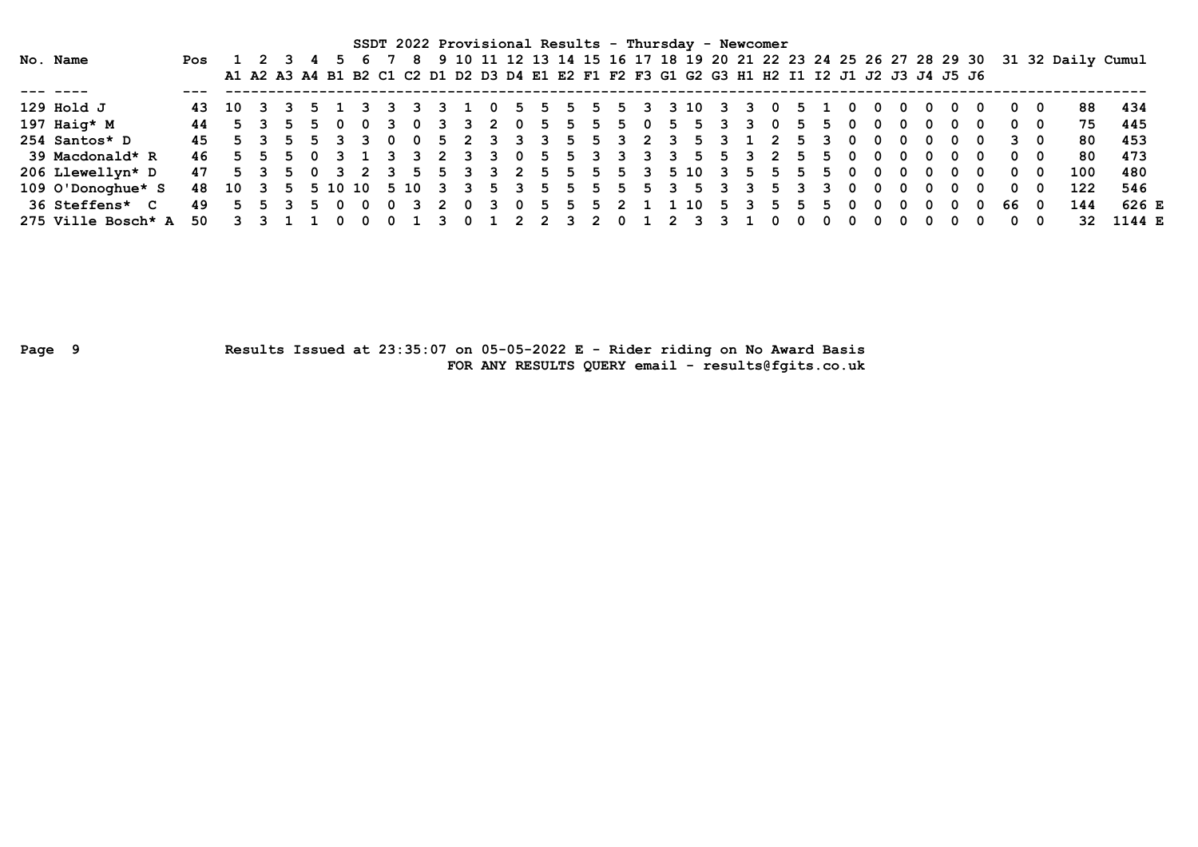SSDT 2022 Provisional Results - Thursday - Newcomer

| No. | Name | Pos | 1 A1 | 2 A2 | 3 A3 | 4 A4 | 5 B1 | 6 B2 | 7 C1 | 8 C2 | 9 D1 | 10 D2 | 11 D3 | 12 D4 | 13 E1 | 14 E2 | 15 F1 | 16 F2 | 17 F3 | 18 G1 | 19 G2 | 20 G3 | 21 H1 | 22 H2 | 23 I1 | 24 I2 | 25 J1 | 26 J2 | 27 J3 | 28 J4 | 29 J5 | 30 J6 | 31 | 32 | Daily | Cumul | |
|---|---|---|---|---|---|---|---|---|---|---|---|---|---|---|---|---|---|---|---|---|---|---|---|---|---|---|---|---|---|---|---|---|---|---|---|---|---|
| 129 | Hold J | 43 | 10 | 3 | 3 | 5 | 1 | 3 | 3 | 3 | 3 | 1 | 0 | 5 | 5 | 5 | 5 | 5 | 3 | 3 | 10 | 3 | 3 | 0 | 5 | 1 | 0 | 0 | 0 | 0 | 0 | 0 | 0 | 0 | 88 | 434 | |
| 197 | Haig* M | 44 | 5 | 3 | 5 | 5 | 0 | 0 | 3 | 0 | 3 | 3 | 2 | 0 | 5 | 5 | 5 | 5 | 0 | 5 | 5 | 3 | 3 | 0 | 5 | 5 | 0 | 0 | 0 | 0 | 0 | 0 | 0 | 0 | 75 | 445 | |
| 254 | Santos* D | 45 | 5 | 3 | 5 | 5 | 3 | 3 | 0 | 0 | 5 | 2 | 3 | 3 | 3 | 5 | 5 | 3 | 2 | 3 | 5 | 3 | 1 | 2 | 5 | 3 | 0 | 0 | 0 | 0 | 0 | 0 | 3 | 0 | 80 | 453 | |
| 39 | Macdonald* R | 46 | 5 | 5 | 5 | 0 | 3 | 1 | 3 | 3 | 2 | 3 | 3 | 0 | 5 | 5 | 3 | 3 | 3 | 3 | 5 | 5 | 3 | 2 | 5 | 5 | 0 | 0 | 0 | 0 | 0 | 0 | 0 | 0 | 80 | 473 | |
| 206 | Llewellyn* D | 47 | 5 | 3 | 5 | 0 | 3 | 2 | 3 | 5 | 5 | 3 | 3 | 2 | 5 | 5 | 5 | 5 | 3 | 5 | 10 | 3 | 5 | 5 | 5 | 5 | 0 | 0 | 0 | 0 | 0 | 0 | 0 | 0 | 100 | 480 | |
| 109 | O'Donoghue* S | 48 | 10 | 3 | 5 | 5 | 10 | 10 | 5 | 10 | 3 | 3 | 5 | 3 | 5 | 5 | 5 | 5 | 5 | 3 | 5 | 3 | 3 | 5 | 3 | 3 | 0 | 0 | 0 | 0 | 0 | 0 | 0 | 0 | 122 | 546 | |
| 36 | Steffens* C | 49 | 5 | 5 | 3 | 5 | 0 | 0 | 0 | 3 | 2 | 0 | 3 | 0 | 5 | 5 | 5 | 2 | 1 | 1 | 10 | 5 | 3 | 5 | 5 | 5 | 0 | 0 | 0 | 0 | 0 | 0 | 66 | 0 | 144 | 626 | E |
| 275 | Ville Bosch* A | 50 | 3 | 3 | 1 | 1 | 0 | 0 | 0 | 1 | 3 | 0 | 1 | 2 | 2 | 3 | 2 | 0 | 1 | 2 | 3 | 3 | 1 | 0 | 0 | 0 | 0 | 0 | 0 | 0 | 0 | 0 | 0 | 0 | 32 | 1144 | E |

Results Issued at 23:35:07 on 05-05-2022 E - Rider riding on No Award Basis
FOR ANY RESULTS QUERY email - results@fgits.co.uk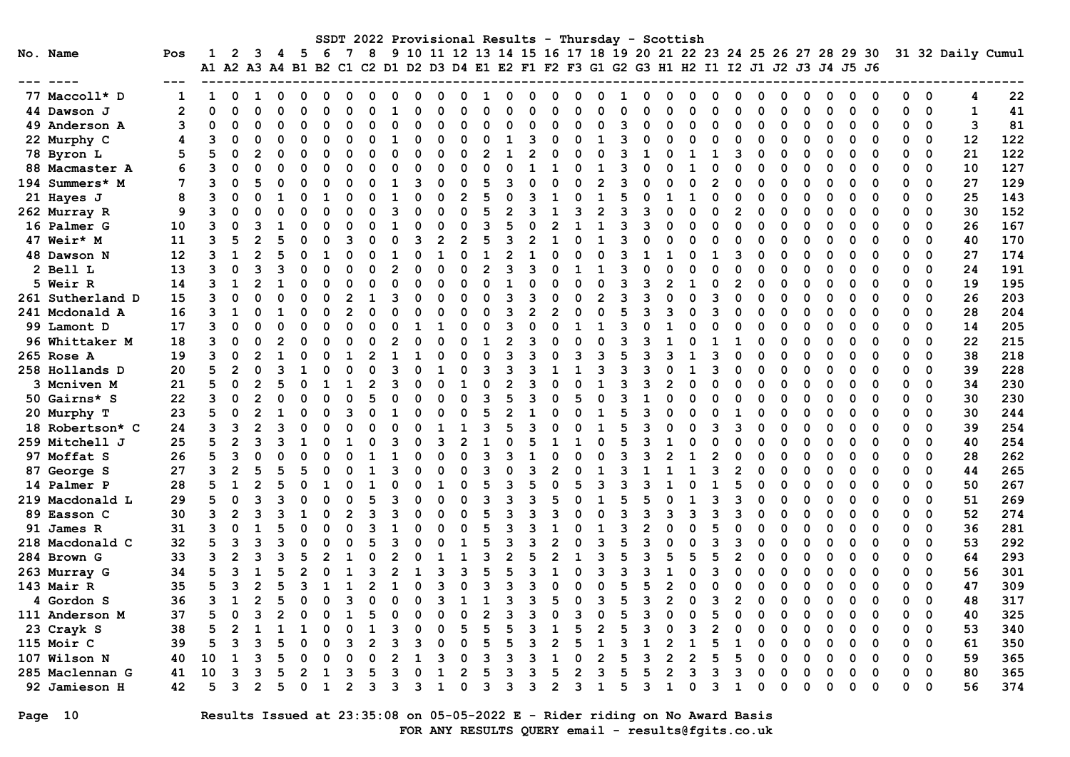# SSDT 2022 Provisional Results - Thursday - Scottish

| No. | Name | Pos | 1 A1 | 2 A2 | 3 A3 | 4 A4 | 5 B1 | 6 B2 | 7 C1 | 8 C2 | 9 D1 | 10 D2 | 11 D3 | 12 D4 | 13 E1 | 14 E2 | 15 F1 | 16 F2 | 17 F3 | 18 G1 | 19 G2 | 20 G3 | 21 H1 | 22 H2 | 23 I1 | 24 I2 | 25 J1 | 26 J2 | 27 J3 | 28 J4 | 29 J5 | 30 J6 | 31 | 32 | Daily | Cumul |
|---|---|---|---|---|---|---|---|---|---|---|---|---|---|---|---|---|---|---|---|---|---|---|---|---|---|---|---|---|---|---|---|---|---|---|---|---|
| 77 | Maccoll* D | 1 | 1 | 0 | 1 | 0 | 0 | 0 | 0 | 0 | 0 | 0 | 0 | 0 | 1 | 0 | 0 | 0 | 0 | 0 | 1 | 0 | 0 | 0 | 0 | 0 | 0 | 0 | 0 | 0 | 0 | 0 | 0 | 0 | 4 | 22 |
| 44 | Dawson J | 2 | 0 | 0 | 0 | 0 | 0 | 0 | 0 | 0 | 1 | 0 | 0 | 0 | 0 | 0 | 0 | 0 | 0 | 0 | 0 | 0 | 0 | 0 | 0 | 0 | 0 | 0 | 0 | 0 | 0 | 0 | 0 | 0 | 1 | 41 |
| 49 | Anderson A | 3 | 0 | 0 | 0 | 0 | 0 | 0 | 0 | 0 | 0 | 0 | 0 | 0 | 0 | 0 | 0 | 0 | 0 | 0 | 3 | 0 | 0 | 0 | 0 | 0 | 0 | 0 | 0 | 0 | 0 | 0 | 0 | 0 | 3 | 81 |
| 22 | Murphy C | 4 | 3 | 0 | 0 | 0 | 0 | 0 | 0 | 0 | 1 | 0 | 0 | 0 | 0 | 1 | 3 | 0 | 0 | 1 | 3 | 0 | 0 | 0 | 0 | 0 | 0 | 0 | 0 | 0 | 0 | 0 | 0 | 0 | 12 | 122 |
| 78 | Byron L | 5 | 5 | 0 | 2 | 0 | 0 | 0 | 0 | 0 | 0 | 0 | 0 | 0 | 2 | 1 | 2 | 0 | 0 | 0 | 3 | 1 | 0 | 1 | 1 | 3 | 0 | 0 | 0 | 0 | 0 | 0 | 0 | 0 | 21 | 122 |
| 88 | Macmaster A | 6 | 3 | 0 | 0 | 0 | 0 | 0 | 0 | 0 | 0 | 0 | 0 | 0 | 0 | 0 | 1 | 1 | 0 | 1 | 3 | 0 | 0 | 1 | 0 | 0 | 0 | 0 | 0 | 0 | 0 | 0 | 0 | 0 | 10 | 127 |
| 194 | Summers* M | 7 | 3 | 0 | 5 | 0 | 0 | 0 | 0 | 0 | 1 | 3 | 0 | 0 | 5 | 3 | 0 | 0 | 0 | 2 | 3 | 0 | 0 | 0 | 2 | 0 | 0 | 0 | 0 | 0 | 0 | 0 | 0 | 0 | 27 | 129 |
| 21 | Hayes J | 8 | 3 | 0 | 0 | 1 | 0 | 1 | 0 | 0 | 1 | 0 | 0 | 2 | 5 | 0 | 3 | 1 | 0 | 1 | 5 | 0 | 1 | 1 | 0 | 0 | 0 | 0 | 0 | 0 | 0 | 0 | 0 | 0 | 25 | 143 |
| 262 | Murray R | 9 | 3 | 0 | 0 | 0 | 0 | 0 | 0 | 0 | 3 | 0 | 0 | 0 | 5 | 2 | 3 | 1 | 3 | 2 | 3 | 3 | 0 | 0 | 0 | 2 | 0 | 0 | 0 | 0 | 0 | 0 | 0 | 0 | 30 | 152 |
| 16 | Palmer G | 10 | 3 | 0 | 3 | 1 | 0 | 0 | 0 | 0 | 1 | 0 | 0 | 0 | 3 | 5 | 0 | 2 | 1 | 1 | 3 | 3 | 0 | 0 | 0 | 0 | 0 | 0 | 0 | 0 | 0 | 0 | 0 | 0 | 26 | 167 |
| 47 | Weir* M | 11 | 3 | 5 | 2 | 5 | 0 | 0 | 3 | 0 | 0 | 3 | 2 | 2 | 5 | 3 | 2 | 1 | 0 | 1 | 3 | 0 | 0 | 0 | 0 | 0 | 0 | 0 | 0 | 0 | 0 | 0 | 0 | 0 | 40 | 170 |
| 48 | Dawson N | 12 | 3 | 1 | 2 | 5 | 0 | 1 | 0 | 0 | 1 | 0 | 1 | 0 | 1 | 2 | 1 | 0 | 0 | 0 | 3 | 1 | 1 | 0 | 1 | 3 | 0 | 0 | 0 | 0 | 0 | 0 | 0 | 0 | 27 | 174 |
| 2 | Bell L | 13 | 3 | 0 | 3 | 3 | 0 | 0 | 0 | 0 | 2 | 0 | 0 | 0 | 2 | 3 | 3 | 0 | 1 | 1 | 3 | 0 | 0 | 0 | 0 | 0 | 0 | 0 | 0 | 0 | 0 | 0 | 0 | 0 | 24 | 191 |
| 5 | Weir R | 14 | 3 | 1 | 2 | 1 | 0 | 0 | 0 | 0 | 0 | 0 | 0 | 0 | 0 | 1 | 0 | 0 | 0 | 0 | 3 | 3 | 2 | 1 | 0 | 2 | 0 | 0 | 0 | 0 | 0 | 0 | 0 | 0 | 19 | 195 |
| 261 | Sutherland D | 15 | 3 | 0 | 0 | 0 | 0 | 0 | 2 | 1 | 3 | 0 | 0 | 0 | 0 | 3 | 3 | 0 | 0 | 2 | 3 | 3 | 0 | 0 | 3 | 0 | 0 | 0 | 0 | 0 | 0 | 0 | 0 | 0 | 26 | 203 |
| 241 | Mcdonald A | 16 | 3 | 1 | 0 | 1 | 0 | 0 | 2 | 0 | 0 | 0 | 0 | 0 | 0 | 3 | 2 | 2 | 0 | 0 | 5 | 3 | 3 | 0 | 3 | 0 | 0 | 0 | 0 | 0 | 0 | 0 | 0 | 0 | 28 | 204 |
| 99 | Lamont D | 17 | 3 | 0 | 0 | 0 | 0 | 0 | 0 | 0 | 0 | 1 | 1 | 0 | 0 | 3 | 0 | 0 | 1 | 1 | 3 | 0 | 1 | 0 | 0 | 0 | 0 | 0 | 0 | 0 | 0 | 0 | 0 | 0 | 14 | 205 |
| 96 | Whittaker M | 18 | 3 | 0 | 0 | 2 | 0 | 0 | 0 | 0 | 2 | 0 | 0 | 0 | 1 | 2 | 3 | 0 | 0 | 0 | 3 | 3 | 1 | 0 | 1 | 1 | 0 | 0 | 0 | 0 | 0 | 0 | 0 | 0 | 22 | 215 |
| 265 | Rose A | 19 | 3 | 0 | 2 | 1 | 0 | 0 | 1 | 2 | 1 | 1 | 0 | 0 | 0 | 3 | 3 | 0 | 3 | 3 | 5 | 3 | 3 | 1 | 3 | 0 | 0 | 0 | 0 | 0 | 0 | 0 | 0 | 0 | 38 | 218 |
| 258 | Hollands D | 20 | 5 | 2 | 0 | 3 | 1 | 0 | 0 | 0 | 3 | 0 | 1 | 0 | 3 | 3 | 3 | 1 | 1 | 3 | 3 | 3 | 0 | 1 | 3 | 0 | 0 | 0 | 0 | 0 | 0 | 0 | 0 | 0 | 39 | 228 |
| 3 | Mcniven M | 21 | 5 | 0 | 2 | 5 | 0 | 1 | 1 | 2 | 3 | 0 | 0 | 1 | 0 | 2 | 3 | 0 | 0 | 1 | 3 | 3 | 2 | 0 | 0 | 0 | 0 | 0 | 0 | 0 | 0 | 0 | 0 | 0 | 34 | 230 |
| 50 | Gairns* S | 22 | 3 | 0 | 2 | 0 | 0 | 0 | 0 | 5 | 0 | 0 | 0 | 0 | 3 | 5 | 3 | 0 | 5 | 0 | 3 | 1 | 0 | 0 | 0 | 0 | 0 | 0 | 0 | 0 | 0 | 0 | 0 | 0 | 30 | 230 |
| 20 | Murphy T | 23 | 5 | 0 | 2 | 1 | 0 | 0 | 3 | 0 | 1 | 0 | 0 | 0 | 5 | 2 | 1 | 0 | 0 | 1 | 5 | 3 | 0 | 0 | 0 | 1 | 0 | 0 | 0 | 0 | 0 | 0 | 0 | 0 | 30 | 244 |
| 18 | Robertson* C | 24 | 3 | 3 | 2 | 3 | 0 | 0 | 0 | 0 | 0 | 0 | 1 | 1 | 3 | 5 | 3 | 0 | 0 | 1 | 5 | 3 | 0 | 0 | 3 | 3 | 0 | 0 | 0 | 0 | 0 | 0 | 0 | 0 | 39 | 254 |
| 259 | Mitchell J | 25 | 5 | 2 | 3 | 3 | 1 | 0 | 1 | 0 | 3 | 0 | 3 | 2 | 1 | 0 | 5 | 1 | 1 | 0 | 5 | 3 | 1 | 0 | 0 | 0 | 0 | 0 | 0 | 0 | 0 | 0 | 0 | 0 | 40 | 254 |
| 97 | Moffat S | 26 | 5 | 3 | 0 | 0 | 0 | 0 | 0 | 1 | 1 | 0 | 0 | 0 | 3 | 3 | 1 | 0 | 0 | 0 | 3 | 3 | 2 | 1 | 2 | 0 | 0 | 0 | 0 | 0 | 0 | 0 | 0 | 0 | 28 | 262 |
| 87 | George S | 27 | 3 | 2 | 5 | 5 | 5 | 0 | 0 | 1 | 3 | 0 | 0 | 0 | 3 | 0 | 3 | 2 | 0 | 1 | 3 | 1 | 1 | 1 | 3 | 2 | 0 | 0 | 0 | 0 | 0 | 0 | 0 | 0 | 44 | 265 |
| 14 | Palmer P | 28 | 5 | 1 | 2 | 5 | 0 | 1 | 0 | 1 | 0 | 0 | 1 | 0 | 5 | 3 | 5 | 0 | 5 | 3 | 3 | 3 | 1 | 0 | 1 | 5 | 0 | 0 | 0 | 0 | 0 | 0 | 0 | 0 | 50 | 267 |
| 219 | Macdonald L | 29 | 5 | 0 | 3 | 3 | 0 | 0 | 0 | 5 | 3 | 0 | 0 | 0 | 3 | 3 | 3 | 5 | 0 | 1 | 5 | 5 | 0 | 1 | 3 | 3 | 0 | 0 | 0 | 0 | 0 | 0 | 0 | 0 | 51 | 269 |
| 89 | Easson C | 30 | 3 | 2 | 3 | 3 | 1 | 0 | 2 | 3 | 3 | 0 | 0 | 0 | 5 | 3 | 3 | 3 | 0 | 0 | 3 | 3 | 3 | 3 | 3 | 3 | 0 | 0 | 0 | 0 | 0 | 0 | 0 | 0 | 52 | 274 |
| 91 | James R | 31 | 3 | 0 | 1 | 5 | 0 | 0 | 0 | 3 | 1 | 0 | 0 | 0 | 5 | 3 | 3 | 1 | 0 | 1 | 3 | 2 | 0 | 0 | 5 | 0 | 0 | 0 | 0 | 0 | 0 | 0 | 0 | 0 | 36 | 281 |
| 218 | Macdonald C | 32 | 5 | 3 | 3 | 3 | 0 | 0 | 0 | 5 | 3 | 0 | 0 | 1 | 5 | 3 | 3 | 2 | 0 | 3 | 5 | 3 | 0 | 0 | 3 | 3 | 0 | 0 | 0 | 0 | 0 | 0 | 0 | 0 | 53 | 292 |
| 284 | Brown G | 33 | 3 | 2 | 3 | 3 | 5 | 2 | 1 | 0 | 2 | 0 | 1 | 1 | 3 | 2 | 5 | 2 | 1 | 3 | 5 | 3 | 5 | 5 | 5 | 2 | 0 | 0 | 0 | 0 | 0 | 0 | 0 | 0 | 64 | 293 |
| 263 | Murray G | 34 | 5 | 3 | 1 | 5 | 2 | 0 | 1 | 3 | 2 | 1 | 3 | 3 | 5 | 5 | 3 | 1 | 0 | 3 | 3 | 3 | 1 | 0 | 3 | 0 | 0 | 0 | 0 | 0 | 0 | 0 | 0 | 0 | 56 | 301 |
| 143 | Mair R | 35 | 5 | 3 | 2 | 5 | 3 | 1 | 1 | 2 | 1 | 0 | 3 | 0 | 3 | 3 | 3 | 0 | 0 | 0 | 5 | 5 | 2 | 0 | 0 | 0 | 0 | 0 | 0 | 0 | 0 | 0 | 0 | 0 | 47 | 309 |
| 4 | Gordon S | 36 | 3 | 1 | 2 | 5 | 0 | 0 | 3 | 0 | 0 | 0 | 3 | 1 | 1 | 3 | 3 | 5 | 0 | 3 | 5 | 3 | 2 | 0 | 3 | 2 | 0 | 0 | 0 | 0 | 0 | 0 | 0 | 0 | 48 | 317 |
| 111 | Anderson M | 37 | 5 | 0 | 3 | 2 | 0 | 0 | 1 | 5 | 0 | 0 | 0 | 0 | 2 | 3 | 3 | 0 | 3 | 0 | 5 | 3 | 0 | 0 | 5 | 0 | 0 | 0 | 0 | 0 | 0 | 0 | 0 | 0 | 40 | 325 |
| 23 | Crayk S | 38 | 5 | 2 | 1 | 1 | 1 | 0 | 0 | 1 | 3 | 0 | 0 | 5 | 5 | 5 | 3 | 1 | 5 | 2 | 5 | 3 | 0 | 3 | 2 | 0 | 0 | 0 | 0 | 0 | 0 | 0 | 0 | 0 | 53 | 340 |
| 115 | Moir C | 39 | 5 | 3 | 3 | 5 | 0 | 0 | 3 | 2 | 3 | 3 | 0 | 0 | 5 | 5 | 3 | 2 | 5 | 1 | 3 | 1 | 2 | 1 | 5 | 1 | 0 | 0 | 0 | 0 | 0 | 0 | 0 | 0 | 61 | 350 |
| 107 | Wilson N | 40 | 10 | 1 | 3 | 5 | 0 | 0 | 0 | 0 | 2 | 1 | 3 | 0 | 3 | 3 | 3 | 1 | 0 | 2 | 5 | 3 | 2 | 2 | 5 | 5 | 0 | 0 | 0 | 0 | 0 | 0 | 0 | 0 | 59 | 365 |
| 285 | Maclennan G | 41 | 10 | 3 | 3 | 5 | 2 | 1 | 3 | 5 | 3 | 0 | 1 | 2 | 5 | 3 | 3 | 5 | 2 | 3 | 5 | 5 | 2 | 3 | 3 | 3 | 0 | 0 | 0 | 0 | 0 | 0 | 0 | 0 | 80 | 365 |
| 92 | Jamieson H | 42 | 5 | 3 | 2 | 5 | 0 | 1 | 2 | 3 | 3 | 3 | 1 | 0 | 3 | 3 | 3 | 2 | 3 | 1 | 5 | 3 | 1 | 0 | 3 | 1 | 0 | 0 | 0 | 0 | 0 | 0 | 0 | 0 | 56 | 374 |

Results Issued at 23:35:08 on 05-05-2022 E - Rider riding on No Award Basis

FOR ANY RESULTS QUERY email - results@fgits.co.uk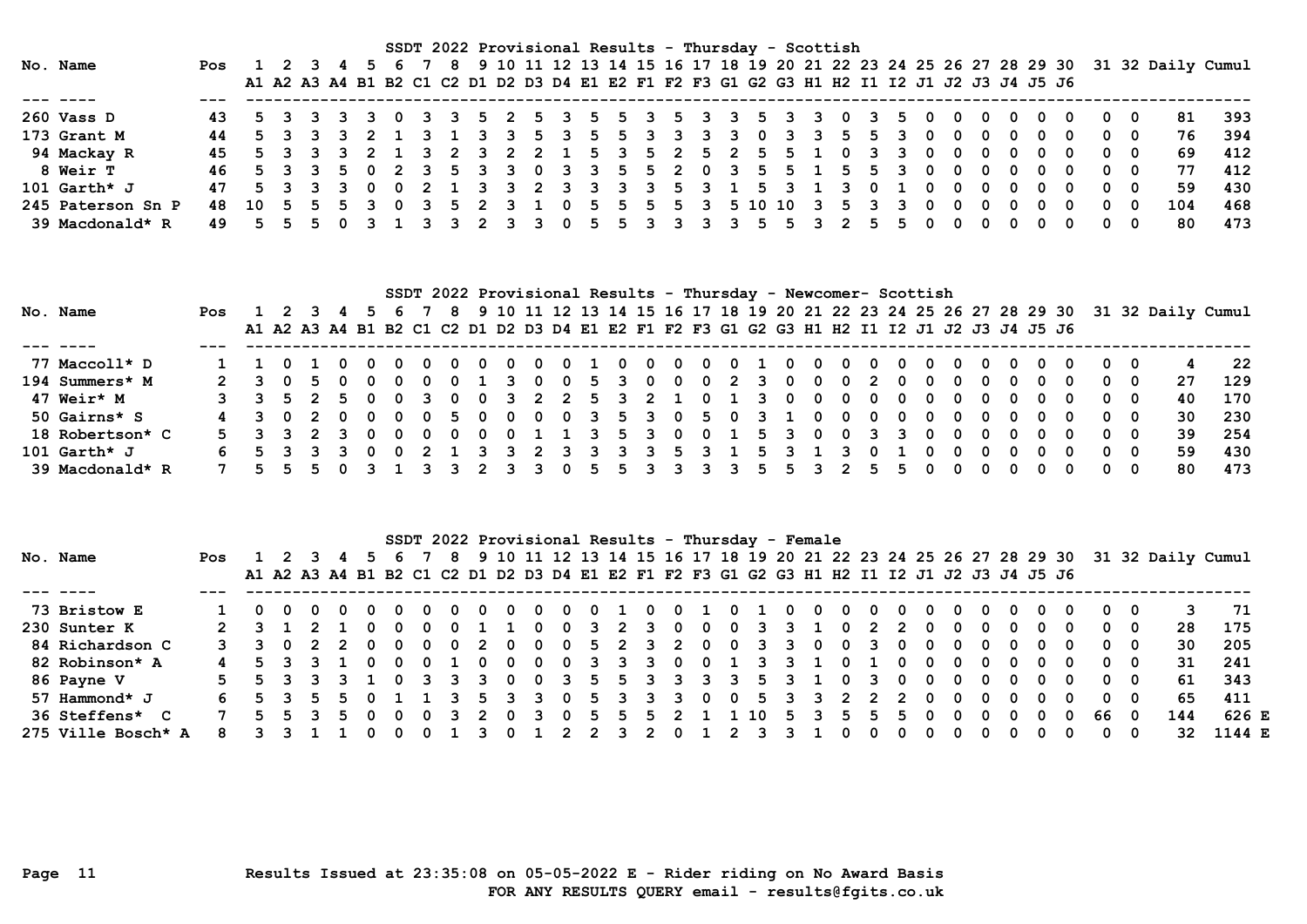## SSDT 2022 Provisional Results - Thursday - Scottish

| No. | Name | Pos | 1 A1 | 2 A2 | 3 A3 | 4 A4 | 5 B1 | 6 B2 | 7 C1 | 8 C2 | 9 D1 | 10 D2 | 11 D3 | 12 D4 | 13 E1 | 14 E2 | 15 F1 | 16 F2 | 17 F3 | 18 G1 | 19 G2 | 20 G3 | 21 H1 | 22 H2 | 23 I1 | 24 I2 | 25 J1 | 26 J2 | 27 J3 | 28 J4 | 29 J5 | 30 J6 | 31 | 32 | Daily | Cumul |
|---|---|---|---|---|---|---|---|---|---|---|---|---|---|---|---|---|---|---|---|---|---|---|---|---|---|---|---|---|---|---|---|---|---|---|---|---|
| 260 | Vass D | 43 | 5 | 3 | 3 | 3 | 3 | 0 | 3 | 3 | 5 | 2 | 5 | 3 | 5 | 5 | 3 | 5 | 3 | 3 | 5 | 3 | 3 | 0 | 3 | 5 | 0 | 0 | 0 | 0 | 0 | 0 | 0 | 0 | 81 | 393 |
| 173 | Grant M | 44 | 5 | 3 | 3 | 3 | 2 | 1 | 3 | 1 | 3 | 3 | 5 | 3 | 5 | 5 | 3 | 3 | 3 | 3 | 0 | 3 | 3 | 5 | 5 | 3 | 0 | 0 | 0 | 0 | 0 | 0 | 0 | 0 | 76 | 394 |
| 94 | Mackay R | 45 | 5 | 3 | 3 | 3 | 2 | 1 | 3 | 2 | 3 | 2 | 2 | 1 | 5 | 3 | 5 | 2 | 5 | 2 | 5 | 5 | 1 | 0 | 3 | 3 | 0 | 0 | 0 | 0 | 0 | 0 | 0 | 0 | 69 | 412 |
| 8 | Weir T | 46 | 5 | 3 | 3 | 5 | 0 | 2 | 3 | 5 | 3 | 3 | 0 | 3 | 3 | 5 | 5 | 2 | 0 | 3 | 5 | 5 | 1 | 5 | 5 | 3 | 0 | 0 | 0 | 0 | 0 | 0 | 0 | 0 | 77 | 412 |
| 101 | Garth* J | 47 | 5 | 3 | 3 | 3 | 0 | 0 | 2 | 1 | 3 | 3 | 2 | 3 | 3 | 3 | 3 | 5 | 3 | 1 | 5 | 3 | 1 | 3 | 0 | 1 | 0 | 0 | 0 | 0 | 0 | 0 | 0 | 0 | 59 | 430 |
| 245 | Paterson Sn P | 48 | 10 | 5 | 5 | 5 | 3 | 0 | 3 | 5 | 2 | 3 | 1 | 0 | 5 | 5 | 5 | 5 | 3 | 5 | 10 | 10 | 3 | 5 | 3 | 3 | 0 | 0 | 0 | 0 | 0 | 0 | 0 | 0 | 104 | 468 |
| 39 | Macdonald* R | 49 | 5 | 5 | 5 | 0 | 3 | 1 | 3 | 3 | 2 | 3 | 3 | 0 | 5 | 5 | 3 | 3 | 3 | 3 | 5 | 5 | 3 | 2 | 5 | 5 | 0 | 0 | 0 | 0 | 0 | 0 | 0 | 0 | 80 | 473 |

## SSDT 2022 Provisional Results - Thursday - Newcomer- Scottish

| No. | Name | Pos | 1 A1 | 2 A2 | 3 A3 | 4 A4 | 5 B1 | 6 B2 | 7 C1 | 8 C2 | 9 D1 | 10 D2 | 11 D3 | 12 D4 | 13 E1 | 14 E2 | 15 F1 | 16 F2 | 17 F3 | 18 G1 | 19 G2 | 20 G3 | 21 H1 | 22 H2 | 23 I1 | 24 I2 | 25 J1 | 26 J2 | 27 J3 | 28 J4 | 29 J5 | 30 J6 | 31 | 32 | Daily | Cumul |
|---|---|---|---|---|---|---|---|---|---|---|---|---|---|---|---|---|---|---|---|---|---|---|---|---|---|---|---|---|---|---|---|---|---|---|---|---|
| 77 | Maccoll* D | 1 | 1 | 0 | 1 | 0 | 0 | 0 | 0 | 0 | 0 | 0 | 0 | 0 | 1 | 0 | 0 | 0 | 0 | 0 | 1 | 0 | 0 | 0 | 0 | 0 | 0 | 0 | 0 | 0 | 0 | 0 | 0 | 0 | 4 | 22 |
| 194 | Summers* M | 2 | 3 | 0 | 5 | 0 | 0 | 0 | 0 | 0 | 1 | 3 | 0 | 0 | 5 | 3 | 0 | 0 | 0 | 2 | 3 | 0 | 0 | 0 | 2 | 0 | 0 | 0 | 0 | 0 | 0 | 0 | 0 | 0 | 27 | 129 |
| 47 | Weir* M | 3 | 3 | 5 | 2 | 5 | 0 | 0 | 3 | 0 | 0 | 3 | 2 | 2 | 5 | 3 | 2 | 1 | 0 | 1 | 3 | 0 | 0 | 0 | 0 | 0 | 0 | 0 | 0 | 0 | 0 | 0 | 0 | 0 | 40 | 170 |
| 50 | Gairns* S | 4 | 3 | 0 | 2 | 0 | 0 | 0 | 0 | 5 | 0 | 0 | 0 | 0 | 3 | 5 | 3 | 0 | 5 | 0 | 3 | 1 | 0 | 0 | 0 | 0 | 0 | 0 | 0 | 0 | 0 | 0 | 0 | 0 | 30 | 230 |
| 18 | Robertson* C | 5 | 3 | 3 | 2 | 3 | 0 | 0 | 0 | 0 | 0 | 0 | 1 | 1 | 3 | 5 | 3 | 0 | 0 | 1 | 5 | 3 | 0 | 0 | 3 | 3 | 0 | 0 | 0 | 0 | 0 | 0 | 0 | 0 | 39 | 254 |
| 101 | Garth* J | 6 | 5 | 3 | 3 | 3 | 0 | 0 | 2 | 1 | 3 | 3 | 2 | 3 | 3 | 3 | 3 | 5 | 3 | 1 | 5 | 3 | 1 | 3 | 0 | 1 | 0 | 0 | 0 | 0 | 0 | 0 | 0 | 0 | 59 | 430 |
| 39 | Macdonald* R | 7 | 5 | 5 | 5 | 0 | 3 | 1 | 3 | 3 | 2 | 3 | 3 | 0 | 5 | 5 | 3 | 3 | 3 | 3 | 5 | 5 | 3 | 2 | 5 | 5 | 0 | 0 | 0 | 0 | 0 | 0 | 0 | 0 | 80 | 473 |

## SSDT 2022 Provisional Results - Thursday - Female

| No. | Name | Pos | 1 A1 | 2 A2 | 3 A3 | 4 A4 | 5 B1 | 6 B2 | 7 C1 | 8 C2 | 9 D1 | 10 D2 | 11 D3 | 12 D4 | 13 E1 | 14 E2 | 15 F1 | 16 F2 | 17 F3 | 18 G1 | 19 G2 | 20 G3 | 21 H1 | 22 H2 | 23 I1 | 24 I2 | 25 J1 | 26 J2 | 27 J3 | 28 J4 | 29 J5 | 30 J6 | 31 | 32 | Daily | Cumul |
|---|---|---|---|---|---|---|---|---|---|---|---|---|---|---|---|---|---|---|---|---|---|---|---|---|---|---|---|---|---|---|---|---|---|---|---|---|
| 73 | Bristow E | 1 | 0 | 0 | 0 | 0 | 0 | 0 | 0 | 0 | 0 | 0 | 0 | 0 | 0 | 1 | 0 | 0 | 1 | 0 | 1 | 0 | 0 | 0 | 0 | 0 | 0 | 0 | 0 | 0 | 0 | 0 | 0 | 0 | 3 | 71 |
| 230 | Sunter K | 2 | 3 | 1 | 2 | 1 | 0 | 0 | 0 | 0 | 1 | 1 | 0 | 0 | 3 | 2 | 3 | 0 | 0 | 0 | 3 | 3 | 1 | 0 | 2 | 2 | 0 | 0 | 0 | 0 | 0 | 0 | 0 | 0 | 28 | 175 |
| 84 | Richardson C | 3 | 3 | 0 | 2 | 2 | 0 | 0 | 0 | 0 | 2 | 0 | 0 | 0 | 5 | 2 | 3 | 2 | 0 | 0 | 3 | 3 | 0 | 0 | 3 | 0 | 0 | 0 | 0 | 0 | 0 | 0 | 0 | 0 | 30 | 205 |
| 82 | Robinson* A | 4 | 5 | 3 | 3 | 1 | 0 | 0 | 0 | 1 | 0 | 0 | 0 | 0 | 3 | 3 | 3 | 0 | 0 | 1 | 3 | 3 | 1 | 0 | 1 | 0 | 0 | 0 | 0 | 0 | 0 | 0 | 0 | 0 | 31 | 241 |
| 86 | Payne V | 5 | 5 | 3 | 3 | 3 | 1 | 0 | 3 | 3 | 3 | 0 | 0 | 3 | 5 | 5 | 3 | 3 | 3 | 3 | 5 | 3 | 1 | 0 | 3 | 0 | 0 | 0 | 0 | 0 | 0 | 0 | 0 | 0 | 61 | 343 |
| 57 | Hammond* J | 6 | 5 | 3 | 5 | 5 | 0 | 1 | 1 | 3 | 5 | 3 | 3 | 0 | 5 | 3 | 3 | 3 | 0 | 0 | 5 | 3 | 3 | 2 | 2 | 2 | 0 | 0 | 0 | 0 | 0 | 0 | 0 | 0 | 65 | 411 |
| 36 | Steffens* C | 7 | 5 | 5 | 3 | 5 | 0 | 0 | 0 | 3 | 2 | 0 | 3 | 0 | 5 | 5 | 5 | 2 | 1 | 1 | 10 | 5 | 3 | 5 | 5 | 5 | 0 | 0 | 0 | 0 | 0 | 0 | 66 | 0 | 144 | 626 E |
| 275 | Ville Bosch* A | 8 | 3 | 3 | 1 | 1 | 0 | 0 | 0 | 1 | 3 | 0 | 1 | 2 | 2 | 3 | 2 | 0 | 1 | 2 | 3 | 3 | 1 | 0 | 0 | 0 | 0 | 0 | 0 | 0 | 0 | 0 | 0 | 0 | 32 | 1144 E |

Results Issued at 23:35:08 on 05-05-2022 E - Rider riding on No Award Basis
FOR ANY RESULTS QUERY email - results@fgits.co.uk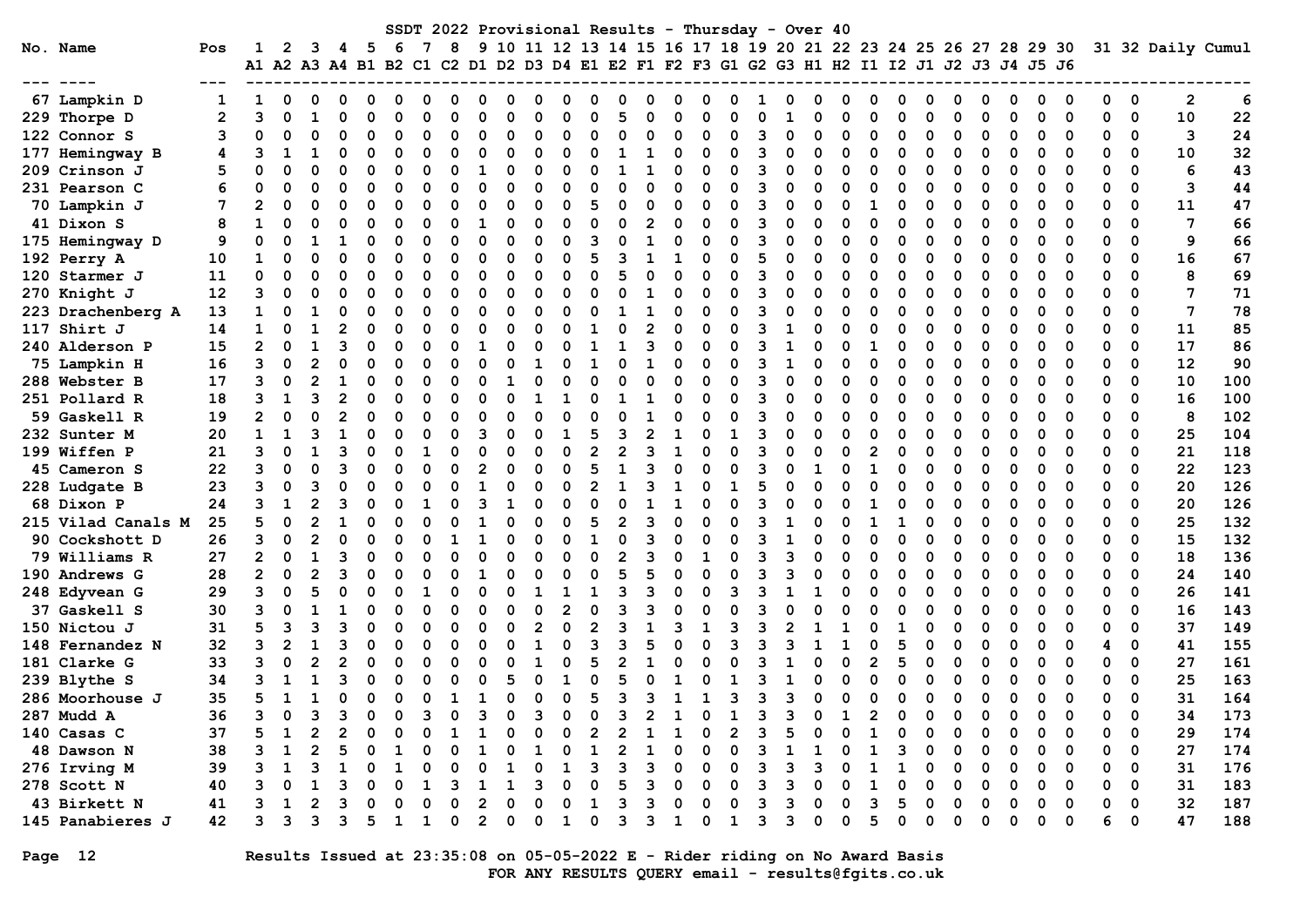# SSDT 2022 Provisional Results - Thursday - Over 40

| No. | Name | Pos | 1 A1 | 2 A2 | 3 A3 | 4 A4 | 5 B1 | 6 B2 | 7 C1 | 8 C2 | 9 D1 | 10 D2 | 11 D3 | 12 D4 | 13 E1 | 14 E2 | 15 F1 | 16 F2 | 17 F3 | 18 G1 | 19 G2 | 20 G3 | 21 H1 | 22 H2 | 23 I1 | 24 I2 | 25 J1 | 26 J2 | 27 J3 | 28 J4 | 29 J5 | 30 J6 | 31 | 32 | Daily | Cumul |
|---|---|---|---|---|---|---|---|---|---|---|---|---|---|---|---|---|---|---|---|---|---|---|---|---|---|---|---|---|---|---|---|---|---|---|---|---|
| 67 | Lampkin D | 1 | 1 | 0 | 0 | 0 | 0 | 0 | 0 | 0 | 0 | 0 | 0 | 0 | 0 | 0 | 0 | 0 | 0 | 0 | 1 | 0 | 0 | 0 | 0 | 0 | 0 | 0 | 0 | 0 | 0 | 0 | 0 | 0 | 2 | 6 |
| 229 | Thorpe D | 2 | 3 | 0 | 1 | 0 | 0 | 0 | 0 | 0 | 0 | 0 | 0 | 0 | 0 | 5 | 0 | 0 | 0 | 0 | 0 | 1 | 0 | 0 | 0 | 0 | 0 | 0 | 0 | 0 | 0 | 0 | 0 | 0 | 10 | 22 |
| 122 | Connor S | 3 | 0 | 0 | 0 | 0 | 0 | 0 | 0 | 0 | 0 | 0 | 0 | 0 | 0 | 0 | 0 | 0 | 0 | 0 | 3 | 0 | 0 | 0 | 0 | 0 | 0 | 0 | 0 | 0 | 0 | 0 | 0 | 0 | 3 | 24 |
| 177 | Hemingway B | 4 | 3 | 1 | 1 | 0 | 0 | 0 | 0 | 0 | 0 | 0 | 0 | 0 | 0 | 1 | 1 | 0 | 0 | 0 | 3 | 0 | 0 | 0 | 0 | 0 | 0 | 0 | 0 | 0 | 0 | 0 | 0 | 0 | 10 | 32 |
| 209 | Crinson J | 5 | 0 | 0 | 0 | 0 | 0 | 0 | 0 | 0 | 1 | 0 | 0 | 0 | 0 | 1 | 1 | 0 | 0 | 0 | 3 | 0 | 0 | 0 | 0 | 0 | 0 | 0 | 0 | 0 | 0 | 0 | 0 | 0 | 6 | 43 |
| 231 | Pearson C | 6 | 0 | 0 | 0 | 0 | 0 | 0 | 0 | 0 | 0 | 0 | 0 | 0 | 0 | 0 | 0 | 0 | 0 | 0 | 3 | 0 | 0 | 0 | 0 | 0 | 0 | 0 | 0 | 0 | 0 | 0 | 0 | 0 | 3 | 44 |
| 70 | Lampkin J | 7 | 2 | 0 | 0 | 0 | 0 | 0 | 0 | 0 | 0 | 0 | 0 | 0 | 5 | 0 | 0 | 0 | 0 | 0 | 3 | 0 | 0 | 0 | 1 | 0 | 0 | 0 | 0 | 0 | 0 | 0 | 0 | 0 | 11 | 47 |
| 41 | Dixon S | 8 | 1 | 0 | 0 | 0 | 0 | 0 | 0 | 0 | 1 | 0 | 0 | 0 | 0 | 0 | 2 | 0 | 0 | 0 | 3 | 0 | 0 | 0 | 0 | 0 | 0 | 0 | 0 | 0 | 0 | 0 | 0 | 0 | 7 | 66 |
| 175 | Hemingway D | 9 | 0 | 0 | 1 | 1 | 0 | 0 | 0 | 0 | 0 | 0 | 0 | 0 | 3 | 0 | 1 | 0 | 0 | 0 | 3 | 0 | 0 | 0 | 0 | 0 | 0 | 0 | 0 | 0 | 0 | 0 | 0 | 0 | 9 | 66 |
| 192 | Perry A | 10 | 1 | 0 | 0 | 0 | 0 | 0 | 0 | 0 | 0 | 0 | 0 | 0 | 5 | 3 | 1 | 1 | 0 | 0 | 5 | 0 | 0 | 0 | 0 | 0 | 0 | 0 | 0 | 0 | 0 | 0 | 0 | 0 | 16 | 67 |
| 120 | Starmer J | 11 | 0 | 0 | 0 | 0 | 0 | 0 | 0 | 0 | 0 | 0 | 0 | 0 | 0 | 5 | 0 | 0 | 0 | 0 | 3 | 0 | 0 | 0 | 0 | 0 | 0 | 0 | 0 | 0 | 0 | 0 | 0 | 0 | 8 | 69 |
| 270 | Knight J | 12 | 3 | 0 | 0 | 0 | 0 | 0 | 0 | 0 | 0 | 0 | 0 | 0 | 0 | 0 | 1 | 0 | 0 | 0 | 3 | 0 | 0 | 0 | 0 | 0 | 0 | 0 | 0 | 0 | 0 | 0 | 0 | 0 | 7 | 71 |
| 223 | Drachenberg A | 13 | 1 | 0 | 1 | 0 | 0 | 0 | 0 | 0 | 0 | 0 | 0 | 0 | 0 | 1 | 1 | 0 | 0 | 0 | 3 | 0 | 0 | 0 | 0 | 0 | 0 | 0 | 0 | 0 | 0 | 0 | 0 | 0 | 7 | 78 |
| 117 | Shirt J | 14 | 1 | 0 | 1 | 2 | 0 | 0 | 0 | 0 | 0 | 0 | 0 | 0 | 1 | 0 | 2 | 0 | 0 | 0 | 3 | 1 | 0 | 0 | 0 | 0 | 0 | 0 | 0 | 0 | 0 | 0 | 0 | 0 | 11 | 85 |
| 240 | Alderson P | 15 | 2 | 0 | 1 | 3 | 0 | 0 | 0 | 0 | 1 | 0 | 0 | 0 | 1 | 1 | 3 | 0 | 0 | 0 | 3 | 1 | 0 | 0 | 1 | 0 | 0 | 0 | 0 | 0 | 0 | 0 | 0 | 0 | 17 | 86 |
| 75 | Lampkin H | 16 | 3 | 0 | 2 | 0 | 0 | 0 | 0 | 0 | 0 | 0 | 1 | 0 | 1 | 0 | 1 | 0 | 0 | 0 | 3 | 1 | 0 | 0 | 0 | 0 | 0 | 0 | 0 | 0 | 0 | 0 | 0 | 0 | 12 | 90 |
| 288 | Webster B | 17 | 3 | 0 | 2 | 1 | 0 | 0 | 0 | 0 | 0 | 1 | 0 | 0 | 0 | 0 | 0 | 0 | 0 | 0 | 3 | 0 | 0 | 0 | 0 | 0 | 0 | 0 | 0 | 0 | 0 | 0 | 0 | 0 | 10 | 100 |
| 251 | Pollard R | 18 | 3 | 1 | 3 | 2 | 0 | 0 | 0 | 0 | 0 | 0 | 1 | 1 | 0 | 1 | 1 | 0 | 0 | 0 | 3 | 0 | 0 | 0 | 0 | 0 | 0 | 0 | 0 | 0 | 0 | 0 | 0 | 0 | 16 | 100 |
| 59 | Gaskell R | 19 | 2 | 0 | 0 | 2 | 0 | 0 | 0 | 0 | 0 | 0 | 0 | 0 | 0 | 0 | 1 | 0 | 0 | 0 | 3 | 0 | 0 | 0 | 0 | 0 | 0 | 0 | 0 | 0 | 0 | 0 | 0 | 0 | 8 | 102 |
| 232 | Sunter M | 20 | 1 | 1 | 3 | 1 | 0 | 0 | 0 | 0 | 3 | 0 | 0 | 1 | 5 | 3 | 2 | 1 | 0 | 1 | 3 | 0 | 0 | 0 | 0 | 0 | 0 | 0 | 0 | 0 | 0 | 0 | 0 | 0 | 25 | 104 |
| 199 | Wiffen P | 21 | 3 | 0 | 1 | 3 | 0 | 0 | 1 | 0 | 0 | 0 | 0 | 0 | 2 | 2 | 3 | 1 | 0 | 0 | 3 | 0 | 0 | 0 | 2 | 0 | 0 | 0 | 0 | 0 | 0 | 0 | 0 | 0 | 21 | 118 |
| 45 | Cameron S | 22 | 3 | 0 | 0 | 3 | 0 | 0 | 0 | 0 | 2 | 0 | 0 | 0 | 5 | 1 | 3 | 0 | 0 | 0 | 3 | 0 | 1 | 0 | 1 | 0 | 0 | 0 | 0 | 0 | 0 | 0 | 0 | 0 | 22 | 123 |
| 228 | Ludgate B | 23 | 3 | 0 | 3 | 0 | 0 | 0 | 0 | 0 | 1 | 0 | 0 | 0 | 2 | 1 | 3 | 1 | 0 | 1 | 5 | 0 | 0 | 0 | 0 | 0 | 0 | 0 | 0 | 0 | 0 | 0 | 0 | 0 | 20 | 126 |
| 68 | Dixon P | 24 | 3 | 1 | 2 | 3 | 0 | 0 | 1 | 0 | 3 | 1 | 0 | 0 | 0 | 0 | 1 | 1 | 0 | 0 | 3 | 0 | 0 | 0 | 1 | 0 | 0 | 0 | 0 | 0 | 0 | 0 | 0 | 0 | 20 | 126 |
| 215 | Vilad Canals M | 25 | 5 | 0 | 2 | 1 | 0 | 0 | 0 | 0 | 1 | 0 | 0 | 0 | 5 | 2 | 3 | 0 | 0 | 0 | 3 | 1 | 0 | 0 | 1 | 1 | 0 | 0 | 0 | 0 | 0 | 0 | 0 | 0 | 25 | 132 |
| 90 | Cockshott D | 26 | 3 | 0 | 2 | 0 | 0 | 0 | 0 | 1 | 1 | 0 | 0 | 0 | 1 | 0 | 3 | 0 | 0 | 0 | 3 | 1 | 0 | 0 | 0 | 0 | 0 | 0 | 0 | 0 | 0 | 0 | 0 | 0 | 15 | 132 |
| 79 | Williams R | 27 | 2 | 0 | 1 | 3 | 0 | 0 | 0 | 0 | 0 | 0 | 0 | 0 | 0 | 2 | 3 | 0 | 1 | 0 | 3 | 3 | 0 | 0 | 0 | 0 | 0 | 0 | 0 | 0 | 0 | 0 | 0 | 0 | 18 | 136 |
| 190 | Andrews G | 28 | 2 | 0 | 2 | 3 | 0 | 0 | 0 | 0 | 1 | 0 | 0 | 0 | 0 | 5 | 5 | 0 | 0 | 0 | 3 | 3 | 0 | 0 | 0 | 0 | 0 | 0 | 0 | 0 | 0 | 0 | 0 | 0 | 24 | 140 |
| 248 | Edyvean G | 29 | 3 | 0 | 5 | 0 | 0 | 0 | 1 | 0 | 0 | 0 | 1 | 1 | 1 | 3 | 3 | 0 | 0 | 3 | 3 | 1 | 1 | 0 | 0 | 0 | 0 | 0 | 0 | 0 | 0 | 0 | 0 | 0 | 26 | 141 |
| 37 | Gaskell S | 30 | 3 | 0 | 1 | 1 | 0 | 0 | 0 | 0 | 0 | 0 | 0 | 2 | 0 | 3 | 3 | 0 | 0 | 0 | 3 | 0 | 0 | 0 | 0 | 0 | 0 | 0 | 0 | 0 | 0 | 0 | 0 | 0 | 16 | 143 |
| 150 | Nictou J | 31 | 5 | 3 | 3 | 3 | 0 | 0 | 0 | 0 | 0 | 0 | 2 | 0 | 2 | 3 | 1 | 3 | 1 | 3 | 3 | 2 | 1 | 1 | 0 | 1 | 0 | 0 | 0 | 0 | 0 | 0 | 0 | 0 | 37 | 149 |
| 148 | Fernandez N | 32 | 3 | 2 | 1 | 3 | 0 | 0 | 0 | 0 | 0 | 0 | 1 | 0 | 3 | 3 | 5 | 0 | 0 | 3 | 3 | 3 | 1 | 1 | 0 | 5 | 0 | 0 | 0 | 0 | 0 | 0 | 4 | 0 | 41 | 155 |
| 181 | Clarke G | 33 | 3 | 0 | 2 | 2 | 0 | 0 | 0 | 0 | 0 | 0 | 1 | 0 | 5 | 2 | 1 | 0 | 0 | 0 | 3 | 1 | 0 | 0 | 2 | 5 | 0 | 0 | 0 | 0 | 0 | 0 | 0 | 0 | 27 | 161 |
| 239 | Blythe S | 34 | 3 | 1 | 1 | 3 | 0 | 0 | 0 | 0 | 0 | 5 | 0 | 1 | 0 | 5 | 0 | 1 | 0 | 1 | 3 | 1 | 0 | 0 | 0 | 0 | 0 | 0 | 0 | 0 | 0 | 0 | 0 | 0 | 25 | 163 |
| 286 | Moorhouse J | 35 | 5 | 1 | 1 | 0 | 0 | 0 | 0 | 1 | 1 | 0 | 0 | 0 | 5 | 3 | 3 | 1 | 1 | 3 | 3 | 3 | 0 | 0 | 0 | 0 | 0 | 0 | 0 | 0 | 0 | 0 | 0 | 0 | 31 | 164 |
| 287 | Mudd A | 36 | 3 | 0 | 3 | 3 | 0 | 0 | 3 | 0 | 3 | 0 | 3 | 0 | 0 | 3 | 2 | 1 | 0 | 1 | 3 | 3 | 0 | 1 | 2 | 0 | 0 | 0 | 0 | 0 | 0 | 0 | 0 | 0 | 34 | 173 |
| 140 | Casas C | 37 | 5 | 1 | 2 | 2 | 0 | 0 | 0 | 1 | 1 | 0 | 0 | 0 | 2 | 2 | 1 | 1 | 0 | 2 | 3 | 5 | 0 | 0 | 1 | 0 | 0 | 0 | 0 | 0 | 0 | 0 | 0 | 0 | 29 | 174 |
| 48 | Dawson N | 38 | 3 | 1 | 2 | 5 | 0 | 1 | 0 | 0 | 1 | 0 | 1 | 0 | 1 | 2 | 1 | 0 | 0 | 0 | 3 | 1 | 1 | 0 | 1 | 3 | 0 | 0 | 0 | 0 | 0 | 0 | 0 | 0 | 27 | 174 |
| 276 | Irving M | 39 | 3 | 1 | 3 | 1 | 0 | 1 | 0 | 0 | 0 | 1 | 0 | 1 | 3 | 3 | 3 | 0 | 0 | 0 | 3 | 3 | 3 | 0 | 1 | 1 | 0 | 0 | 0 | 0 | 0 | 0 | 0 | 0 | 31 | 176 |
| 278 | Scott N | 40 | 3 | 0 | 1 | 3 | 0 | 0 | 1 | 3 | 1 | 1 | 3 | 0 | 0 | 5 | 3 | 0 | 0 | 0 | 3 | 3 | 0 | 0 | 1 | 0 | 0 | 0 | 0 | 0 | 0 | 0 | 0 | 0 | 31 | 183 |
| 43 | Birkett N | 41 | 3 | 1 | 2 | 3 | 0 | 0 | 0 | 0 | 2 | 0 | 0 | 0 | 1 | 3 | 3 | 0 | 0 | 0 | 3 | 3 | 0 | 0 | 3 | 5 | 0 | 0 | 0 | 0 | 0 | 0 | 0 | 0 | 32 | 187 |
| 145 | Panabieres J | 42 | 3 | 3 | 3 | 3 | 5 | 1 | 1 | 0 | 2 | 0 | 0 | 1 | 0 | 3 | 3 | 1 | 0 | 1 | 3 | 3 | 0 | 0 | 5 | 0 | 0 | 0 | 0 | 0 | 0 | 0 | 6 | 0 | 47 | 188 |

Results Issued at 23:35:08 on 05-05-2022 E - Rider riding on No Award Basis

FOR ANY RESULTS QUERY email - results@fgits.co.uk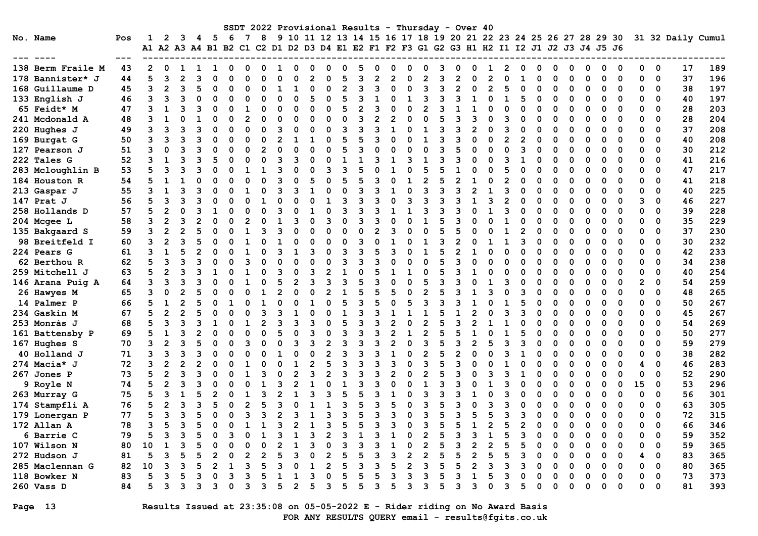# SSDT 2022 Provisional Results - Thursday - Over 40

| No. | Name | Pos | 1 A1 | 2 A2 | 3 A3 | 4 A4 | 5 B1 | 6 B2 | 7 C1 | 8 C2 | 9 D1 | 10 D2 | 11 D3 | 12 D4 | 13 E1 | 14 E2 | 15 F1 | 16 F2 | 17 F3 | 18 G1 | 19 G2 | 20 G3 | 21 H1 | 22 H2 | 23 I1 | 24 I2 | 25 J1 | 26 J2 | 27 J3 | 28 J4 | 29 J5 | 30 J6 | 31 | 32 | Daily | Cumul |
|---|---|---|---|---|---|---|---|---|---|---|---|---|---|---|---|---|---|---|---|---|---|---|---|---|---|---|---|---|---|---|---|---|---|---|---|---|
| 138 | Berm Fraile M | 43 | 2 | 0 | 1 | 1 | 1 | 0 | 0 | 0 | 1 | 0 | 0 | 0 | 0 | 5 | 0 | 0 | 0 | 0 | 3 | 0 | 0 | 1 | 2 | 0 | 0 | 0 | 0 | 0 | 0 | 0 | 0 | 0 | 17 | 189 |
| 178 | Bannister* J | 44 | 5 | 3 | 2 | 3 | 0 | 0 | 0 | 0 | 0 | 0 | 2 | 0 | 5 | 3 | 2 | 2 | 0 | 2 | 3 | 2 | 0 | 2 | 0 | 1 | 0 | 0 | 0 | 0 | 0 | 0 | 0 | 0 | 37 | 196 |
| 168 | Guillaume D | 45 | 3 | 2 | 3 | 5 | 0 | 0 | 0 | 0 | 1 | 1 | 0 | 0 | 2 | 3 | 3 | 0 | 0 | 3 | 3 | 2 | 0 | 2 | 5 | 0 | 0 | 0 | 0 | 0 | 0 | 0 | 0 | 0 | 38 | 197 |
| 133 | English J | 46 | 3 | 3 | 3 | 0 | 0 | 0 | 0 | 0 | 0 | 0 | 5 | 0 | 5 | 3 | 1 | 0 | 1 | 3 | 3 | 3 | 1 | 0 | 1 | 5 | 0 | 0 | 0 | 0 | 0 | 0 | 0 | 0 | 40 | 197 |
| 65 | Feidt* M | 47 | 3 | 1 | 3 | 3 | 0 | 0 | 1 | 0 | 0 | 0 | 0 | 0 | 5 | 2 | 3 | 0 | 0 | 2 | 3 | 1 | 1 | 0 | 0 | 0 | 0 | 0 | 0 | 0 | 0 | 0 | 0 | 0 | 28 | 203 |
| 241 | Mcdonald A | 48 | 3 | 1 | 0 | 1 | 0 | 0 | 2 | 0 | 0 | 0 | 0 | 0 | 0 | 3 | 2 | 2 | 0 | 0 | 5 | 3 | 3 | 0 | 3 | 0 | 0 | 0 | 0 | 0 | 0 | 0 | 0 | 0 | 28 | 204 |
| 220 | Hughes J | 49 | 3 | 3 | 3 | 3 | 0 | 0 | 0 | 0 | 3 | 0 | 0 | 0 | 3 | 3 | 3 | 1 | 0 | 1 | 3 | 3 | 2 | 0 | 3 | 0 | 0 | 0 | 0 | 0 | 0 | 0 | 0 | 0 | 37 | 208 |
| 169 | Burgat G | 50 | 3 | 3 | 3 | 3 | 0 | 0 | 0 | 0 | 2 | 1 | 1 | 0 | 5 | 5 | 3 | 0 | 0 | 1 | 3 | 3 | 0 | 0 | 2 | 2 | 0 | 0 | 0 | 0 | 0 | 0 | 0 | 0 | 40 | 208 |
| 127 | Pearson J | 51 | 3 | 0 | 3 | 3 | 0 | 0 | 0 | 2 | 0 | 0 | 0 | 0 | 5 | 3 | 0 | 0 | 0 | 0 | 3 | 5 | 0 | 0 | 0 | 3 | 0 | 0 | 0 | 0 | 0 | 0 | 0 | 0 | 30 | 212 |
| 222 | Tales G | 52 | 3 | 1 | 3 | 3 | 5 | 0 | 0 | 0 | 3 | 3 | 0 | 0 | 1 | 1 | 3 | 1 | 3 | 1 | 3 | 3 | 0 | 0 | 3 | 1 | 0 | 0 | 0 | 0 | 0 | 0 | 0 | 0 | 41 | 216 |
| 283 | Mcloughlin B | 53 | 5 | 3 | 3 | 3 | 0 | 0 | 1 | 1 | 3 | 0 | 0 | 3 | 3 | 5 | 0 | 1 | 0 | 5 | 5 | 1 | 0 | 0 | 5 | 0 | 0 | 0 | 0 | 0 | 0 | 0 | 0 | 0 | 47 | 217 |
| 184 | Houston R | 54 | 5 | 1 | 1 | 0 | 0 | 0 | 0 | 0 | 3 | 0 | 5 | 0 | 5 | 5 | 3 | 0 | 1 | 2 | 5 | 2 | 1 | 0 | 2 | 0 | 0 | 0 | 0 | 0 | 0 | 0 | 0 | 0 | 41 | 218 |
| 213 | Gaspar J | 55 | 3 | 1 | 3 | 3 | 0 | 0 | 1 | 0 | 3 | 3 | 1 | 0 | 0 | 3 | 3 | 1 | 0 | 3 | 3 | 3 | 2 | 1 | 3 | 0 | 0 | 0 | 0 | 0 | 0 | 0 | 0 | 0 | 40 | 225 |
| 147 | Prat J | 56 | 5 | 3 | 3 | 3 | 0 | 0 | 0 | 1 | 0 | 0 | 0 | 1 | 3 | 3 | 3 | 0 | 3 | 3 | 3 | 3 | 1 | 3 | 2 | 0 | 0 | 0 | 0 | 0 | 0 | 0 | 3 | 0 | 46 | 227 |
| 258 | Hollands D | 57 | 5 | 2 | 0 | 3 | 1 | 0 | 0 | 0 | 3 | 0 | 1 | 0 | 3 | 3 | 3 | 1 | 1 | 3 | 3 | 3 | 0 | 1 | 3 | 0 | 0 | 0 | 0 | 0 | 0 | 0 | 0 | 0 | 39 | 228 |
| 204 | Mcgee L | 58 | 3 | 2 | 3 | 2 | 0 | 0 | 2 | 0 | 1 | 3 | 0 | 3 | 0 | 3 | 3 | 0 | 0 | 1 | 5 | 3 | 0 | 0 | 1 | 0 | 0 | 0 | 0 | 0 | 0 | 0 | 0 | 0 | 35 | 229 |
| 135 | Bakgaard S | 59 | 3 | 2 | 2 | 5 | 0 | 0 | 1 | 3 | 3 | 0 | 0 | 0 | 0 | 0 | 2 | 3 | 0 | 0 | 5 | 5 | 0 | 0 | 1 | 2 | 0 | 0 | 0 | 0 | 0 | 0 | 0 | 0 | 37 | 230 |
| 98 | Breitfeld I | 60 | 3 | 2 | 3 | 5 | 0 | 0 | 1 | 0 | 1 | 0 | 0 | 0 | 0 | 3 | 0 | 1 | 0 | 1 | 3 | 2 | 0 | 1 | 1 | 3 | 0 | 0 | 0 | 0 | 0 | 0 | 0 | 0 | 30 | 232 |
| 224 | Pears G | 61 | 3 | 1 | 5 | 2 | 0 | 0 | 1 | 0 | 3 | 1 | 3 | 0 | 3 | 3 | 5 | 3 | 0 | 1 | 5 | 2 | 1 | 0 | 0 | 0 | 0 | 0 | 0 | 0 | 0 | 0 | 0 | 0 | 42 | 233 |
| 62 | Berthou R | 62 | 5 | 3 | 3 | 3 | 0 | 0 | 3 | 0 | 0 | 0 | 0 | 0 | 3 | 3 | 3 | 0 | 0 | 0 | 5 | 3 | 0 | 0 | 0 | 0 | 0 | 0 | 0 | 0 | 0 | 0 | 0 | 0 | 34 | 238 |
| 259 | Mitchell J | 63 | 5 | 2 | 3 | 3 | 1 | 0 | 1 | 0 | 3 | 0 | 3 | 2 | 1 | 0 | 5 | 1 | 1 | 0 | 5 | 3 | 1 | 0 | 0 | 0 | 0 | 0 | 0 | 0 | 0 | 0 | 0 | 0 | 40 | 254 |
| 146 | Arana Puig A | 64 | 3 | 3 | 3 | 3 | 0 | 0 | 1 | 0 | 5 | 2 | 3 | 3 | 3 | 5 | 3 | 0 | 0 | 5 | 3 | 3 | 0 | 1 | 3 | 0 | 0 | 0 | 0 | 0 | 0 | 0 | 2 | 0 | 54 | 259 |
| 26 | Hawyes M | 65 | 3 | 0 | 2 | 5 | 0 | 0 | 0 | 1 | 2 | 0 | 0 | 2 | 1 | 5 | 5 | 5 | 0 | 2 | 5 | 3 | 1 | 3 | 0 | 3 | 0 | 0 | 0 | 0 | 0 | 0 | 0 | 0 | 48 | 265 |
| 14 | Palmer P | 66 | 5 | 1 | 2 | 5 | 0 | 1 | 0 | 1 | 0 | 0 | 1 | 0 | 5 | 3 | 5 | 0 | 5 | 3 | 3 | 3 | 1 | 0 | 1 | 5 | 0 | 0 | 0 | 0 | 0 | 0 | 0 | 0 | 50 | 267 |
| 234 | Gaskin M | 67 | 5 | 2 | 2 | 5 | 0 | 0 | 0 | 3 | 3 | 1 | 0 | 0 | 1 | 3 | 3 | 1 | 1 | 1 | 5 | 1 | 2 | 0 | 3 | 3 | 0 | 0 | 0 | 0 | 0 | 0 | 0 | 0 | 45 | 267 |
| 253 | Monràs J | 68 | 5 | 3 | 3 | 3 | 1 | 0 | 1 | 2 | 3 | 3 | 3 | 0 | 5 | 3 | 3 | 2 | 0 | 2 | 5 | 3 | 2 | 1 | 1 | 0 | 0 | 0 | 0 | 0 | 0 | 0 | 0 | 0 | 54 | 269 |
| 161 | Battensby P | 69 | 5 | 1 | 3 | 2 | 0 | 0 | 0 | 0 | 5 | 0 | 3 | 0 | 3 | 3 | 3 | 2 | 1 | 2 | 5 | 5 | 1 | 0 | 1 | 5 | 0 | 0 | 0 | 0 | 0 | 0 | 0 | 0 | 50 | 277 |
| 167 | Hughes S | 70 | 3 | 2 | 3 | 5 | 0 | 0 | 3 | 0 | 0 | 3 | 3 | 2 | 3 | 3 | 3 | 2 | 0 | 3 | 5 | 3 | 2 | 5 | 3 | 3 | 0 | 0 | 0 | 0 | 0 | 0 | 0 | 0 | 59 | 279 |
| 40 | Holland J | 71 | 3 | 3 | 3 | 3 | 0 | 0 | 0 | 0 | 1 | 0 | 0 | 2 | 3 | 3 | 3 | 1 | 0 | 2 | 5 | 2 | 0 | 0 | 3 | 1 | 0 | 0 | 0 | 0 | 0 | 0 | 0 | 0 | 38 | 282 |
| 274 | Macia* J | 72 | 3 | 2 | 2 | 2 | 0 | 0 | 1 | 0 | 0 | 1 | 2 | 5 | 3 | 3 | 3 | 3 | 0 | 3 | 5 | 3 | 0 | 0 | 1 | 0 | 0 | 0 | 0 | 0 | 0 | 0 | 4 | 0 | 46 | 283 |
| 267 | Jones P | 73 | 5 | 2 | 3 | 3 | 0 | 0 | 1 | 3 | 0 | 2 | 3 | 2 | 3 | 3 | 3 | 2 | 0 | 2 | 5 | 3 | 0 | 3 | 3 | 1 | 0 | 0 | 0 | 0 | 0 | 0 | 0 | 0 | 52 | 290 |
| 9 | Royle N | 74 | 5 | 2 | 3 | 3 | 0 | 0 | 0 | 1 | 3 | 2 | 1 | 0 | 1 | 3 | 3 | 0 | 0 | 1 | 3 | 3 | 0 | 1 | 3 | 0 | 0 | 0 | 0 | 0 | 0 | 0 | 15 | 0 | 53 | 296 |
| 263 | Murray G | 75 | 5 | 3 | 1 | 5 | 2 | 0 | 1 | 3 | 2 | 1 | 3 | 3 | 5 | 5 | 3 | 1 | 0 | 3 | 3 | 3 | 1 | 0 | 3 | 0 | 0 | 0 | 0 | 0 | 0 | 0 | 0 | 0 | 56 | 301 |
| 174 | Stampfli A | 76 | 5 | 2 | 3 | 3 | 5 | 0 | 2 | 5 | 3 | 0 | 1 | 1 | 3 | 5 | 3 | 5 | 0 | 3 | 5 | 3 | 0 | 3 | 3 | 0 | 0 | 0 | 0 | 0 | 0 | 0 | 0 | 0 | 63 | 305 |
| 179 | Lonergan P | 77 | 5 | 3 | 3 | 5 | 0 | 0 | 3 | 3 | 2 | 3 | 1 | 3 | 3 | 5 | 3 | 3 | 0 | 3 | 5 | 3 | 5 | 5 | 3 | 3 | 0 | 0 | 0 | 0 | 0 | 0 | 0 | 0 | 72 | 315 |
| 172 | Allan A | 78 | 3 | 5 | 3 | 5 | 0 | 0 | 1 | 1 | 3 | 2 | 1 | 3 | 5 | 5 | 3 | 3 | 0 | 3 | 5 | 5 | 1 | 2 | 5 | 2 | 0 | 0 | 0 | 0 | 0 | 0 | 0 | 0 | 66 | 346 |
| 6 | Barrie C | 79 | 5 | 3 | 3 | 5 | 0 | 3 | 0 | 1 | 3 | 1 | 3 | 2 | 3 | 1 | 3 | 1 | 0 | 2 | 5 | 3 | 3 | 1 | 5 | 3 | 0 | 0 | 0 | 0 | 0 | 0 | 0 | 0 | 59 | 352 |
| 107 | Wilson N | 80 | 10 | 1 | 3 | 5 | 0 | 0 | 0 | 0 | 2 | 1 | 3 | 0 | 3 | 3 | 3 | 1 | 0 | 2 | 5 | 3 | 2 | 2 | 5 | 5 | 0 | 0 | 0 | 0 | 0 | 0 | 0 | 0 | 59 | 365 |
| 272 | Hudson J | 81 | 5 | 3 | 5 | 5 | 2 | 0 | 2 | 2 | 5 | 3 | 0 | 2 | 5 | 5 | 3 | 3 | 2 | 2 | 5 | 5 | 2 | 5 | 5 | 3 | 0 | 0 | 0 | 0 | 0 | 0 | 4 | 0 | 83 | 365 |
| 285 | Maclennan G | 82 | 10 | 3 | 3 | 5 | 2 | 1 | 3 | 5 | 3 | 0 | 1 | 2 | 5 | 3 | 3 | 5 | 2 | 3 | 5 | 5 | 2 | 3 | 3 | 3 | 0 | 0 | 0 | 0 | 0 | 0 | 0 | 0 | 80 | 365 |
| 118 | Bowker N | 83 | 5 | 3 | 5 | 3 | 0 | 3 | 3 | 5 | 1 | 1 | 3 | 0 | 5 | 5 | 5 | 3 | 3 | 3 | 5 | 3 | 1 | 5 | 3 | 0 | 0 | 0 | 0 | 0 | 0 | 0 | 0 | 0 | 73 | 373 |
| 260 | Vass D | 84 | 5 | 3 | 3 | 3 | 3 | 0 | 3 | 3 | 5 | 2 | 5 | 3 | 5 | 5 | 3 | 5 | 3 | 3 | 5 | 3 | 3 | 0 | 3 | 5 | 0 | 0 | 0 | 0 | 0 | 0 | 0 | 0 | 81 | 393 |

Results Issued at 23:35:08 on 05-05-2022 E - Rider riding on No Award Basis
FOR ANY RESULTS QUERY email - results@fgits.co.uk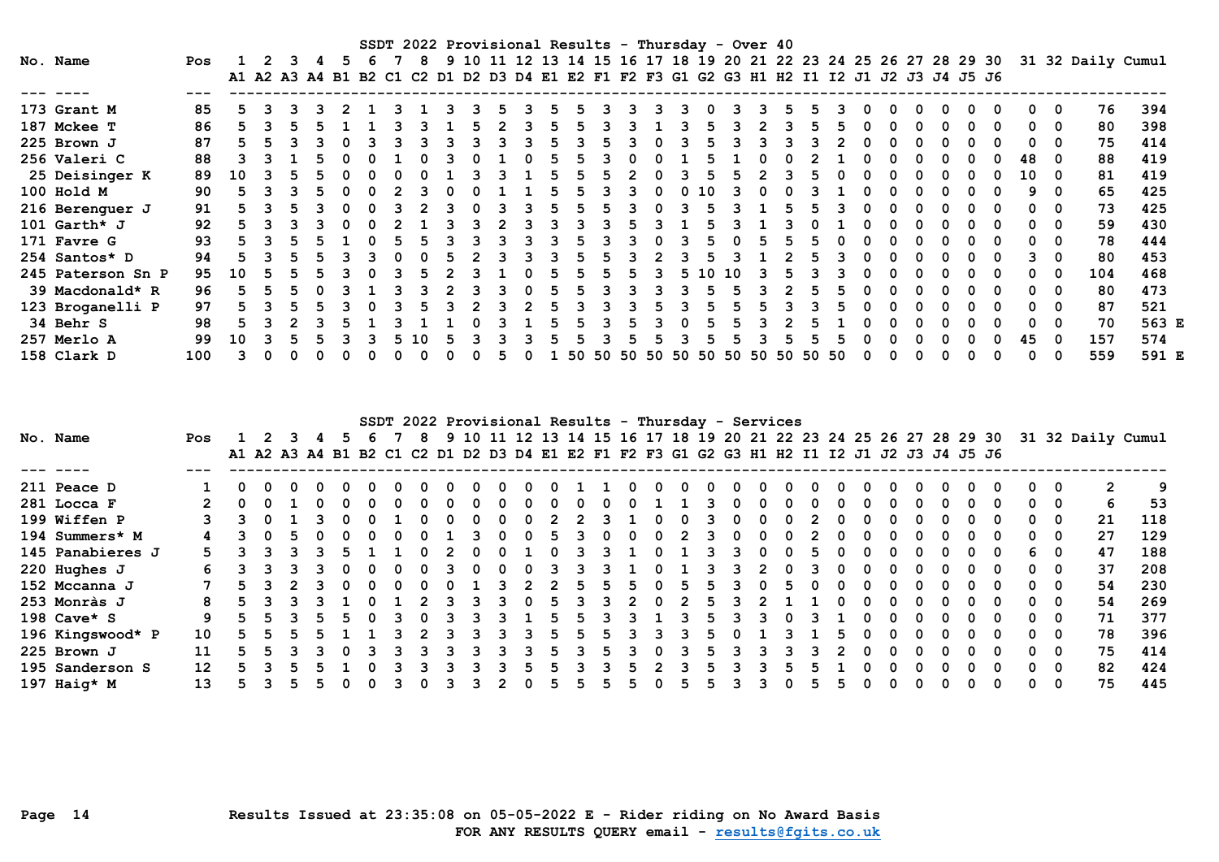## SSDT 2022 Provisional Results - Thursday - Over 40

| No. | Name | Pos | 1 A1 | 2 A2 | 3 A3 | 4 A4 | 5 B1 | 6 B2 | 7 C1 | 8 C2 | 9 D1 | 10 D2 | 11 D3 | 12 D4 | 13 E1 | 14 E2 | 15 F1 | 16 F2 | 17 F3 | 18 G1 | 19 G2 | 20 G3 | 21 H1 | 22 H2 | 23 I1 | 24 I2 | 25 J1 | 26 J2 | 27 J3 | 28 J4 | 29 J5 | 30 J6 | 31 | 32 | Daily | Cumul |
|---|---|---|---|---|---|---|---|---|---|---|---|---|---|---|---|---|---|---|---|---|---|---|---|---|---|---|---|---|---|---|---|---|---|---|---|---|
| 173 | Grant M | 85 | 5 | 3 | 3 | 3 | 2 | 1 | 3 | 1 | 3 | 3 | 5 | 3 | 5 | 5 | 3 | 3 | 3 | 3 | 0 | 3 | 3 | 5 | 5 | 3 | 0 | 0 | 0 | 0 | 0 | 0 | 0 | 0 | 76 | 394 |
| 187 | Mckee T | 86 | 5 | 3 | 5 | 5 | 1 | 1 | 3 | 3 | 1 | 5 | 2 | 3 | 5 | 5 | 3 | 3 | 1 | 3 | 5 | 3 | 2 | 3 | 5 | 5 | 0 | 0 | 0 | 0 | 0 | 0 | 0 | 0 | 80 | 398 |
| 225 | Brown J | 87 | 5 | 5 | 3 | 3 | 0 | 3 | 3 | 3 | 3 | 3 | 3 | 3 | 5 | 3 | 5 | 3 | 0 | 3 | 5 | 3 | 3 | 3 | 3 | 2 | 0 | 0 | 0 | 0 | 0 | 0 | 0 | 0 | 75 | 414 |
| 256 | Valeri C | 88 | 3 | 3 | 1 | 5 | 0 | 0 | 1 | 0 | 3 | 0 | 1 | 0 | 5 | 5 | 3 | 0 | 0 | 1 | 5 | 1 | 0 | 0 | 2 | 1 | 0 | 0 | 0 | 0 | 0 | 0 | 48 | 0 | 88 | 419 |
| 25 | Deisinger K | 89 | 10 | 3 | 5 | 5 | 0 | 0 | 0 | 0 | 1 | 3 | 3 | 1 | 5 | 5 | 5 | 2 | 0 | 3 | 5 | 5 | 2 | 3 | 5 | 0 | 0 | 0 | 0 | 0 | 0 | 0 | 10 | 0 | 81 | 419 |
| 100 | Hold M | 90 | 5 | 3 | 3 | 5 | 0 | 0 | 2 | 3 | 0 | 0 | 1 | 1 | 5 | 5 | 3 | 3 | 0 | 0 | 10 | 3 | 0 | 0 | 3 | 1 | 0 | 0 | 0 | 0 | 0 | 0 | 9 | 0 | 65 | 425 |
| 216 | Berenguer J | 91 | 5 | 3 | 5 | 3 | 0 | 0 | 3 | 2 | 3 | 0 | 3 | 3 | 5 | 5 | 5 | 3 | 0 | 3 | 5 | 3 | 1 | 5 | 5 | 3 | 0 | 0 | 0 | 0 | 0 | 0 | 0 | 0 | 73 | 425 |
| 101 | Garth* J | 92 | 5 | 3 | 3 | 3 | 0 | 0 | 2 | 1 | 3 | 3 | 2 | 3 | 3 | 3 | 3 | 5 | 3 | 1 | 5 | 3 | 1 | 3 | 0 | 1 | 0 | 0 | 0 | 0 | 0 | 0 | 0 | 0 | 59 | 430 |
| 171 | Favre G | 93 | 5 | 3 | 5 | 5 | 1 | 0 | 5 | 5 | 3 | 3 | 3 | 3 | 3 | 5 | 3 | 3 | 0 | 3 | 5 | 0 | 5 | 5 | 5 | 0 | 0 | 0 | 0 | 0 | 0 | 0 | 0 | 0 | 78 | 444 |
| 254 | Santos* D | 94 | 5 | 3 | 5 | 5 | 3 | 3 | 0 | 0 | 5 | 2 | 3 | 3 | 3 | 5 | 5 | 3 | 2 | 3 | 5 | 3 | 1 | 2 | 5 | 3 | 0 | 0 | 0 | 0 | 0 | 0 | 3 | 0 | 80 | 453 |
| 245 | Paterson Sn P | 95 | 10 | 5 | 5 | 5 | 3 | 0 | 3 | 5 | 2 | 3 | 1 | 0 | 5 | 5 | 5 | 5 | 3 | 5 | 10 | 10 | 3 | 5 | 3 | 3 | 0 | 0 | 0 | 0 | 0 | 0 | 0 | 0 | 104 | 468 |
| 39 | Macdonald* R | 96 | 5 | 5 | 5 | 0 | 3 | 1 | 3 | 3 | 2 | 3 | 3 | 0 | 5 | 5 | 3 | 3 | 3 | 3 | 5 | 5 | 3 | 2 | 5 | 5 | 0 | 0 | 0 | 0 | 0 | 0 | 0 | 0 | 80 | 473 |
| 123 | Broganelli P | 97 | 5 | 3 | 5 | 5 | 3 | 0 | 3 | 5 | 3 | 2 | 3 | 2 | 5 | 3 | 3 | 3 | 5 | 3 | 5 | 5 | 5 | 3 | 3 | 5 | 0 | 0 | 0 | 0 | 0 | 0 | 0 | 0 | 87 | 521 |
| 34 | Behr S | 98 | 5 | 3 | 2 | 3 | 5 | 1 | 3 | 1 | 1 | 0 | 3 | 1 | 5 | 5 | 3 | 5 | 3 | 0 | 5 | 5 | 3 | 2 | 5 | 1 | 0 | 0 | 0 | 0 | 0 | 0 | 0 | 0 | 70 | 563 E |
| 257 | Merlo A | 99 | 10 | 3 | 5 | 5 | 3 | 3 | 5 | 10 | 5 | 3 | 3 | 3 | 5 | 5 | 3 | 5 | 5 | 3 | 5 | 5 | 3 | 5 | 5 | 5 | 0 | 0 | 0 | 0 | 0 | 0 | 45 | 0 | 157 | 574 |
| 158 | Clark D | 100 | 3 | 0 | 0 | 0 | 0 | 0 | 0 | 0 | 0 | 0 | 5 | 0 | 1 | 50 | 50 | 50 | 50 | 50 | 50 | 50 | 50 | 50 | 50 | 50 | 0 | 0 | 0 | 0 | 0 | 0 | 0 | 0 | 559 | 591 E |

## SSDT 2022 Provisional Results - Thursday - Services

| No. | Name | Pos | 1 A1 | 2 A2 | 3 A3 | 4 A4 | 5 B1 | 6 B2 | 7 C1 | 8 C2 | 9 D1 | 10 D2 | 11 D3 | 12 D4 | 13 E1 | 14 E2 | 15 F1 | 16 F2 | 17 F3 | 18 G1 | 19 G2 | 20 G3 | 21 H1 | 22 H2 | 23 I1 | 24 I2 | 25 J1 | 26 J2 | 27 J3 | 28 J4 | 29 J5 | 30 J6 | 31 | 32 | Daily | Cumul |
|---|---|---|---|---|---|---|---|---|---|---|---|---|---|---|---|---|---|---|---|---|---|---|---|---|---|---|---|---|---|---|---|---|---|---|---|---|
| 211 | Peace D | 1 | 0 | 0 | 0 | 0 | 0 | 0 | 0 | 0 | 0 | 0 | 0 | 0 | 0 | 1 | 1 | 0 | 0 | 0 | 0 | 0 | 0 | 0 | 0 | 0 | 0 | 0 | 0 | 0 | 0 | 0 | 0 | 0 | 2 | 9 |
| 281 | Locca F | 2 | 0 | 0 | 1 | 0 | 0 | 0 | 0 | 0 | 0 | 0 | 0 | 0 | 0 | 0 | 0 | 0 | 1 | 1 | 3 | 0 | 0 | 0 | 0 | 0 | 0 | 0 | 0 | 0 | 0 | 0 | 0 | 0 | 6 | 53 |
| 199 | Wiffen P | 3 | 3 | 0 | 1 | 3 | 0 | 0 | 1 | 0 | 0 | 0 | 0 | 0 | 2 | 2 | 3 | 1 | 0 | 0 | 3 | 0 | 0 | 0 | 2 | 0 | 0 | 0 | 0 | 0 | 0 | 0 | 0 | 0 | 21 | 118 |
| 194 | Summers* M | 4 | 3 | 0 | 5 | 0 | 0 | 0 | 0 | 0 | 1 | 3 | 0 | 0 | 5 | 3 | 0 | 0 | 0 | 2 | 3 | 0 | 0 | 0 | 2 | 0 | 0 | 0 | 0 | 0 | 0 | 0 | 0 | 0 | 27 | 129 |
| 145 | Panabieres J | 5 | 3 | 3 | 3 | 3 | 5 | 1 | 1 | 0 | 2 | 0 | 0 | 1 | 0 | 3 | 3 | 1 | 0 | 1 | 3 | 3 | 0 | 0 | 5 | 0 | 0 | 0 | 0 | 0 | 0 | 0 | 6 | 0 | 47 | 188 |
| 220 | Hughes J | 6 | 3 | 3 | 3 | 3 | 0 | 0 | 0 | 0 | 3 | 0 | 0 | 0 | 3 | 3 | 3 | 1 | 0 | 1 | 3 | 3 | 2 | 0 | 3 | 0 | 0 | 0 | 0 | 0 | 0 | 0 | 0 | 0 | 37 | 208 |
| 152 | Mccanna J | 7 | 5 | 3 | 2 | 3 | 0 | 0 | 0 | 0 | 0 | 1 | 3 | 2 | 2 | 5 | 5 | 5 | 0 | 5 | 5 | 3 | 0 | 5 | 0 | 0 | 0 | 0 | 0 | 0 | 0 | 0 | 0 | 0 | 54 | 230 |
| 253 | Monràs J | 8 | 5 | 3 | 3 | 3 | 1 | 0 | 1 | 2 | 3 | 3 | 3 | 0 | 5 | 3 | 3 | 2 | 0 | 2 | 5 | 3 | 2 | 1 | 1 | 0 | 0 | 0 | 0 | 0 | 0 | 0 | 0 | 0 | 54 | 269 |
| 198 | Cave* S | 9 | 5 | 5 | 3 | 5 | 5 | 0 | 3 | 0 | 3 | 3 | 3 | 1 | 5 | 5 | 3 | 3 | 1 | 3 | 5 | 3 | 3 | 0 | 3 | 1 | 0 | 0 | 0 | 0 | 0 | 0 | 0 | 0 | 71 | 377 |
| 196 | Kingswood* P | 10 | 5 | 5 | 5 | 5 | 1 | 1 | 3 | 2 | 3 | 3 | 3 | 3 | 5 | 5 | 5 | 3 | 3 | 3 | 5 | 0 | 1 | 3 | 1 | 5 | 0 | 0 | 0 | 0 | 0 | 0 | 0 | 0 | 78 | 396 |
| 225 | Brown J | 11 | 5 | 5 | 3 | 3 | 0 | 3 | 3 | 3 | 3 | 3 | 3 | 3 | 5 | 3 | 5 | 3 | 0 | 3 | 5 | 3 | 3 | 3 | 3 | 2 | 0 | 0 | 0 | 0 | 0 | 0 | 0 | 0 | 75 | 414 |
| 195 | Sanderson S | 12 | 5 | 3 | 5 | 5 | 1 | 0 | 3 | 3 | 3 | 3 | 3 | 5 | 5 | 3 | 3 | 5 | 2 | 3 | 5 | 3 | 3 | 5 | 5 | 1 | 0 | 0 | 0 | 0 | 0 | 0 | 0 | 0 | 82 | 424 |
| 197 | Haig* M | 13 | 5 | 3 | 5 | 5 | 0 | 0 | 3 | 0 | 3 | 3 | 2 | 0 | 5 | 5 | 5 | 5 | 0 | 5 | 5 | 3 | 3 | 0 | 5 | 5 | 0 | 0 | 0 | 0 | 0 | 0 | 0 | 0 | 75 | 445 |

Results Issued at 23:35:08 on 05-05-2022 E - Rider riding on No Award Basis

FOR ANY RESULTS QUERY email - results@fgits.co.uk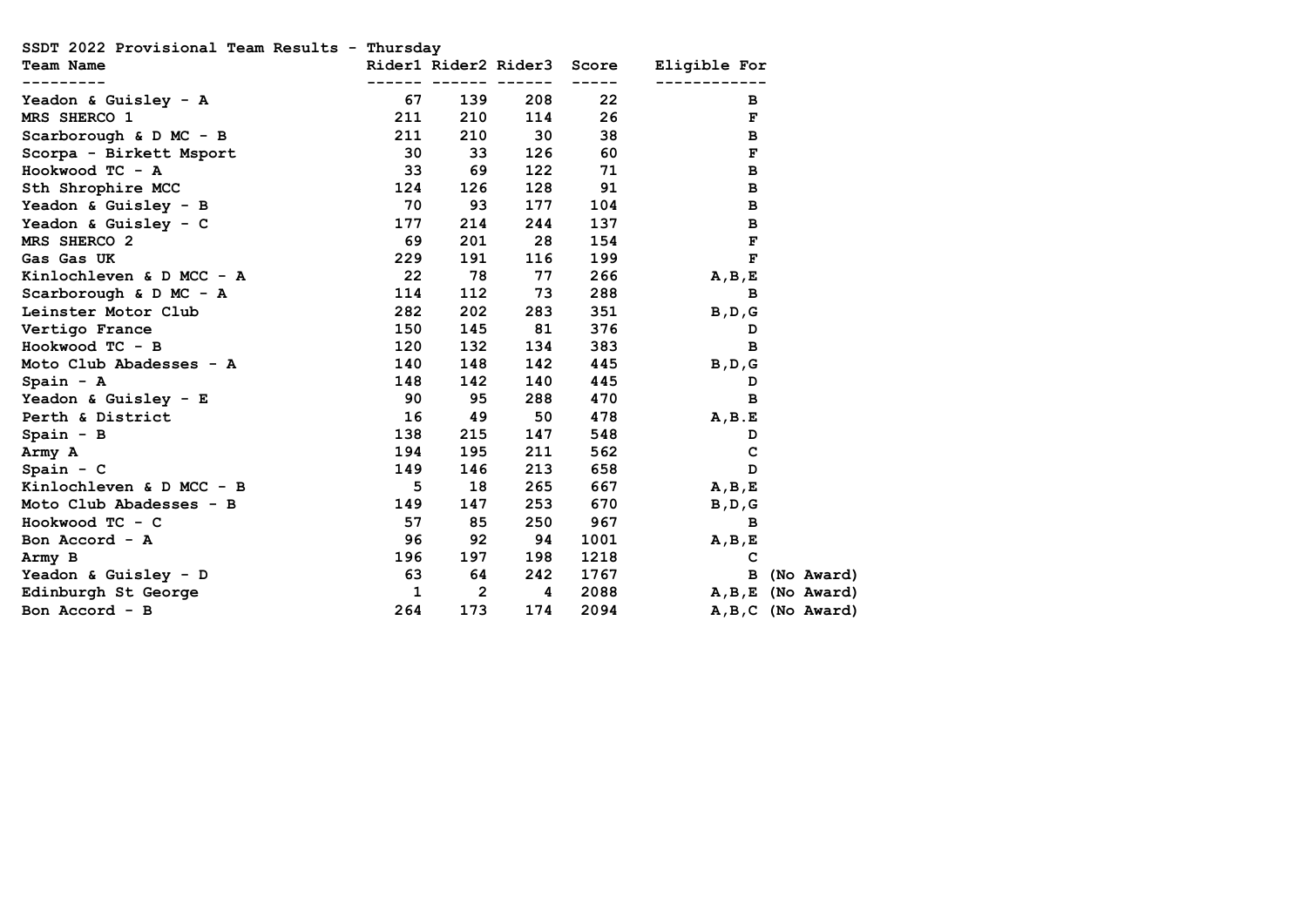SSDT 2022 Provisional Team Results - Thursday

| Team Name | Rider1 | Rider2 | Rider3 | Score | Eligible For |
|---|---|---|---|---|---|
| Yeadon & Guisley - A | 67 | 139 | 208 | 22 | B |
| MRS SHERCO 1 | 211 | 210 | 114 | 26 | F |
| Scarborough & D MC - B | 211 | 210 | 30 | 38 | B |
| Scorpa - Birkett Msport | 30 | 33 | 126 | 60 | F |
| Hookwood TC - A | 33 | 69 | 122 | 71 | B |
| Sth Shrophire MCC | 124 | 126 | 128 | 91 | B |
| Yeadon & Guisley - B | 70 | 93 | 177 | 104 | B |
| Yeadon & Guisley - C | 177 | 214 | 244 | 137 | B |
| MRS SHERCO 2 | 69 | 201 | 28 | 154 | F |
| Gas Gas UK | 229 | 191 | 116 | 199 | F |
| Kinlochleven & D MCC - A | 22 | 78 | 77 | 266 | A,B,E |
| Scarborough & D MC - A | 114 | 112 | 73 | 288 | B |
| Leinster Motor Club | 282 | 202 | 283 | 351 | B,D,G |
| Vertigo France | 150 | 145 | 81 | 376 | D |
| Hookwood TC - B | 120 | 132 | 134 | 383 | B |
| Moto Club Abadesses - A | 140 | 148 | 142 | 445 | B,D,G |
| Spain - A | 148 | 142 | 140 | 445 | D |
| Yeadon & Guisley - E | 90 | 95 | 288 | 470 | B |
| Perth & District | 16 | 49 | 50 | 478 | A,B.E |
| Spain - B | 138 | 215 | 147 | 548 | D |
| Army A | 194 | 195 | 211 | 562 | C |
| Spain - C | 149 | 146 | 213 | 658 | D |
| Kinlochleven & D MCC - B | 5 | 18 | 265 | 667 | A,B,E |
| Moto Club Abadesses - B | 149 | 147 | 253 | 670 | B,D,G |
| Hookwood TC - C | 57 | 85 | 250 | 967 | B |
| Bon Accord - A | 96 | 92 | 94 | 1001 | A,B,E |
| Army B | 196 | 197 | 198 | 1218 | C |
| Yeadon & Guisley - D | 63 | 64 | 242 | 1767 | B (No Award) |
| Edinburgh St George | 1 | 2 | 4 | 2088 | A,B,E (No Award) |
| Bon Accord - B | 264 | 173 | 174 | 2094 | A,B,C (No Award) |